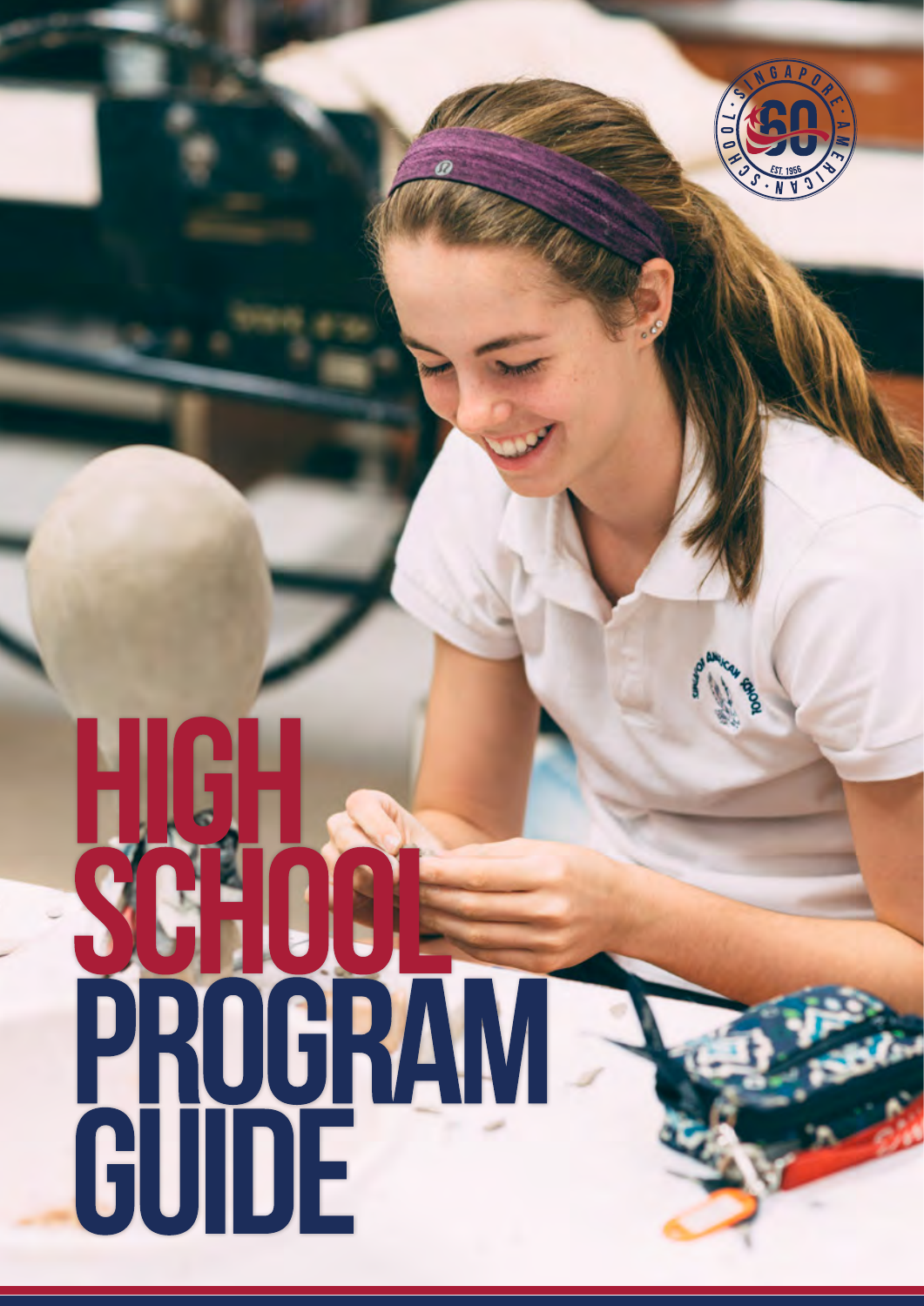# HIGH SCHOOL PROGRAM GUIDE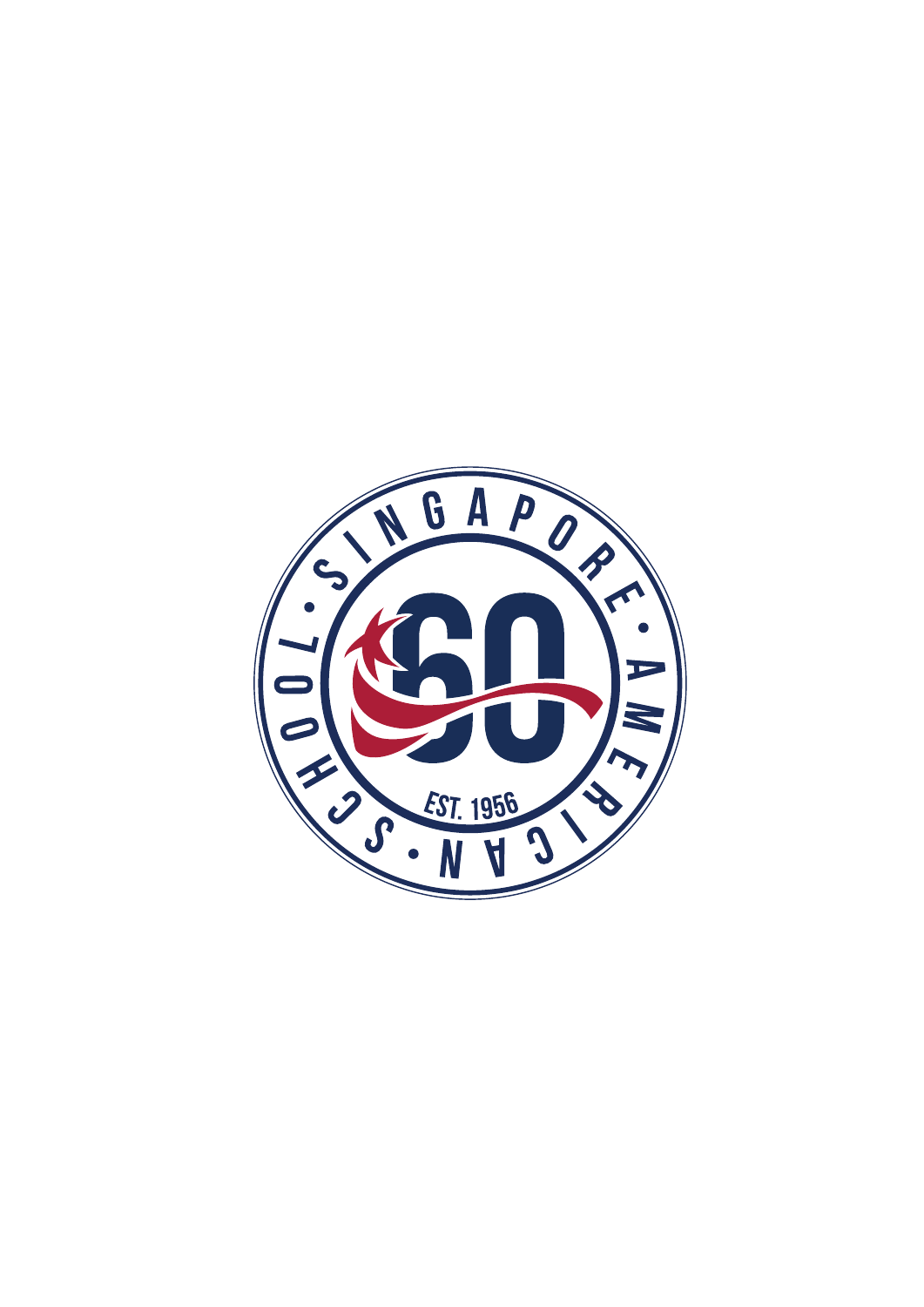SINGAPORE • AMERICAN • SCHOOL •

60

EST. 1956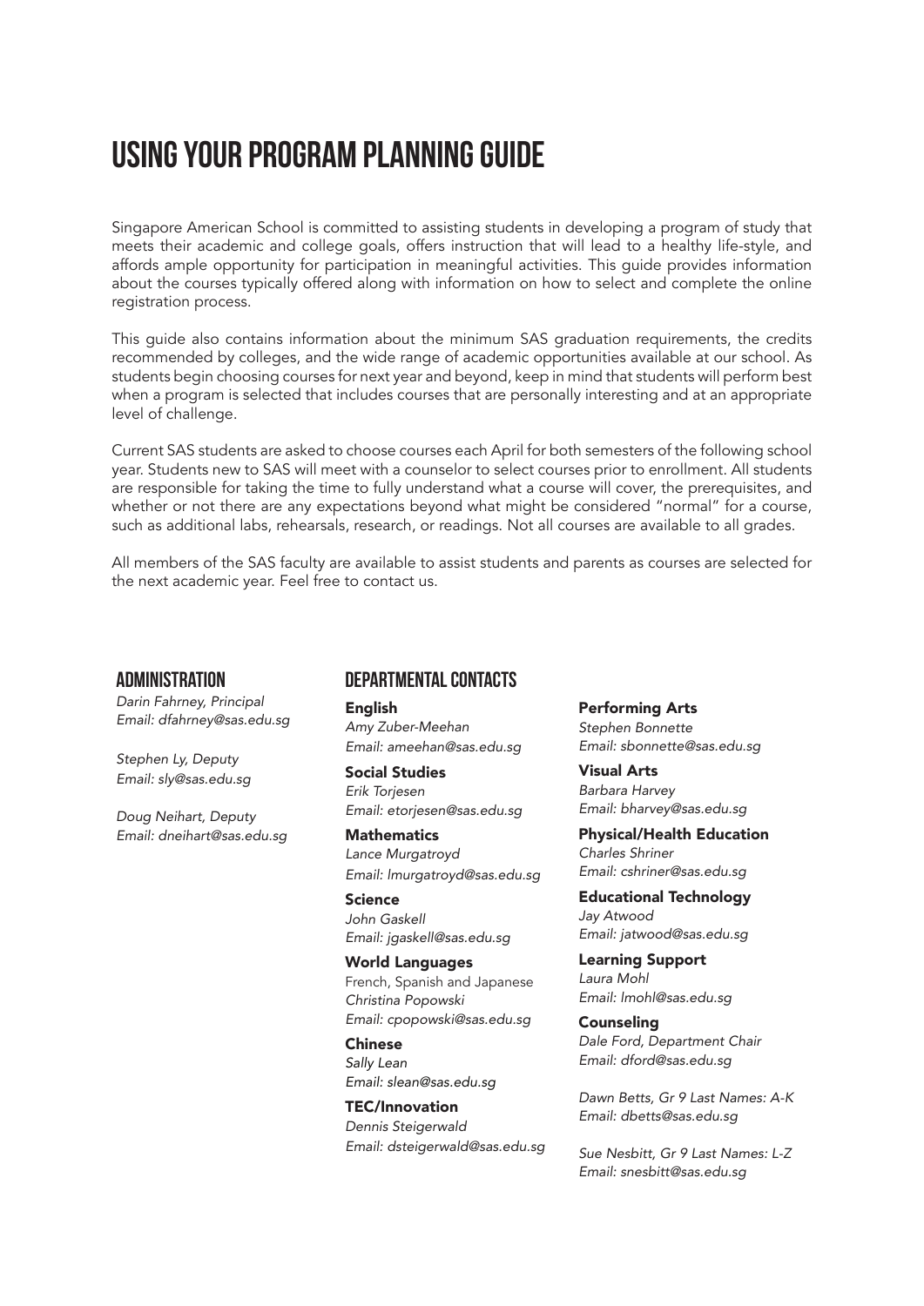# USING YOUR PROGRAM PLANNING GUIDE

Singapore American School is committed to assisting students in developing a program of study that meets their academic and college goals, offers instruction that will lead to a healthy life-style, and affords ample opportunity for participation in meaningful activities. This guide provides information about the courses typically offered along with information on how to select and complete the online registration process.

This guide also contains information about the minimum SAS graduation requirements, the credits recommended by colleges, and the wide range of academic opportunities available at our school. As students begin choosing courses for next year and beyond, keep in mind that students will perform best when a program is selected that includes courses that are personally interesting and at an appropriate level of challenge.

Current SAS students are asked to choose courses each April for both semesters of the following school year. Students new to SAS will meet with a counselor to select courses prior to enrollment. All students are responsible for taking the time to fully understand what a course will cover, the prerequisites, and whether or not there are any expectations beyond what might be considered "normal" for a course, such as additional labs, rehearsals, research, or readings. Not all courses are available to all grades.

All members of the SAS faculty are available to assist students and parents as courses are selected for the next academic year. Feel free to contact us.

## ADMINISTRATION

*Darin Fahrney, Principal*
*Email: dfahrney@sas.edu.sg*

*Stephen Ly, Deputy*
*Email: sly@sas.edu.sg*

*Doug Neihart, Deputy*
*Email: dneihart@sas.edu.sg*

## DEPARTMENTAL CONTACTS

**English**
*Amy Zuber-Meehan*
*Email: ameehan@sas.edu.sg*

**Social Studies**
*Erik Torjesen*
*Email: etorjesen@sas.edu.sg*

**Mathematics**
*Lance Murgatroyd*
*Email: lmurgatroyd@sas.edu.sg*

**Science**
*John Gaskell*
*Email: jgaskell@sas.edu.sg*

**World Languages**
French, Spanish and Japanese
*Christina Popowski*
*Email: cpopowski@sas.edu.sg*

**Chinese**
*Sally Lean*
*Email: slean@sas.edu.sg*

**TEC/Innovation**
*Dennis Steigerwald*
*Email: dsteigerwald@sas.edu.sg*

**Performing Arts**
*Stephen Bonnette*
*Email: sbonnette@sas.edu.sg*

**Visual Arts**
*Barbara Harvey*
*Email: bharvey@sas.edu.sg*

**Physical/Health Education**
*Charles Shriner*
*Email: cshriner@sas.edu.sg*

**Educational Technology**
*Jay Atwood*
*Email: jatwood@sas.edu.sg*

**Learning Support**
*Laura Mohl*
*Email: lmohl@sas.edu.sg*

**Counseling**
*Dale Ford, Department Chair*
*Email: dford@sas.edu.sg*

*Dawn Betts, Gr 9 Last Names: A-K*
*Email: dbetts@sas.edu.sg*

*Sue Nesbitt, Gr 9 Last Names: L-Z*
*Email: snesbitt@sas.edu.sg*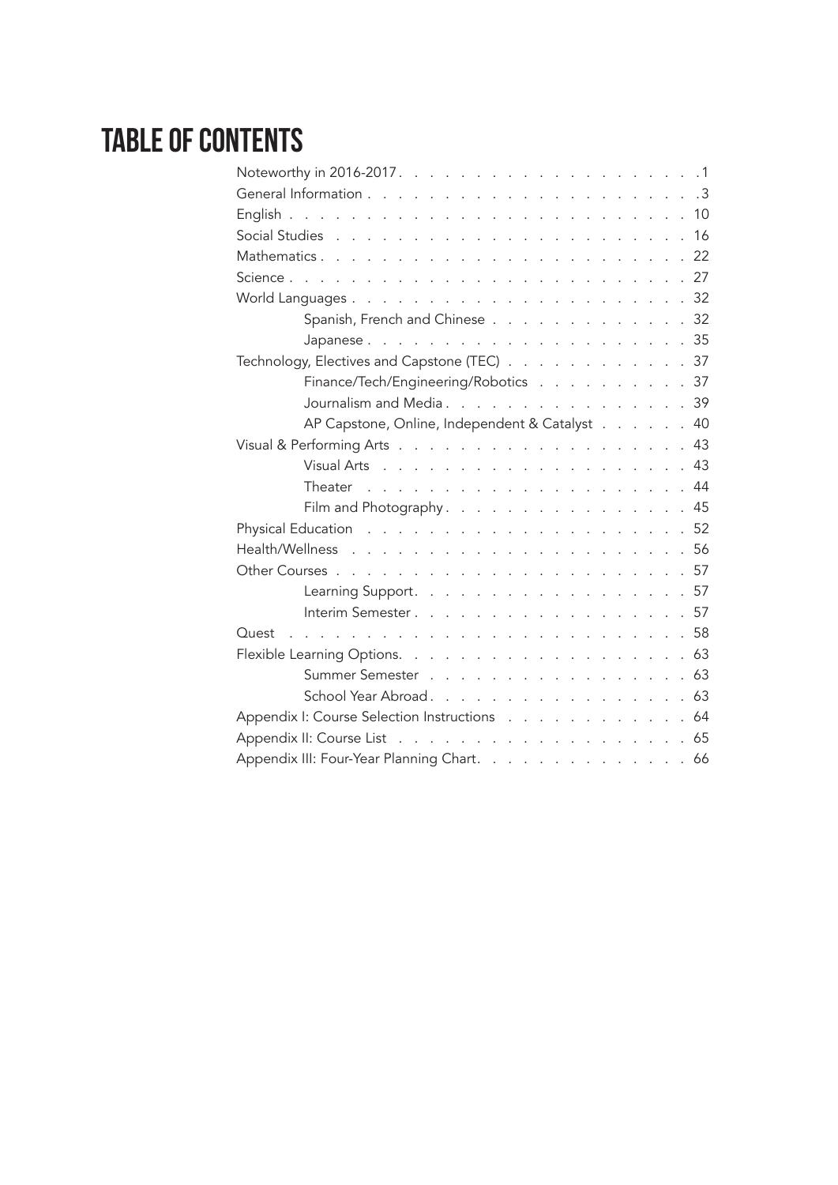# TABLE OF CONTENTS

- Noteworthy in 2016-2017 . . . . . . . . . . 1
- General Information . . . . . . . . . . 3
- English . . . . . . . . . . 10
- Social Studies . . . . . . . . . . 16
- Mathematics . . . . . . . . . . 22
- Science . . . . . . . . . . 27
- World Languages . . . . . . . . . . 32
    - Spanish, French and Chinese . . . . . . . . . . 32
    - Japanese . . . . . . . . . . 35
- Technology, Electives and Capstone (TEC) . . . . . . . . . . 37
    - Finance/Tech/Engineering/Robotics . . . . . . . . . . 37
    - Journalism and Media . . . . . . . . . . 39
    - AP Capstone, Online, Independent & Catalyst . . . . . . . . . . 40
- Visual & Performing Arts . . . . . . . . . . 43
    - Visual Arts . . . . . . . . . . 43
    - Theater . . . . . . . . . . 44
    - Film and Photography . . . . . . . . . . 45
- Physical Education . . . . . . . . . . 52
- Health/Wellness . . . . . . . . . . 56
- Other Courses . . . . . . . . . . 57
    - Learning Support . . . . . . . . . . 57
    - Interim Semester . . . . . . . . . . 57
- Quest . . . . . . . . . . 58
- Flexible Learning Options . . . . . . . . . . 63
    - Summer Semester . . . . . . . . . . 63
    - School Year Abroad . . . . . . . . . . 63
- Appendix I: Course Selection Instructions . . . . . . . . . . 64
- Appendix II: Course List . . . . . . . . . . 65
- Appendix III: Four-Year Planning Chart . . . . . . . . . . 66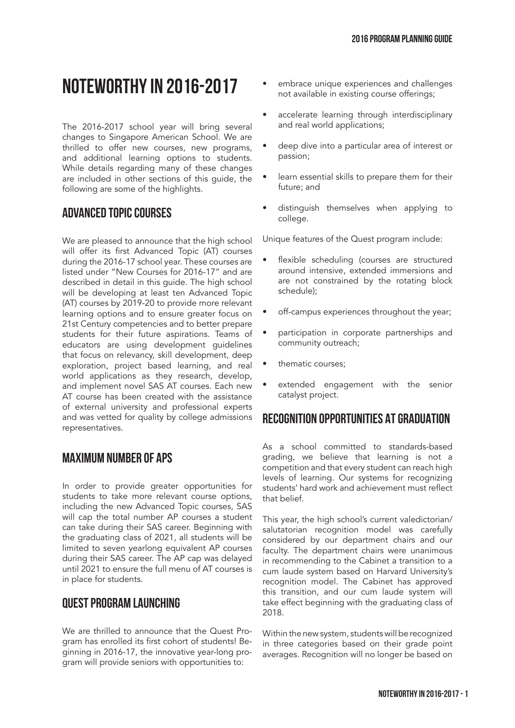# NOTEWORTHY IN 2016-2017

The 2016-2017 school year will bring several changes to Singapore American School. We are thrilled to offer new courses, new programs, and additional learning options to students. While details regarding many of these changes are included in other sections of this guide, the following are some of the highlights.

## ADVANCED TOPIC COURSES

We are pleased to announce that the high school will offer its first Advanced Topic (AT) courses during the 2016-17 school year. These courses are listed under "New Courses for 2016-17" and are described in detail in this guide. The high school will be developing at least ten Advanced Topic (AT) courses by 2019-20 to provide more relevant learning options and to ensure greater focus on 21st Century competencies and to better prepare students for their future aspirations. Teams of educators are using development guidelines that focus on relevancy, skill development, deep exploration, project based learning, and real world applications as they research, develop, and implement novel SAS AT courses. Each new AT course has been created with the assistance of external university and professional experts and was vetted for quality by college admissions representatives.

## MAXIMUM NUMBER OF APS

In order to provide greater opportunities for students to take more relevant course options, including the new Advanced Topic courses, SAS will cap the total number AP courses a student can take during their SAS career. Beginning with the graduating class of 2021, all students will be limited to seven yearlong equivalent AP courses during their SAS career. The AP cap was delayed until 2021 to ensure the full menu of AT courses is in place for students.

## QUEST PROGRAM LAUNCHING

We are thrilled to announce that the Quest Program has enrolled its first cohort of students! Beginning in 2016-17, the innovative year-long program will provide seniors with opportunities to:

- embrace unique experiences and challenges not available in existing course offerings;
- accelerate learning through interdisciplinary and real world applications;
- deep dive into a particular area of interest or passion;
- learn essential skills to prepare them for their future; and
- distinguish themselves when applying to college.

Unique features of the Quest program include:

- flexible scheduling (courses are structured around intensive, extended immersions and are not constrained by the rotating block schedule);
- off-campus experiences throughout the year;
- participation in corporate partnerships and community outreach;
- thematic courses;
- extended engagement with the senior catalyst project.

## RECOGNITION OPPORTUNITIES AT GRADUATION

As a school committed to standards-based grading, we believe that learning is not a competition and that every student can reach high levels of learning. Our systems for recognizing students' hard work and achievement must reflect that belief.

This year, the high school's current valedictorian/salutatorian recognition model was carefully considered by our department chairs and our faculty. The department chairs were unanimous in recommending to the Cabinet a transition to a cum laude system based on Harvard University's recognition model. The Cabinet has approved this transition, and our cum laude system will take effect beginning with the graduating class of 2018.

Within the new system, students will be recognized in three categories based on their grade point averages. Recognition will no longer be based on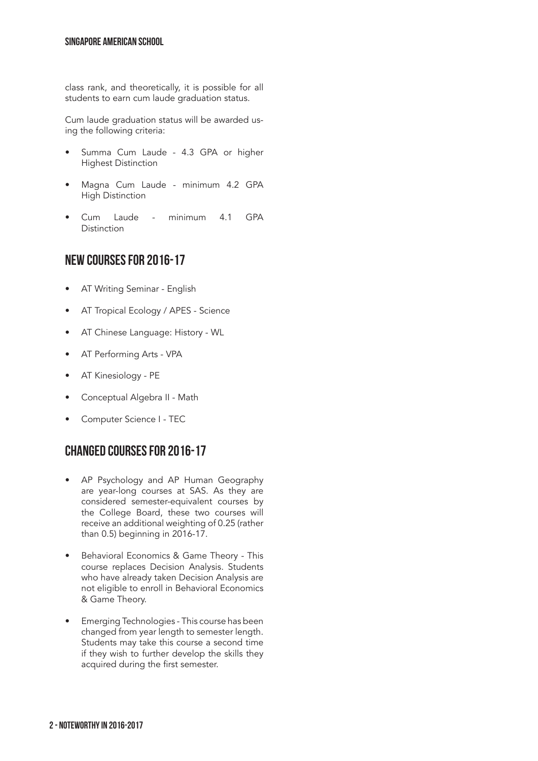class rank, and theoretically, it is possible for all students to earn cum laude graduation status.

Cum laude graduation status will be awarded using the following criteria:

- Summa Cum Laude - 4.3 GPA or higher Highest Distinction
- Magna Cum Laude - minimum 4.2 GPA High Distinction
- Cum Laude - minimum 4.1 GPA Distinction

## NEW COURSES FOR 2016-17

- AT Writing Seminar - English
- AT Tropical Ecology / APES - Science
- AT Chinese Language: History - WL
- AT Performing Arts - VPA
- AT Kinesiology - PE
- Conceptual Algebra II - Math
- Computer Science I - TEC

## CHANGED COURSES FOR 2016-17

- AP Psychology and AP Human Geography are year-long courses at SAS. As they are considered semester-equivalent courses by the College Board, these two courses will receive an additional weighting of 0.25 (rather than 0.5) beginning in 2016-17.
- Behavioral Economics & Game Theory - This course replaces Decision Analysis. Students who have already taken Decision Analysis are not eligible to enroll in Behavioral Economics & Game Theory.
- Emerging Technologies - This course has been changed from year length to semester length. Students may take this course a second time if they wish to further develop the skills they acquired during the first semester.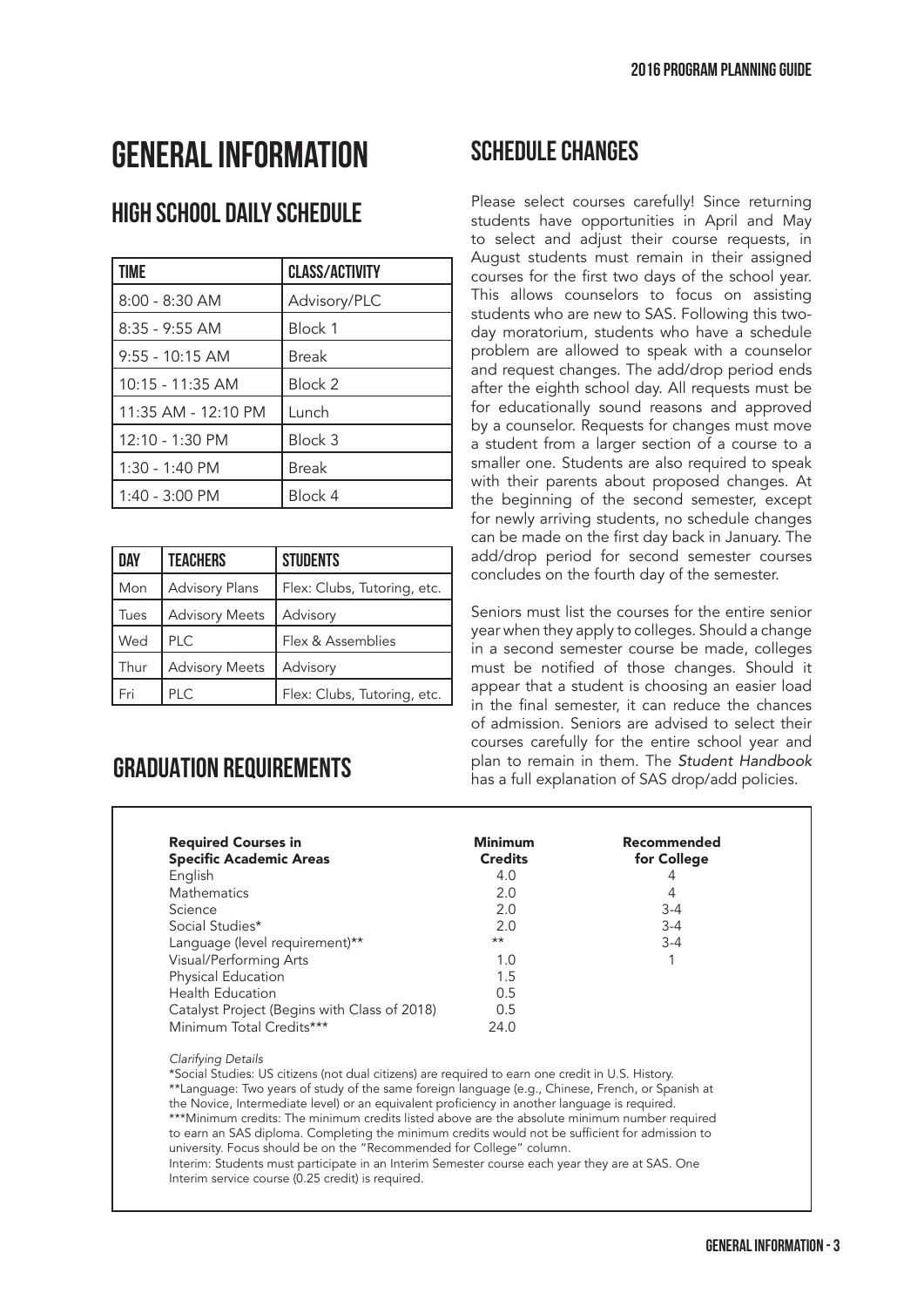# GENERAL INFORMATION

## HIGH SCHOOL DAILY SCHEDULE

| TIME | CLASS/ACTIVITY |
|---|---|
| 8:00 - 8:30 AM | Advisory/PLC |
| 8:35 - 9:55 AM | Block 1 |
| 9:55 - 10:15 AM | Break |
| 10:15 - 11:35 AM | Block 2 |
| 11:35 AM - 12:10 PM | Lunch |
| 12:10 - 1:30 PM | Block 3 |
| 1:30 - 1:40 PM | Break |
| 1:40 - 3:00 PM | Block 4 |

| DAY | TEACHERS | STUDENTS |
|---|---|---|
| Mon | Advisory Plans | Flex: Clubs, Tutoring, etc. |
| Tues | Advisory Meets | Advisory |
| Wed | PLC | Flex & Assemblies |
| Thur | Advisory Meets | Advisory |
| Fri | PLC | Flex: Clubs, Tutoring, etc. |

## SCHEDULE CHANGES

Please select courses carefully! Since returning students have opportunities in April and May to select and adjust their course requests, in August students must remain in their assigned courses for the first two days of the school year. This allows counselors to focus on assisting students who are new to SAS. Following this two-day moratorium, students who have a schedule problem are allowed to speak with a counselor and request changes. The add/drop period ends after the eighth school day. All requests must be for educationally sound reasons and approved by a counselor. Requests for changes must move a student from a larger section of a course to a smaller one. Students are also required to speak with their parents about proposed changes. At the beginning of the second semester, except for newly arriving students, no schedule changes can be made on the first day back in January. The add/drop period for second semester courses concludes on the fourth day of the semester.

Seniors must list the courses for the entire senior year when they apply to colleges. Should a change in a second semester course be made, colleges must be notified of those changes. Should it appear that a student is choosing an easier load in the final semester, it can reduce the chances of admission. Seniors are advised to select their courses carefully for the entire school year and plan to remain in them. The *Student Handbook* has a full explanation of SAS drop/add policies.

## GRADUATION REQUIREMENTS

| Required Courses in Specific Academic Areas | Minimum Credits | Recommended for College |
|---|---|---|
| English | 4.0 | 4 |
| Mathematics | 2.0 | 4 |
| Science | 2.0 | 3-4 |
| Social Studies* | 2.0 | 3-4 |
| Language (level requirement)** | ** | 3-4 |
| Visual/Performing Arts | 1.0 | 1 |
| Physical Education | 1.5 | |
| Health Education | 0.5 | |
| Catalyst Project (Begins with Class of 2018) | 0.5 | |
| Minimum Total Credits*** | 24.0 | |

*Clarifying Details*

*Social Studies: US citizens (not dual citizens) are required to earn one credit in U.S. History.

**Language: Two years of study of the same foreign language (e.g., Chinese, French, or Spanish at the Novice, Intermediate level) or an equivalent proficiency in another language is required.

***Minimum credits: The minimum credits listed above are the absolute minimum number required to earn an SAS diploma. Completing the minimum credits would not be sufficient for admission to university. Focus should be on the "Recommended for College" column.

Interim: Students must participate in an Interim Semester course each year they are at SAS. One Interim service course (0.25 credit) is required.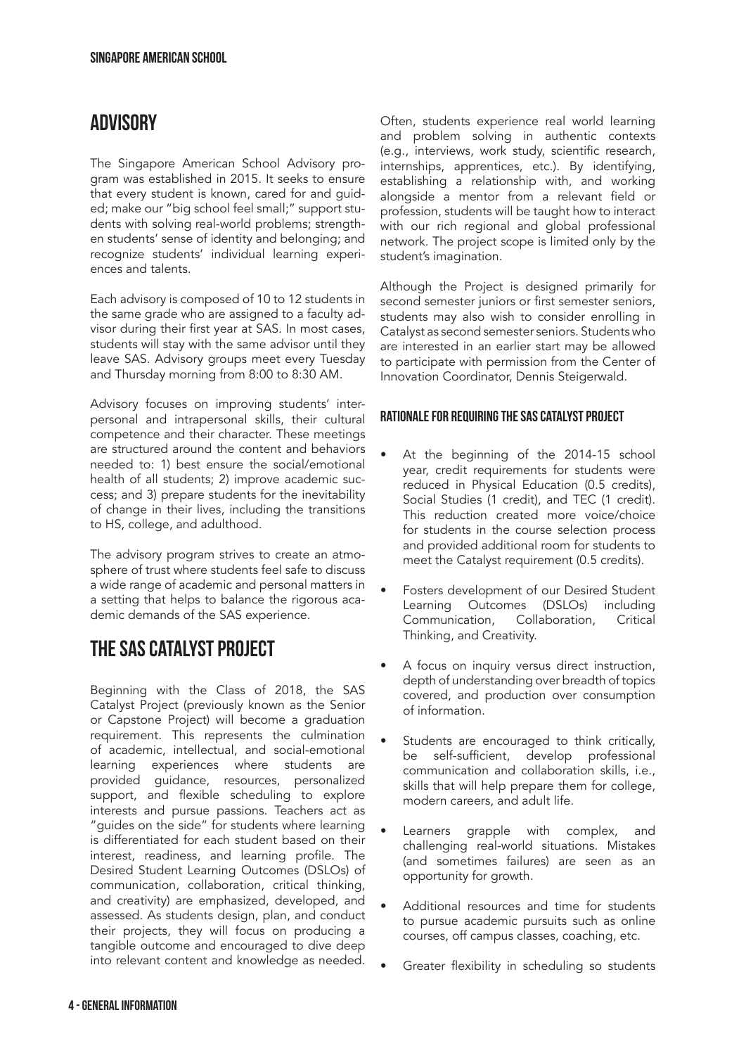## ADVISORY

The Singapore American School Advisory program was established in 2015. It seeks to ensure that every student is known, cared for and guided; make our "big school feel small;" support students with solving real-world problems; strengthen students' sense of identity and belonging; and recognize students' individual learning experiences and talents.

Each advisory is composed of 10 to 12 students in the same grade who are assigned to a faculty advisor during their first year at SAS. In most cases, students will stay with the same advisor until they leave SAS. Advisory groups meet every Tuesday and Thursday morning from 8:00 to 8:30 AM.

Advisory focuses on improving students' interpersonal and intrapersonal skills, their cultural competence and their character. These meetings are structured around the content and behaviors needed to: 1) best ensure the social/emotional health of all students; 2) improve academic success; and 3) prepare students for the inevitability of change in their lives, including the transitions to HS, college, and adulthood.

The advisory program strives to create an atmosphere of trust where students feel safe to discuss a wide range of academic and personal matters in a setting that helps to balance the rigorous academic demands of the SAS experience.

## THE SAS CATALYST PROJECT

Beginning with the Class of 2018, the SAS Catalyst Project (previously known as the Senior or Capstone Project) will become a graduation requirement. This represents the culmination of academic, intellectual, and social-emotional learning experiences where students are provided guidance, resources, personalized support, and flexible scheduling to explore interests and pursue passions. Teachers act as "guides on the side" for students where learning is differentiated for each student based on their interest, readiness, and learning profile. The Desired Student Learning Outcomes (DSLOs) of communication, collaboration, critical thinking, and creativity) are emphasized, developed, and assessed. As students design, plan, and conduct their projects, they will focus on producing a tangible outcome and encouraged to dive deep into relevant content and knowledge as needed. Often, students experience real world learning and problem solving in authentic contexts (e.g., interviews, work study, scientific research, internships, apprentices, etc.). By identifying, establishing a relationship with, and working alongside a mentor from a relevant field or profession, students will be taught how to interact with our rich regional and global professional network. The project scope is limited only by the student's imagination.

Although the Project is designed primarily for second semester juniors or first semester seniors, students may also wish to consider enrolling in Catalyst as second semester seniors. Students who are interested in an earlier start may be allowed to participate with permission from the Center of Innovation Coordinator, Dennis Steigerwald.

### RATIONALE FOR REQUIRING THE SAS CATALYST PROJECT

- At the beginning of the 2014-15 school year, credit requirements for students were reduced in Physical Education (0.5 credits), Social Studies (1 credit), and TEC (1 credit). This reduction created more voice/choice for students in the course selection process and provided additional room for students to meet the Catalyst requirement (0.5 credits).
- Fosters development of our Desired Student Learning Outcomes (DSLOs) including Communication, Collaboration, Critical Thinking, and Creativity.
- A focus on inquiry versus direct instruction, depth of understanding over breadth of topics covered, and production over consumption of information.
- Students are encouraged to think critically, be self-sufficient, develop professional communication and collaboration skills, i.e., skills that will help prepare them for college, modern careers, and adult life.
- Learners grapple with complex, and challenging real-world situations. Mistakes (and sometimes failures) are seen as an opportunity for growth.
- Additional resources and time for students to pursue academic pursuits such as online courses, off campus classes, coaching, etc.
- Greater flexibility in scheduling so students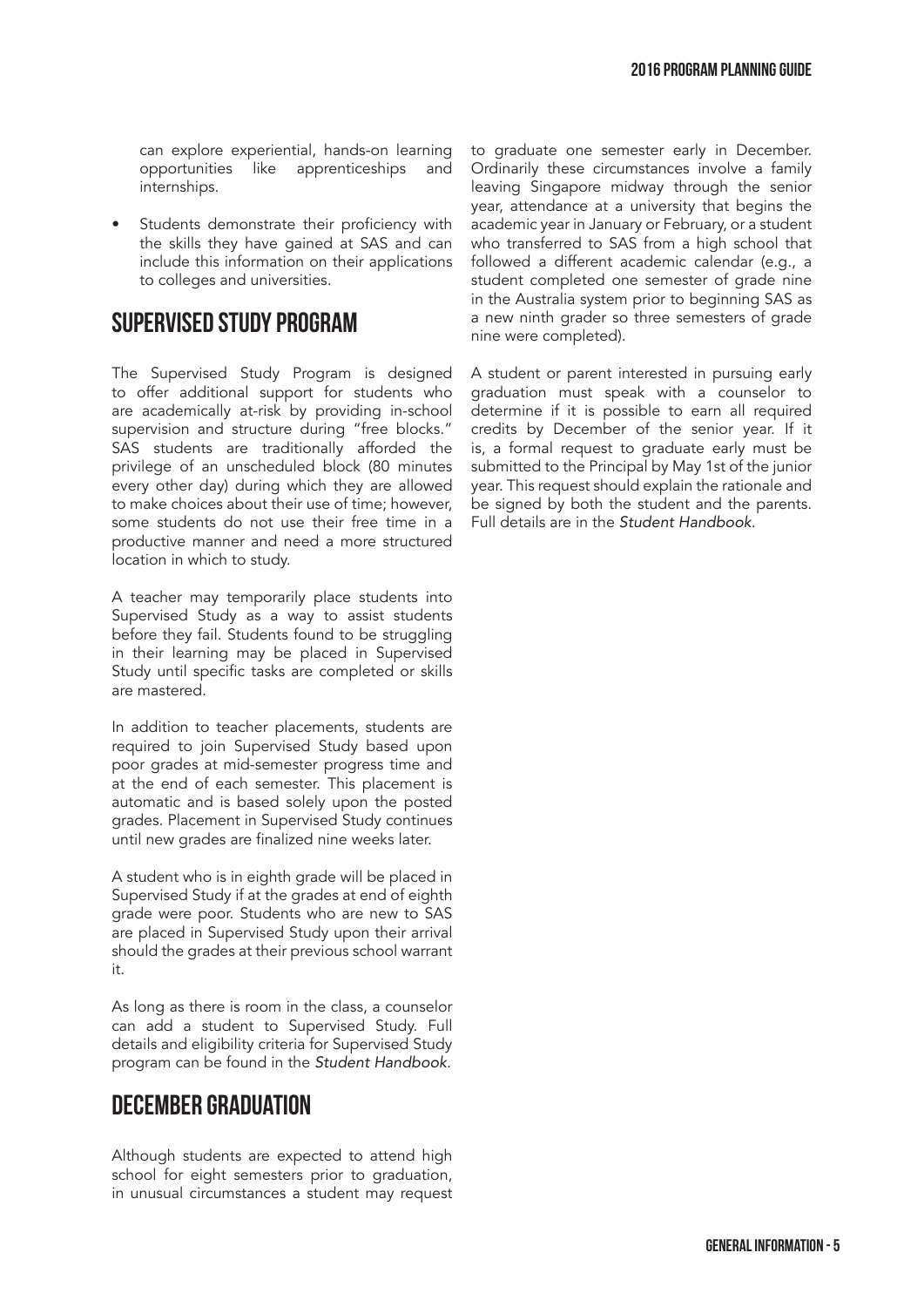can explore experiential, hands-on learning opportunities like apprenticeships and internships.

- Students demonstrate their proficiency with the skills they have gained at SAS and can include this information on their applications to colleges and universities.

## SUPERVISED STUDY PROGRAM

The Supervised Study Program is designed to offer additional support for students who are academically at-risk by providing in-school supervision and structure during "free blocks." SAS students are traditionally afforded the privilege of an unscheduled block (80 minutes every other day) during which they are allowed to make choices about their use of time; however, some students do not use their free time in a productive manner and need a more structured location in which to study.

A teacher may temporarily place students into Supervised Study as a way to assist students before they fail. Students found to be struggling in their learning may be placed in Supervised Study until specific tasks are completed or skills are mastered.

In addition to teacher placements, students are required to join Supervised Study based upon poor grades at mid-semester progress time and at the end of each semester. This placement is automatic and is based solely upon the posted grades. Placement in Supervised Study continues until new grades are finalized nine weeks later.

A student who is in eighth grade will be placed in Supervised Study if at the grades at end of eighth grade were poor. Students who are new to SAS are placed in Supervised Study upon their arrival should the grades at their previous school warrant it.

As long as there is room in the class, a counselor can add a student to Supervised Study. Full details and eligibility criteria for Supervised Study program can be found in the *Student Handbook*.

## DECEMBER GRADUATION

Although students are expected to attend high school for eight semesters prior to graduation, in unusual circumstances a student may request to graduate one semester early in December. Ordinarily these circumstances involve a family leaving Singapore midway through the senior year, attendance at a university that begins the academic year in January or February, or a student who transferred to SAS from a high school that followed a different academic calendar (e.g., a student completed one semester of grade nine in the Australia system prior to beginning SAS as a new ninth grader so three semesters of grade nine were completed).

A student or parent interested in pursuing early graduation must speak with a counselor to determine if it is possible to earn all required credits by December of the senior year. If it is, a formal request to graduate early must be submitted to the Principal by May 1st of the junior year. This request should explain the rationale and be signed by both the student and the parents. Full details are in the *Student Handbook*.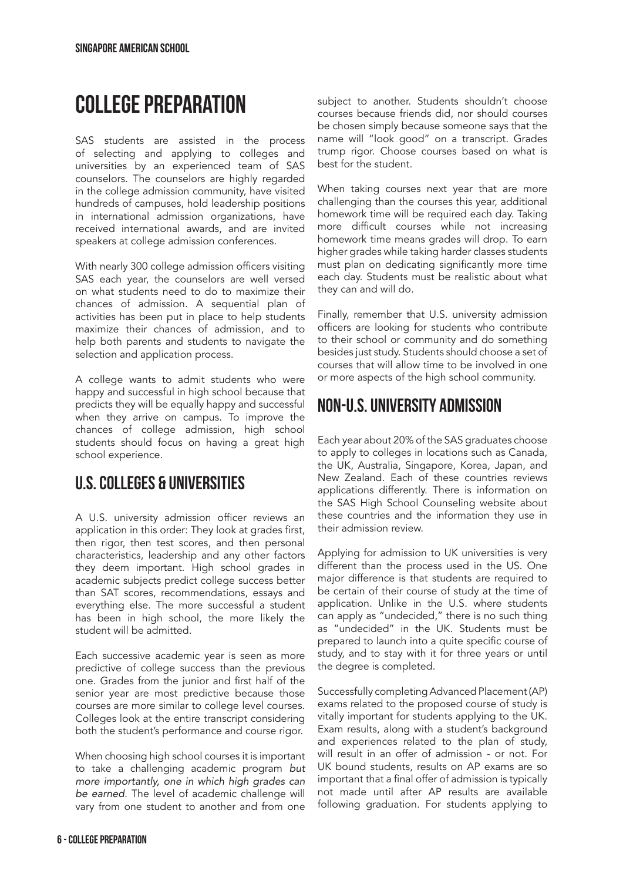# COLLEGE PREPARATION

SAS students are assisted in the process of selecting and applying to colleges and universities by an experienced team of SAS counselors. The counselors are highly regarded in the college admission community, have visited hundreds of campuses, hold leadership positions in international admission organizations, have received international awards, and are invited speakers at college admission conferences.

With nearly 300 college admission officers visiting SAS each year, the counselors are well versed on what students need to do to maximize their chances of admission. A sequential plan of activities has been put in place to help students maximize their chances of admission, and to help both parents and students to navigate the selection and application process.

A college wants to admit students who were happy and successful in high school because that predicts they will be equally happy and successful when they arrive on campus. To improve the chances of college admission, high school students should focus on having a great high school experience.

## U.S. COLLEGES & UNIVERSITIES

A U.S. university admission officer reviews an application in this order: They look at grades first, then rigor, then test scores, and then personal characteristics, leadership and any other factors they deem important. High school grades in academic subjects predict college success better than SAT scores, recommendations, essays and everything else. The more successful a student has been in high school, the more likely the student will be admitted.

Each successive academic year is seen as more predictive of college success than the previous one. Grades from the junior and first half of the senior year are most predictive because those courses are more similar to college level courses. Colleges look at the entire transcript considering both the student's performance and course rigor.

When choosing high school courses it is important to take a challenging academic program *but more importantly, one in which high grades can be earned.* The level of academic challenge will vary from one student to another and from one subject to another. Students shouldn't choose courses because friends did, nor should courses be chosen simply because someone says that the name will "look good" on a transcript. Grades trump rigor. Choose courses based on what is best for the student.

When taking courses next year that are more challenging than the courses this year, additional homework time will be required each day. Taking more difficult courses while not increasing homework time means grades will drop. To earn higher grades while taking harder classes students must plan on dedicating significantly more time each day. Students must be realistic about what they can and will do.

Finally, remember that U.S. university admission officers are looking for students who contribute to their school or community and do something besides just study. Students should choose a set of courses that will allow time to be involved in one or more aspects of the high school community.

## NON-U.S. UNIVERSITY ADMISSION

Each year about 20% of the SAS graduates choose to apply to colleges in locations such as Canada, the UK, Australia, Singapore, Korea, Japan, and New Zealand. Each of these countries reviews applications differently. There is information on the SAS High School Counseling website about these countries and the information they use in their admission review.

Applying for admission to UK universities is very different than the process used in the US. One major difference is that students are required to be certain of their course of study at the time of application. Unlike in the U.S. where students can apply as "undecided," there is no such thing as "undecided" in the UK. Students must be prepared to launch into a quite specific course of study, and to stay with it for three years or until the degree is completed.

Successfully completing Advanced Placement (AP) exams related to the proposed course of study is vitally important for students applying to the UK. Exam results, along with a student's background and experiences related to the plan of study, will result in an offer of admission - or not. For UK bound students, results on AP exams are so important that a final offer of admission is typically not made until after AP results are available following graduation. For students applying to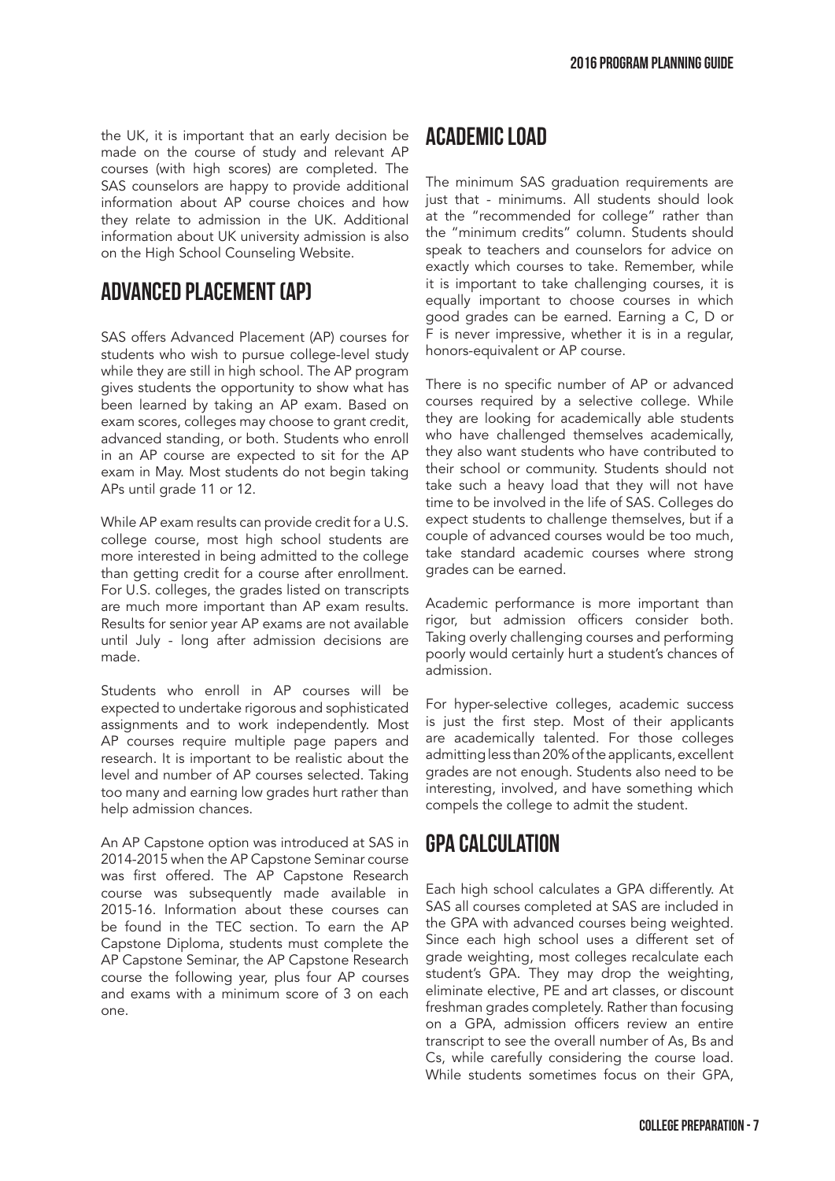the UK, it is important that an early decision be made on the course of study and relevant AP courses (with high scores) are completed. The SAS counselors are happy to provide additional information about AP course choices and how they relate to admission in the UK. Additional information about UK university admission is also on the High School Counseling Website.

## Advanced Placement (AP)

SAS offers Advanced Placement (AP) courses for students who wish to pursue college-level study while they are still in high school. The AP program gives students the opportunity to show what has been learned by taking an AP exam. Based on exam scores, colleges may choose to grant credit, advanced standing, or both. Students who enroll in an AP course are expected to sit for the AP exam in May. Most students do not begin taking APs until grade 11 or 12.

While AP exam results can provide credit for a U.S. college course, most high school students are more interested in being admitted to the college than getting credit for a course after enrollment. For U.S. colleges, the grades listed on transcripts are much more important than AP exam results. Results for senior year AP exams are not available until July - long after admission decisions are made.

Students who enroll in AP courses will be expected to undertake rigorous and sophisticated assignments and to work independently. Most AP courses require multiple page papers and research. It is important to be realistic about the level and number of AP courses selected. Taking too many and earning low grades hurt rather than help admission chances.

An AP Capstone option was introduced at SAS in 2014-2015 when the AP Capstone Seminar course was first offered. The AP Capstone Research course was subsequently made available in 2015-16. Information about these courses can be found in the TEC section. To earn the AP Capstone Diploma, students must complete the AP Capstone Seminar, the AP Capstone Research course the following year, plus four AP courses and exams with a minimum score of 3 on each one.

## Academic Load

The minimum SAS graduation requirements are just that - minimums. All students should look at the "recommended for college" rather than the "minimum credits" column. Students should speak to teachers and counselors for advice on exactly which courses to take. Remember, while it is important to take challenging courses, it is equally important to choose courses in which good grades can be earned. Earning a C, D or F is never impressive, whether it is in a regular, honors-equivalent or AP course.

There is no specific number of AP or advanced courses required by a selective college. While they are looking for academically able students who have challenged themselves academically, they also want students who have contributed to their school or community. Students should not take such a heavy load that they will not have time to be involved in the life of SAS. Colleges do expect students to challenge themselves, but if a couple of advanced courses would be too much, take standard academic courses where strong grades can be earned.

Academic performance is more important than rigor, but admission officers consider both. Taking overly challenging courses and performing poorly would certainly hurt a student's chances of admission.

For hyper-selective colleges, academic success is just the first step. Most of their applicants are academically talented. For those colleges admitting less than 20% of the applicants, excellent grades are not enough. Students also need to be interesting, involved, and have something which compels the college to admit the student.

## GPA Calculation

Each high school calculates a GPA differently. At SAS all courses completed at SAS are included in the GPA with advanced courses being weighted. Since each high school uses a different set of grade weighting, most colleges recalculate each student's GPA. They may drop the weighting, eliminate elective, PE and art classes, or discount freshman grades completely. Rather than focusing on a GPA, admission officers review an entire transcript to see the overall number of As, Bs and Cs, while carefully considering the course load. While students sometimes focus on their GPA,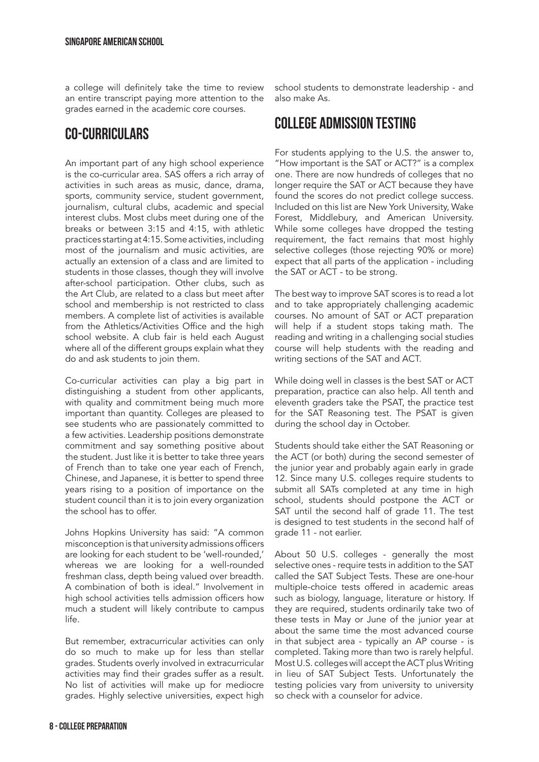a college will definitely take the time to review an entire transcript paying more attention to the grades earned in the academic core courses.

## CO-CURRICULARS

An important part of any high school experience is the co-curricular area. SAS offers a rich array of activities in such areas as music, dance, drama, sports, community service, student government, journalism, cultural clubs, academic and special interest clubs. Most clubs meet during one of the breaks or between 3:15 and 4:15, with athletic practices starting at 4:15. Some activities, including most of the journalism and music activities, are actually an extension of a class and are limited to students in those classes, though they will involve after-school participation. Other clubs, such as the Art Club, are related to a class but meet after school and membership is not restricted to class members. A complete list of activities is available from the Athletics/Activities Office and the high school website. A club fair is held each August where all of the different groups explain what they do and ask students to join them.

Co-curricular activities can play a big part in distinguishing a student from other applicants, with quality and commitment being much more important than quantity. Colleges are pleased to see students who are passionately committed to a few activities. Leadership positions demonstrate commitment and say something positive about the student. Just like it is better to take three years of French than to take one year each of French, Chinese, and Japanese, it is better to spend three years rising to a position of importance on the student council than it is to join every organization the school has to offer.

Johns Hopkins University has said: "A common misconception is that university admissions officers are looking for each student to be 'well-rounded,' whereas we are looking for a well-rounded freshman class, depth being valued over breadth. A combination of both is ideal." Involvement in high school activities tells admission officers how much a student will likely contribute to campus life.

But remember, extracurricular activities can only do so much to make up for less than stellar grades. Students overly involved in extracurricular activities may find their grades suffer as a result. No list of activities will make up for mediocre grades. Highly selective universities, expect high school students to demonstrate leadership - and also make As.

## COLLEGE ADMISSION TESTING

For students applying to the U.S. the answer to, "How important is the SAT or ACT?" is a complex one. There are now hundreds of colleges that no longer require the SAT or ACT because they have found the scores do not predict college success. Included on this list are New York University, Wake Forest, Middlebury, and American University. While some colleges have dropped the testing requirement, the fact remains that most highly selective colleges (those rejecting 90% or more) expect that all parts of the application - including the SAT or ACT - to be strong.

The best way to improve SAT scores is to read a lot and to take appropriately challenging academic courses. No amount of SAT or ACT preparation will help if a student stops taking math. The reading and writing in a challenging social studies course will help students with the reading and writing sections of the SAT and ACT.

While doing well in classes is the best SAT or ACT preparation, practice can also help. All tenth and eleventh graders take the PSAT, the practice test for the SAT Reasoning test. The PSAT is given during the school day in October.

Students should take either the SAT Reasoning or the ACT (or both) during the second semester of the junior year and probably again early in grade 12. Since many U.S. colleges require students to submit all SATs completed at any time in high school, students should postpone the ACT or SAT until the second half of grade 11. The test is designed to test students in the second half of grade 11 - not earlier.

About 50 U.S. colleges - generally the most selective ones - require tests in addition to the SAT called the SAT Subject Tests. These are one-hour multiple-choice tests offered in academic areas such as biology, language, literature or history. If they are required, students ordinarily take two of these tests in May or June of the junior year at about the same time the most advanced course in that subject area - typically an AP course - is completed. Taking more than two is rarely helpful. Most U.S. colleges will accept the ACT plus Writing in lieu of SAT Subject Tests. Unfortunately the testing policies vary from university to university so check with a counselor for advice.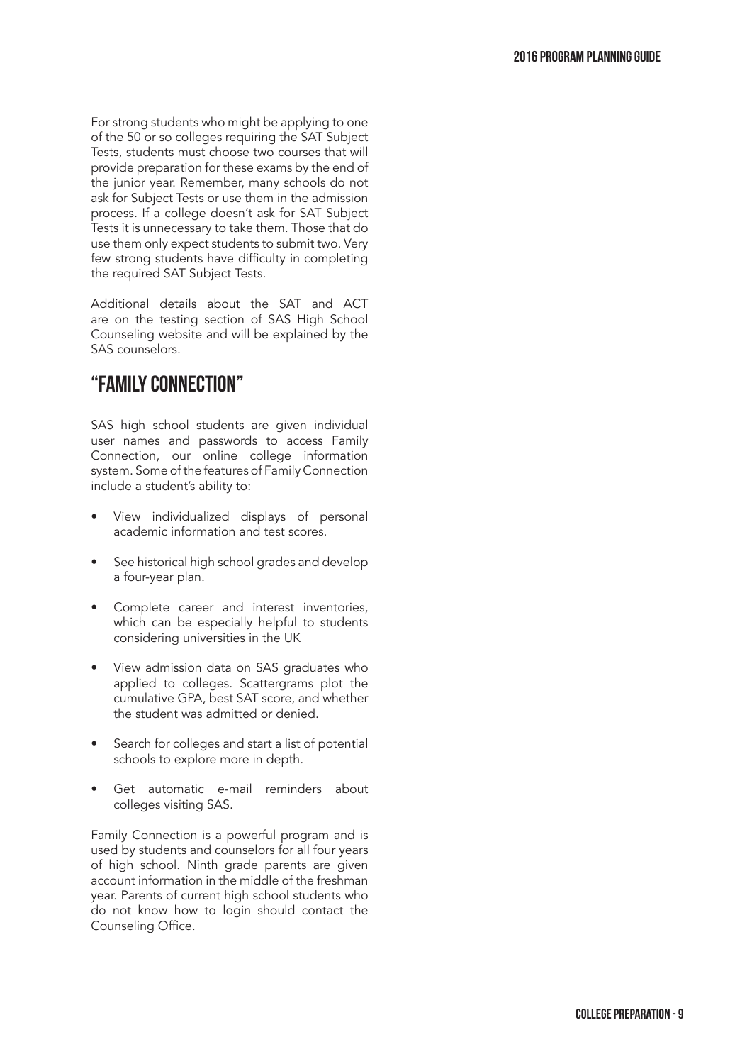For strong students who might be applying to one of the 50 or so colleges requiring the SAT Subject Tests, students must choose two courses that will provide preparation for these exams by the end of the junior year. Remember, many schools do not ask for Subject Tests or use them in the admission process. If a college doesn't ask for SAT Subject Tests it is unnecessary to take them. Those that do use them only expect students to submit two. Very few strong students have difficulty in completing the required SAT Subject Tests.

Additional details about the SAT and ACT are on the testing section of SAS High School Counseling website and will be explained by the SAS counselors.

## "FAMILY CONNECTION"

SAS high school students are given individual user names and passwords to access Family Connection, our online college information system. Some of the features of Family Connection include a student's ability to:

- View individualized displays of personal academic information and test scores.
- See historical high school grades and develop a four-year plan.
- Complete career and interest inventories, which can be especially helpful to students considering universities in the UK
- View admission data on SAS graduates who applied to colleges. Scattergrams plot the cumulative GPA, best SAT score, and whether the student was admitted or denied.
- Search for colleges and start a list of potential schools to explore more in depth.
- Get automatic e-mail reminders about colleges visiting SAS.

Family Connection is a powerful program and is used by students and counselors for all four years of high school. Ninth grade parents are given account information in the middle of the freshman year. Parents of current high school students who do not know how to login should contact the Counseling Office.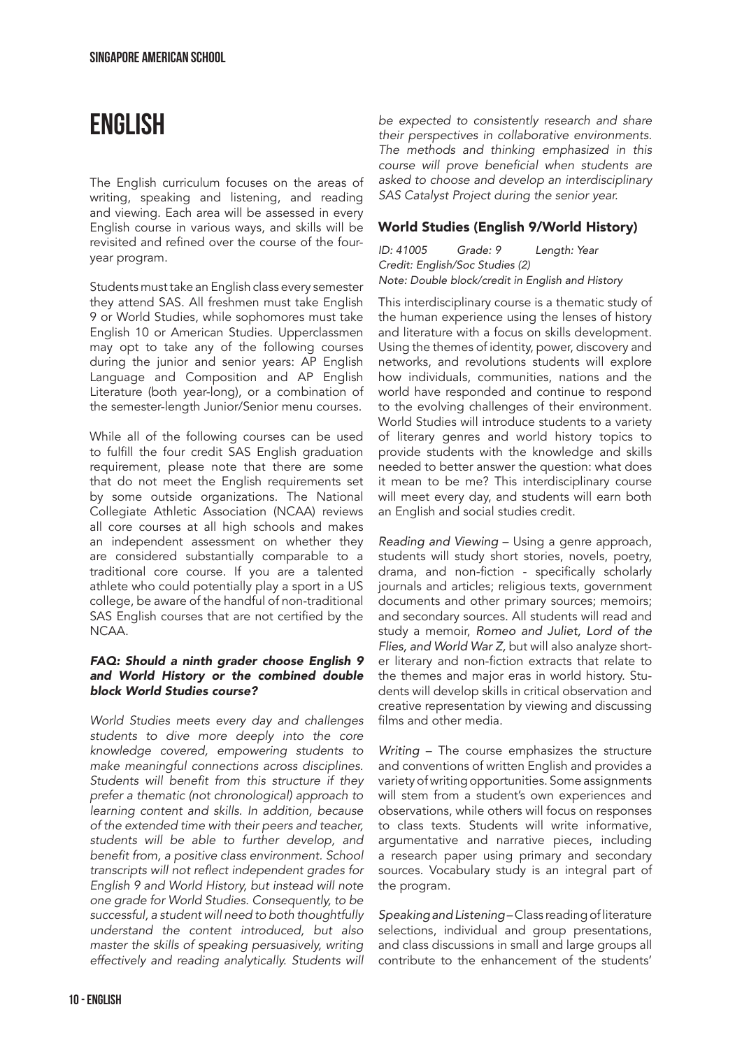# ENGLISH

The English curriculum focuses on the areas of writing, speaking and listening, and reading and viewing. Each area will be assessed in every English course in various ways, and skills will be revisited and refined over the course of the four-year program.

Students must take an English class every semester they attend SAS. All freshmen must take English 9 or World Studies, while sophomores must take English 10 or American Studies. Upperclassmen may opt to take any of the following courses during the junior and senior years: AP English Language and Composition and AP English Literature (both year-long), or a combination of the semester-length Junior/Senior menu courses.

While all of the following courses can be used to fulfill the four credit SAS English graduation requirement, please note that there are some that do not meet the English requirements set by some outside organizations. The National Collegiate Athletic Association (NCAA) reviews all core courses at all high schools and makes an independent assessment on whether they are considered substantially comparable to a traditional core course. If you are a talented athlete who could potentially play a sport in a US college, be aware of the handful of non-traditional SAS English courses that are not certified by the NCAA.

***FAQ: Should a ninth grader choose English 9 and World History or the combined double block World Studies course?***

*World Studies meets every day and challenges students to dive more deeply into the core knowledge covered, empowering students to make meaningful connections across disciplines. Students will benefit from this structure if they prefer a thematic (not chronological) approach to learning content and skills. In addition, because of the extended time with their peers and teacher, students will be able to further develop, and benefit from, a positive class environment. School transcripts will not reflect independent grades for English 9 and World History, but instead will note one grade for World Studies. Consequently, to be successful, a student will need to both thoughtfully understand the content introduced, but also master the skills of speaking persuasively, writing effectively and reading analytically. Students will be expected to consistently research and share their perspectives in collaborative environments. The methods and thinking emphasized in this course will prove beneficial when students are asked to choose and develop an interdisciplinary SAS Catalyst Project during the senior year.*

### World Studies (English 9/World History)

*ID: 41005 Grade: 9 Length: Year*
*Credit: English/Soc Studies (2)*
*Note: Double block/credit in English and History*

This interdisciplinary course is a thematic study of the human experience using the lenses of history and literature with a focus on skills development. Using the themes of identity, power, discovery and networks, and revolutions students will explore how individuals, communities, nations and the world have responded and continue to respond to the evolving challenges of their environment. World Studies will introduce students to a variety of literary genres and world history topics to provide students with the knowledge and skills needed to better answer the question: what does it mean to be me? This interdisciplinary course will meet every day, and students will earn both an English and social studies credit.

*Reading and Viewing* – Using a genre approach, students will study short stories, novels, poetry, drama, and non-fiction - specifically scholarly journals and articles; religious texts, government documents and other primary sources; memoirs; and secondary sources. All students will read and study a memoir, *Romeo and Juliet, Lord of the Flies, and World War Z,* but will also analyze shorter literary and non-fiction extracts that relate to the themes and major eras in world history. Students will develop skills in critical observation and creative representation by viewing and discussing films and other media.

*Writing* – The course emphasizes the structure and conventions of written English and provides a variety of writing opportunities. Some assignments will stem from a student's own experiences and observations, while others will focus on responses to class texts. Students will write informative, argumentative and narrative pieces, including a research paper using primary and secondary sources. Vocabulary study is an integral part of the program.

*Speaking and Listening* – Class reading of literature selections, individual and group presentations, and class discussions in small and large groups all contribute to the enhancement of the students'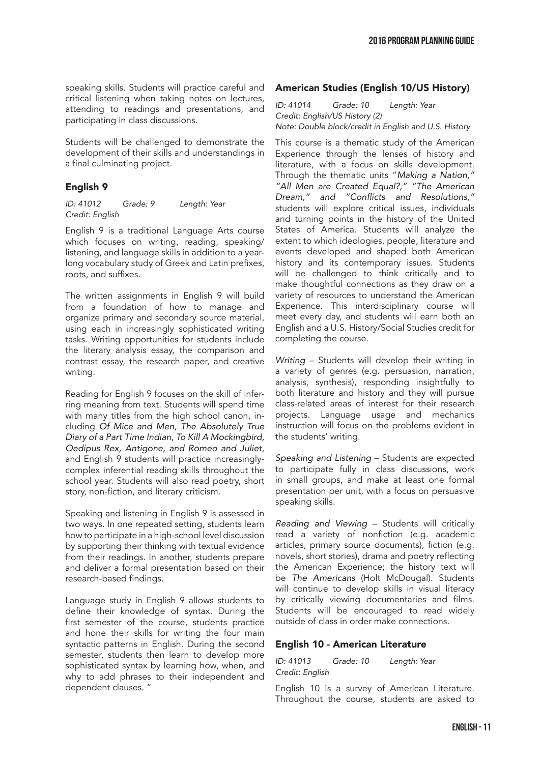speaking skills. Students will practice careful and critical listening when taking notes on lectures, attending to readings and presentations, and participating in class discussions.

Students will be challenged to demonstrate the development of their skills and understandings in a final culminating project.

## English 9

*ID: 41012 Grade: 9 Length: Year*
*Credit: English*

English 9 is a traditional Language Arts course which focuses on writing, reading, speaking/listening, and language skills in addition to a year-long vocabulary study of Greek and Latin prefixes, roots, and suffixes.

The written assignments in English 9 will build from a foundation of how to manage and organize primary and secondary source material, using each in increasingly sophisticated writing tasks. Writing opportunities for students include the literary analysis essay, the comparison and contrast essay, the research paper, and creative writing.

Reading for English 9 focuses on the skill of inferring meaning from text. Students will spend time with many titles from the high school canon, including *Of Mice and Men, The Absolutely True Diary of a Part Time Indian, To Kill A Mockingbird, Oedipus Rex, Antigone, and Romeo and Juliet*, and English 9 students will practice increasingly-complex inferential reading skills throughout the school year. Students will also read poetry, short story, non-fiction, and literary criticism.

Speaking and listening in English 9 is assessed in two ways. In one repeated setting, students learn how to participate in a high-school level discussion by supporting their thinking with textual evidence from their readings. In another, students prepare and deliver a formal presentation based on their research-based findings.

Language study in English 9 allows students to define their knowledge of syntax. During the first semester of the course, students practice and hone their skills for writing the four main syntactic patterns in English. During the second semester, students then learn to develop more sophisticated syntax by learning how, when, and why to add phrases to their independent and dependent clauses. "

## American Studies (English 10/US History)

*ID: 41014 Grade: 10 Length: Year*
*Credit: English/US History (2)*
*Note: Double block/credit in English and U.S. History*

This course is a thematic study of the American Experience through the lenses of history and literature, with a focus on skills development. Through the thematic units "*Making a Nation," "All Men are Created Equal?," "The American Dream,"* and *"Conflicts and Resolutions,"* students will explore critical issues, individuals and turning points in the history of the United States of America. Students will analyze the extent to which ideologies, people, literature and events developed and shaped both American history and its contemporary issues. Students will be challenged to think critically and to make thoughtful connections as they draw on a variety of resources to understand the American Experience. This interdisciplinary course will meet every day, and students will earn both an English and a U.S. History/Social Studies credit for completing the course.

*Writing* – Students will develop their writing in a variety of genres (e.g. persuasion, narration, analysis, synthesis), responding insightfully to both literature and history and they will pursue class-related areas of interest for their research projects. Language usage and mechanics instruction will focus on the problems evident in the students' writing.

*Speaking and Listening* – Students are expected to participate fully in class discussions, work in small groups, and make at least one formal presentation per unit, with a focus on persuasive speaking skills.

*Reading and Viewing* – Students will critically read a variety of nonfiction (e.g. academic articles, primary source documents), fiction (e.g. novels, short stories), drama and poetry reflecting the American Experience; the history text will be *The Americans* (Holt McDougal). Students will continue to develop skills in visual literacy by critically viewing documentaries and films. Students will be encouraged to read widely outside of class in order make connections.

## English 10 - American Literature

*ID: 41013 Grade: 10 Length: Year*
*Credit: English*

English 10 is a survey of American Literature. Throughout the course, students are asked to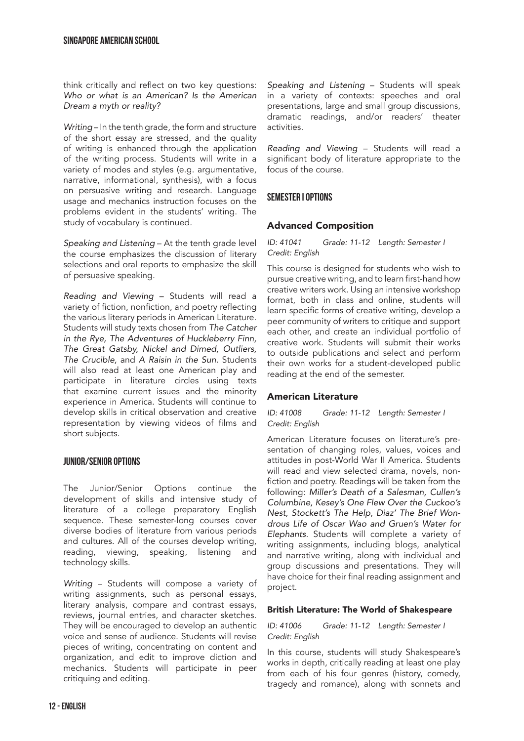think critically and reflect on two key questions: *Who or what is an American? Is the American Dream a myth or reality?*

*Writing* – In the tenth grade, the form and structure of the short essay are stressed, and the quality of writing is enhanced through the application of the writing process. Students will write in a variety of modes and styles (e.g. argumentative, narrative, informational, synthesis), with a focus on persuasive writing and research. Language usage and mechanics instruction focuses on the problems evident in the students' writing. The study of vocabulary is continued.

*Speaking and Listening* – At the tenth grade level the course emphasizes the discussion of literary selections and oral reports to emphasize the skill of persuasive speaking.

*Reading and Viewing* – Students will read a variety of fiction, nonfiction, and poetry reflecting the various literary periods in American Literature. Students will study texts chosen from *The Catcher in the Rye, The Adventures of Huckleberry Finn, The Great Gatsby, Nickel and Dimed, Outliers, The Crucible,* and *A Raisin in the Sun.* Students will also read at least one American play and participate in literature circles using texts that examine current issues and the minority experience in America. Students will continue to develop skills in critical observation and creative representation by viewing videos of films and short subjects.

## JUNIOR/SENIOR OPTIONS

The Junior/Senior Options continue the development of skills and intensive study of literature of a college preparatory English sequence. These semester-long courses cover diverse bodies of literature from various periods and cultures. All of the courses develop writing, reading, viewing, speaking, listening and technology skills.

*Writing* – Students will compose a variety of writing assignments, such as personal essays, literary analysis, compare and contrast essays, reviews, journal entries, and character sketches. They will be encouraged to develop an authentic voice and sense of audience. Students will revise pieces of writing, concentrating on content and organization, and edit to improve diction and mechanics. Students will participate in peer critiquing and editing.

*Speaking and Listening* – Students will speak in a variety of contexts: speeches and oral presentations, large and small group discussions, dramatic readings, and/or readers' theater activities.

*Reading and Viewing* – Students will read a significant body of literature appropriate to the focus of the course.

## SEMESTER I OPTIONS

### Advanced Composition

*ID: 41041 Grade: 11-12 Length: Semester I Credit: English*

This course is designed for students who wish to pursue creative writing, and to learn first-hand how creative writers work. Using an intensive workshop format, both in class and online, students will learn specific forms of creative writing, develop a peer community of writers to critique and support each other, and create an individual portfolio of creative work. Students will submit their works to outside publications and select and perform their own works for a student-developed public reading at the end of the semester.

### American Literature

*ID: 41008 Grade: 11-12 Length: Semester I Credit: English*

American Literature focuses on literature's presentation of changing roles, values, voices and attitudes in post-World War II America. Students will read and view selected drama, novels, nonfiction and poetry. Readings will be taken from the following: *Miller's Death of a Salesman, Cullen's Columbine, Kesey's One Flew Over the Cuckoo's Nest, Stockett's The Help, Diaz' The Brief Wondrous Life of Oscar Wao and Gruen's Water for Elephants*. Students will complete a variety of writing assignments, including blogs, analytical and narrative writing, along with individual and group discussions and presentations. They will have choice for their final reading assignment and project.

### British Literature: The World of Shakespeare

*ID: 41006 Grade: 11-12 Length: Semester I Credit: English*

In this course, students will study Shakespeare's works in depth, critically reading at least one play from each of his four genres (history, comedy, tragedy and romance), along with sonnets and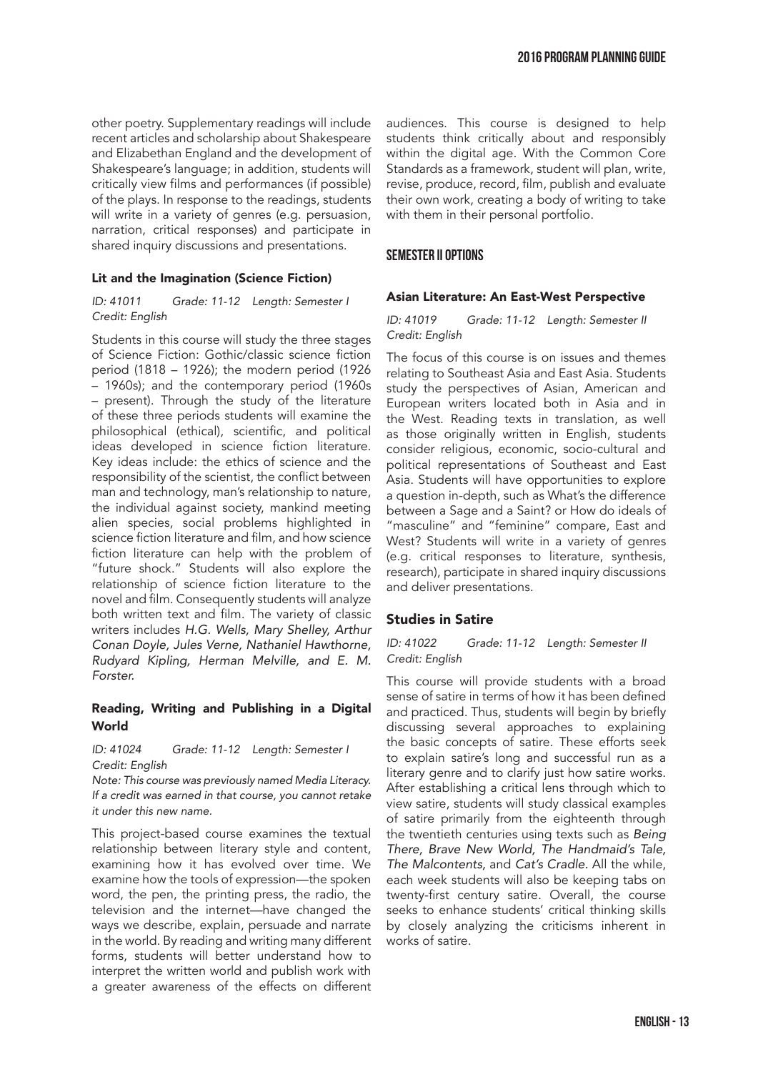other poetry. Supplementary readings will include recent articles and scholarship about Shakespeare and Elizabethan England and the development of Shakespeare's language; in addition, students will critically view films and performances (if possible) of the plays. In response to the readings, students will write in a variety of genres (e.g. persuasion, narration, critical responses) and participate in shared inquiry discussions and presentations.

### Lit and the Imagination (Science Fiction)

*ID: 41011 Grade: 11-12 Length: Semester I Credit: English*

Students in this course will study the three stages of Science Fiction: Gothic/classic science fiction period (1818 – 1926); the modern period (1926 – 1960s); and the contemporary period (1960s – present). Through the study of the literature of these three periods students will examine the philosophical (ethical), scientific, and political ideas developed in science fiction literature. Key ideas include: the ethics of science and the responsibility of the scientist, the conflict between man and technology, man's relationship to nature, the individual against society, mankind meeting alien species, social problems highlighted in science fiction literature and film, and how science fiction literature can help with the problem of "future shock." Students will also explore the relationship of science fiction literature to the novel and film. Consequently students will analyze both written text and film. The variety of classic writers includes *H.G. Wells, Mary Shelley, Arthur Conan Doyle, Jules Verne, Nathaniel Hawthorne, Rudyard Kipling, Herman Melville, and E. M. Forster.*

### Reading, Writing and Publishing in a Digital World

*ID: 41024 Grade: 11-12 Length: Semester I Credit: English*

*Note: This course was previously named Media Literacy. If a credit was earned in that course, you cannot retake it under this new name.*

This project-based course examines the textual relationship between literary style and content, examining how it has evolved over time. We examine how the tools of expression—the spoken word, the pen, the printing press, the radio, the television and the internet—have changed the ways we describe, explain, persuade and narrate in the world. By reading and writing many different forms, students will better understand how to interpret the written world and publish work with a greater awareness of the effects on different audiences. This course is designed to help students think critically about and responsibly within the digital age. With the Common Core Standards as a framework, student will plan, write, revise, produce, record, film, publish and evaluate their own work, creating a body of writing to take with them in their personal portfolio.

## SEMESTER II OPTIONS

### Asian Literature: An East-West Perspective

*ID: 41019 Grade: 11-12 Length: Semester II Credit: English*

The focus of this course is on issues and themes relating to Southeast Asia and East Asia. Students study the perspectives of Asian, American and European writers located both in Asia and in the West. Reading texts in translation, as well as those originally written in English, students consider religious, economic, socio-cultural and political representations of Southeast and East Asia. Students will have opportunities to explore a question in-depth, such as What's the difference between a Sage and a Saint? or How do ideals of "masculine" and "feminine" compare, East and West? Students will write in a variety of genres (e.g. critical responses to literature, synthesis, research), participate in shared inquiry discussions and deliver presentations.

### Studies in Satire

*ID: 41022 Grade: 11-12 Length: Semester II Credit: English*

This course will provide students with a broad sense of satire in terms of how it has been defined and practiced. Thus, students will begin by briefly discussing several approaches to explaining the basic concepts of satire. These efforts seek to explain satire's long and successful run as a literary genre and to clarify just how satire works. After establishing a critical lens through which to view satire, students will study classical examples of satire primarily from the eighteenth through the twentieth centuries using texts such as *Being There, Brave New World, The Handmaid's Tale, The Malcontents,* and *Cat's Cradle.* All the while, each week students will also be keeping tabs on twenty-first century satire. Overall, the course seeks to enhance students' critical thinking skills by closely analyzing the criticisms inherent in works of satire.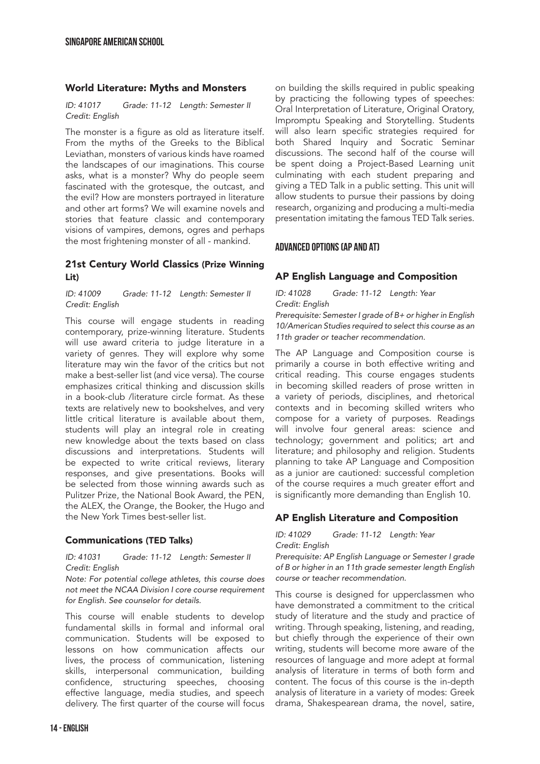### World Literature: Myths and Monsters

*ID: 41017 Grade: 11-12 Length: Semester II Credit: English*

The monster is a figure as old as literature itself. From the myths of the Greeks to the Biblical Leviathan, monsters of various kinds have roamed the landscapes of our imaginations. This course asks, what is a monster? Why do people seem fascinated with the grotesque, the outcast, and the evil? How are monsters portrayed in literature and other art forms? We will examine novels and stories that feature classic and contemporary visions of vampires, demons, ogres and perhaps the most frightening monster of all - mankind.

### 21st Century World Classics (Prize Winning Lit)

*ID: 41009 Grade: 11-12 Length: Semester II Credit: English*

This course will engage students in reading contemporary, prize-winning literature. Students will use award criteria to judge literature in a variety of genres. They will explore why some literature may win the favor of the critics but not make a best-seller list (and vice versa). The course emphasizes critical thinking and discussion skills in a book-club /literature circle format. As these texts are relatively new to bookshelves, and very little critical literature is available about them, students will play an integral role in creating new knowledge about the texts based on class discussions and interpretations. Students will be expected to write critical reviews, literary responses, and give presentations. Books will be selected from those winning awards such as Pulitzer Prize, the National Book Award, the PEN, the ALEX, the Orange, the Booker, the Hugo and the New York Times best-seller list.

### Communications (TED Talks)

*ID: 41031 Grade: 11-12 Length: Semester II Credit: English*

*Note: For potential college athletes, this course does not meet the NCAA Division I core course requirement for English. See counselor for details.*

This course will enable students to develop fundamental skills in formal and informal oral communication. Students will be exposed to lessons on how communication affects our lives, the process of communication, listening skills, interpersonal communication, building confidence, structuring speeches, choosing effective language, media studies, and speech delivery. The first quarter of the course will focus on building the skills required in public speaking by practicing the following types of speeches: Oral Interpretation of Literature, Original Oratory, Impromptu Speaking and Storytelling. Students will also learn specific strategies required for both Shared Inquiry and Socratic Seminar discussions. The second half of the course will be spent doing a Project-Based Learning unit culminating with each student preparing and giving a TED Talk in a public setting. This unit will allow students to pursue their passions by doing research, organizing and producing a multi-media presentation imitating the famous TED Talk series.

## ADVANCED OPTIONS (AP AND AT)

### AP English Language and Composition

*ID: 41028 Grade: 11-12 Length: Year Credit: English*

*Prerequisite: Semester I grade of B+ or higher in English 10/American Studies required to select this course as an 11th grader or teacher recommendation.*

The AP Language and Composition course is primarily a course in both effective writing and critical reading. This course engages students in becoming skilled readers of prose written in a variety of periods, disciplines, and rhetorical contexts and in becoming skilled writers who compose for a variety of purposes. Readings will involve four general areas: science and technology; government and politics; art and literature; and philosophy and religion. Students planning to take AP Language and Composition as a junior are cautioned: successful completion of the course requires a much greater effort and is significantly more demanding than English 10.

### AP English Literature and Composition

*ID: 41029 Grade: 11-12 Length: Year Credit: English*

*Prerequisite: AP English Language or Semester I grade of B or higher in an 11th grade semester length English course or teacher recommendation.*

This course is designed for upperclassmen who have demonstrated a commitment to the critical study of literature and the study and practice of writing. Through speaking, listening, and reading, but chiefly through the experience of their own writing, students will become more aware of the resources of language and more adept at formal analysis of literature in terms of both form and content. The focus of this course is the in-depth analysis of literature in a variety of modes: Greek drama, Shakespearean drama, the novel, satire,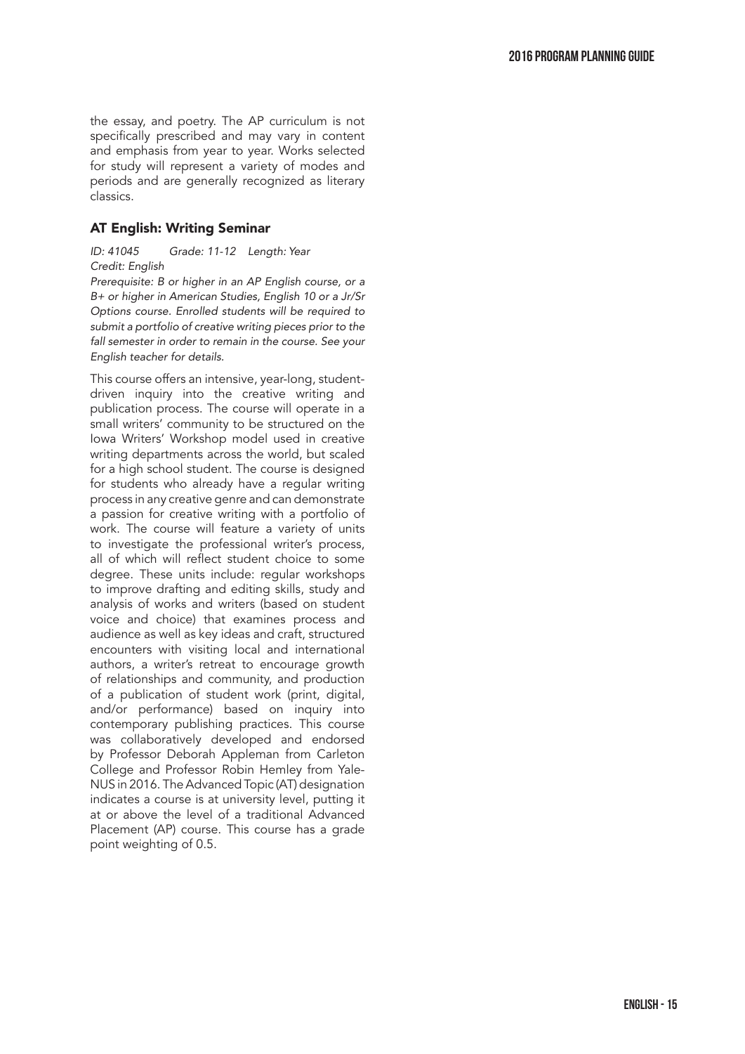the essay, and poetry. The AP curriculum is not specifically prescribed and may vary in content and emphasis from year to year. Works selected for study will represent a variety of modes and periods and are generally recognized as literary classics.

### AT English: Writing Seminar

*ID: 41045 Grade: 11-12 Length: Year*
*Credit: English*

*Prerequisite: B or higher in an AP English course, or a B+ or higher in American Studies, English 10 or a Jr/Sr Options course. Enrolled students will be required to submit a portfolio of creative writing pieces prior to the fall semester in order to remain in the course. See your English teacher for details.*

This course offers an intensive, year-long, student-driven inquiry into the creative writing and publication process. The course will operate in a small writers' community to be structured on the Iowa Writers' Workshop model used in creative writing departments across the world, but scaled for a high school student. The course is designed for students who already have a regular writing process in any creative genre and can demonstrate a passion for creative writing with a portfolio of work. The course will feature a variety of units to investigate the professional writer's process, all of which will reflect student choice to some degree. These units include: regular workshops to improve drafting and editing skills, study and analysis of works and writers (based on student voice and choice) that examines process and audience as well as key ideas and craft, structured encounters with visiting local and international authors, a writer's retreat to encourage growth of relationships and community, and production of a publication of student work (print, digital, and/or performance) based on inquiry into contemporary publishing practices. This course was collaboratively developed and endorsed by Professor Deborah Appleman from Carleton College and Professor Robin Hemley from Yale-NUS in 2016. The Advanced Topic (AT) designation indicates a course is at university level, putting it at or above the level of a traditional Advanced Placement (AP) course. This course has a grade point weighting of 0.5.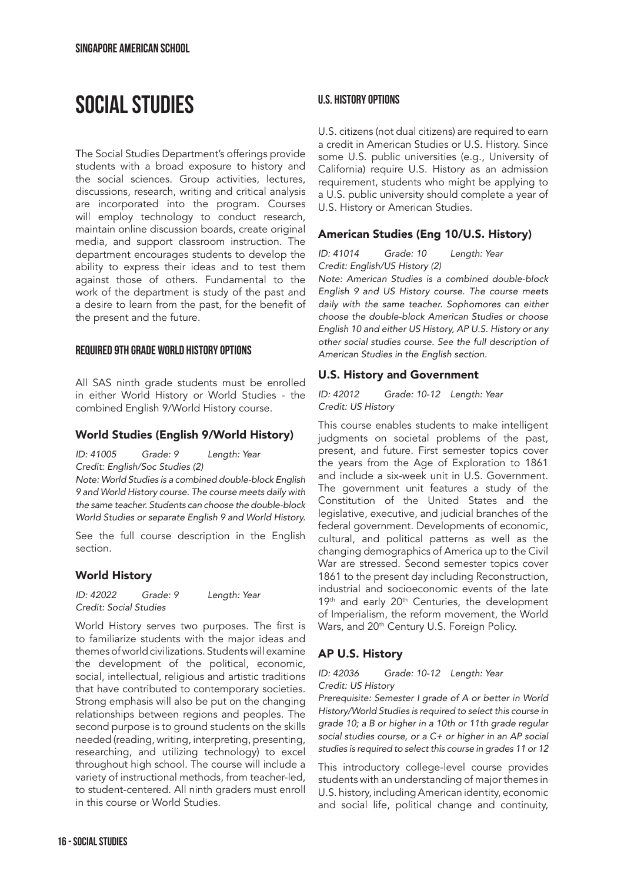# SOCIAL STUDIES

The Social Studies Department's offerings provide students with a broad exposure to history and the social sciences. Group activities, lectures, discussions, research, writing and critical analysis are incorporated into the program. Courses will employ technology to conduct research, maintain online discussion boards, create original media, and support classroom instruction. The department encourages students to develop the ability to express their ideas and to test them against those of others. Fundamental to the work of the department is study of the past and a desire to learn from the past, for the benefit of the present and the future.

## REQUIRED 9TH GRADE WORLD HISTORY OPTIONS

All SAS ninth grade students must be enrolled in either World History or World Studies - the combined English 9/World History course.

### World Studies (English 9/World History)

*ID: 41005 Grade: 9 Length: Year*
*Credit: English/Soc Studies (2)*

*Note: World Studies is a combined double-block English 9 and World History course. The course meets daily with the same teacher. Students can choose the double-block World Studies or separate English 9 and World History.*

See the full course description in the English section.

### World History

*ID: 42022 Grade: 9 Length: Year*
*Credit: Social Studies*

World History serves two purposes. The first is to familiarize students with the major ideas and themes of world civilizations. Students will examine the development of the political, economic, social, intellectual, religious and artistic traditions that have contributed to contemporary societies. Strong emphasis will also be put on the changing relationships between regions and peoples. The second purpose is to ground students on the skills needed (reading, writing, interpreting, presenting, researching, and utilizing technology) to excel throughout high school. The course will include a variety of instructional methods, from teacher-led, to student-centered. All ninth graders must enroll in this course or World Studies.

## U.S. HISTORY OPTIONS

U.S. citizens (not dual citizens) are required to earn a credit in American Studies or U.S. History. Since some U.S. public universities (e.g., University of California) require U.S. History as an admission requirement, students who might be applying to a U.S. public university should complete a year of U.S. History or American Studies.

### American Studies (Eng 10/U.S. History)

*ID: 41014 Grade: 10 Length: Year*
*Credit: English/US History (2)*

*Note: American Studies is a combined double-block English 9 and US History course. The course meets daily with the same teacher. Sophomores can either choose the double-block American Studies or choose English 10 and either US History, AP U.S. History or any other social studies course. See the full description of American Studies in the English section.*

### U.S. History and Government

*ID: 42012 Grade: 10-12 Length: Year*
*Credit: US History*

This course enables students to make intelligent judgments on societal problems of the past, present, and future. First semester topics cover the years from the Age of Exploration to 1861 and include a six-week unit in U.S. Government. The government unit features a study of the Constitution of the United States and the legislative, executive, and judicial branches of the federal government. Developments of economic, cultural, and political patterns as well as the changing demographics of America up to the Civil War are stressed. Second semester topics cover 1861 to the present day including Reconstruction, industrial and socioeconomic events of the late 19th and early 20th Centuries, the development of Imperialism, the reform movement, the World Wars, and 20th Century U.S. Foreign Policy.

### AP U.S. History

*ID: 42036 Grade: 10-12 Length: Year*
*Credit: US History*

*Prerequisite: Semester I grade of A or better in World History/World Studies is required to select this course in grade 10; a B or higher in a 10th or 11th grade regular social studies course, or a C+ or higher in an AP social studies is required to select this course in grades 11 or 12*

This introductory college-level course provides students with an understanding of major themes in U.S. history, including American identity, economic and social life, political change and continuity,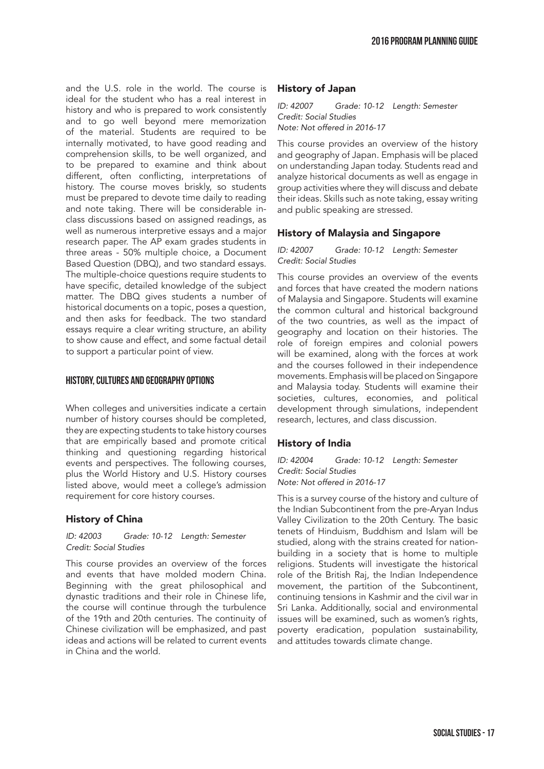and the U.S. role in the world. The course is ideal for the student who has a real interest in history and who is prepared to work consistently and to go well beyond mere memorization of the material. Students are required to be internally motivated, to have good reading and comprehension skills, to be well organized, and to be prepared to examine and think about different, often conflicting, interpretations of history. The course moves briskly, so students must be prepared to devote time daily to reading and note taking. There will be considerable in-class discussions based on assigned readings, as well as numerous interpretive essays and a major research paper. The AP exam grades students in three areas - 50% multiple choice, a Document Based Question (DBQ), and two standard essays. The multiple-choice questions require students to have specific, detailed knowledge of the subject matter. The DBQ gives students a number of historical documents on a topic, poses a question, and then asks for feedback. The two standard essays require a clear writing structure, an ability to show cause and effect, and some factual detail to support a particular point of view.

## HISTORY, CULTURES AND GEOGRAPHY OPTIONS

When colleges and universities indicate a certain number of history courses should be completed, they are expecting students to take history courses that are empirically based and promote critical thinking and questioning regarding historical events and perspectives. The following courses, plus the World History and U.S. History courses listed above, would meet a college's admission requirement for core history courses.

### History of China

*ID: 42003 Grade: 10-12 Length: Semester*
*Credit: Social Studies*

This course provides an overview of the forces and events that have molded modern China. Beginning with the great philosophical and dynastic traditions and their role in Chinese life, the course will continue through the turbulence of the 19th and 20th centuries. The continuity of Chinese civilization will be emphasized, and past ideas and actions will be related to current events in China and the world.

### History of Japan

*ID: 42007 Grade: 10-12 Length: Semester*
*Credit: Social Studies*
*Note: Not offered in 2016-17*

This course provides an overview of the history and geography of Japan. Emphasis will be placed on understanding Japan today. Students read and analyze historical documents as well as engage in group activities where they will discuss and debate their ideas. Skills such as note taking, essay writing and public speaking are stressed.

### History of Malaysia and Singapore

*ID: 42007 Grade: 10-12 Length: Semester*
*Credit: Social Studies*

This course provides an overview of the events and forces that have created the modern nations of Malaysia and Singapore. Students will examine the common cultural and historical background of the two countries, as well as the impact of geography and location on their histories. The role of foreign empires and colonial powers will be examined, along with the forces at work and the courses followed in their independence movements. Emphasis will be placed on Singapore and Malaysia today. Students will examine their societies, cultures, economies, and political development through simulations, independent research, lectures, and class discussion.

### History of India

*ID: 42004 Grade: 10-12 Length: Semester*
*Credit: Social Studies*
*Note: Not offered in 2016-17*

This is a survey course of the history and culture of the Indian Subcontinent from the pre-Aryan Indus Valley Civilization to the 20th Century. The basic tenets of Hinduism, Buddhism and Islam will be studied, along with the strains created for nation-building in a society that is home to multiple religions. Students will investigate the historical role of the British Raj, the Indian Independence movement, the partition of the Subcontinent, continuing tensions in Kashmir and the civil war in Sri Lanka. Additionally, social and environmental issues will be examined, such as women's rights, poverty eradication, population sustainability, and attitudes towards climate change.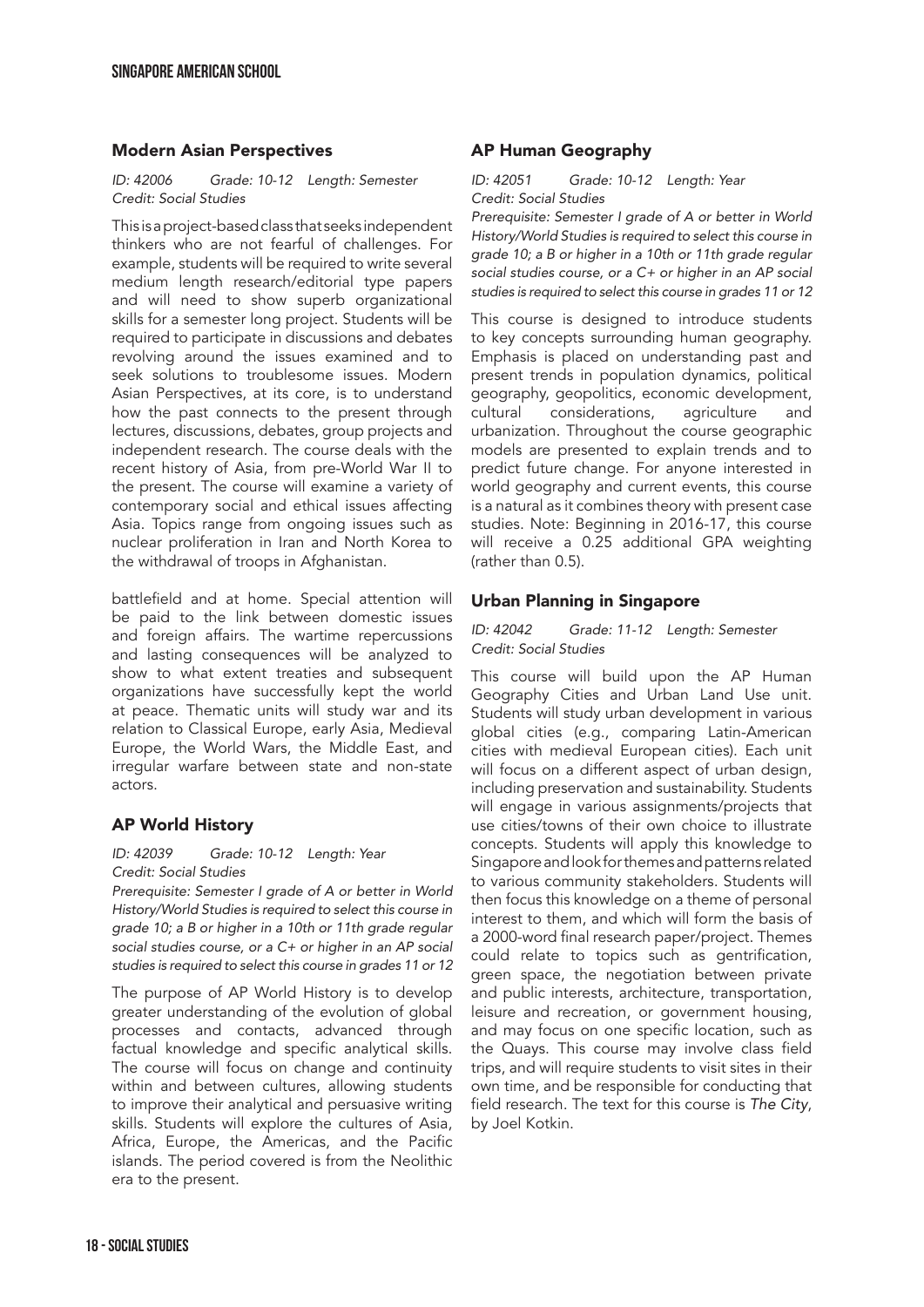### Modern Asian Perspectives

*ID: 42006 Grade: 10-12 Length: Semester*
*Credit: Social Studies*

This is a project-based class that seeks independent thinkers who are not fearful of challenges. For example, students will be required to write several medium length research/editorial type papers and will need to show superb organizational skills for a semester long project. Students will be required to participate in discussions and debates revolving around the issues examined and to seek solutions to troublesome issues. Modern Asian Perspectives, at its core, is to understand how the past connects to the present through lectures, discussions, debates, group projects and independent research. The course deals with the recent history of Asia, from pre-World War II to the present. The course will examine a variety of contemporary social and ethical issues affecting Asia. Topics range from ongoing issues such as nuclear proliferation in Iran and North Korea to the withdrawal of troops in Afghanistan.

battlefield and at home. Special attention will be paid to the link between domestic issues and foreign affairs. The wartime repercussions and lasting consequences will be analyzed to show to what extent treaties and subsequent organizations have successfully kept the world at peace. Thematic units will study war and its relation to Classical Europe, early Asia, Medieval Europe, the World Wars, the Middle East, and irregular warfare between state and non-state actors.

### AP World History

*ID: 42039 Grade: 10-12 Length: Year*
*Credit: Social Studies*
*Prerequisite: Semester I grade of A or better in World History/World Studies is required to select this course in grade 10; a B or higher in a 10th or 11th grade regular social studies course, or a C+ or higher in an AP social studies is required to select this course in grades 11 or 12*

The purpose of AP World History is to develop greater understanding of the evolution of global processes and contacts, advanced through factual knowledge and specific analytical skills. The course will focus on change and continuity within and between cultures, allowing students to improve their analytical and persuasive writing skills. Students will explore the cultures of Asia, Africa, Europe, the Americas, and the Pacific islands. The period covered is from the Neolithic era to the present.

### AP Human Geography

*ID: 42051 Grade: 10-12 Length: Year*
*Credit: Social Studies*
*Prerequisite: Semester I grade of A or better in World History/World Studies is required to select this course in grade 10; a B or higher in a 10th or 11th grade regular social studies course, or a C+ or higher in an AP social studies is required to select this course in grades 11 or 12*

This course is designed to introduce students to key concepts surrounding human geography. Emphasis is placed on understanding past and present trends in population dynamics, political geography, geopolitics, economic development, cultural considerations, agriculture and urbanization. Throughout the course geographic models are presented to explain trends and to predict future change. For anyone interested in world geography and current events, this course is a natural as it combines theory with present case studies. Note: Beginning in 2016-17, this course will receive a 0.25 additional GPA weighting (rather than 0.5).

### Urban Planning in Singapore

*ID: 42042 Grade: 11-12 Length: Semester*
*Credit: Social Studies*

This course will build upon the AP Human Geography Cities and Urban Land Use unit. Students will study urban development in various global cities (e.g., comparing Latin-American cities with medieval European cities). Each unit will focus on a different aspect of urban design, including preservation and sustainability. Students will engage in various assignments/projects that use cities/towns of their own choice to illustrate concepts. Students will apply this knowledge to Singapore and look for themes and patterns related to various community stakeholders. Students will then focus this knowledge on a theme of personal interest to them, and which will form the basis of a 2000-word final research paper/project. Themes could relate to topics such as gentrification, green space, the negotiation between private and public interests, architecture, transportation, leisure and recreation, or government housing, and may focus on one specific location, such as the Quays. This course may involve class field trips, and will require students to visit sites in their own time, and be responsible for conducting that field research. The text for this course is *The City*, by Joel Kotkin.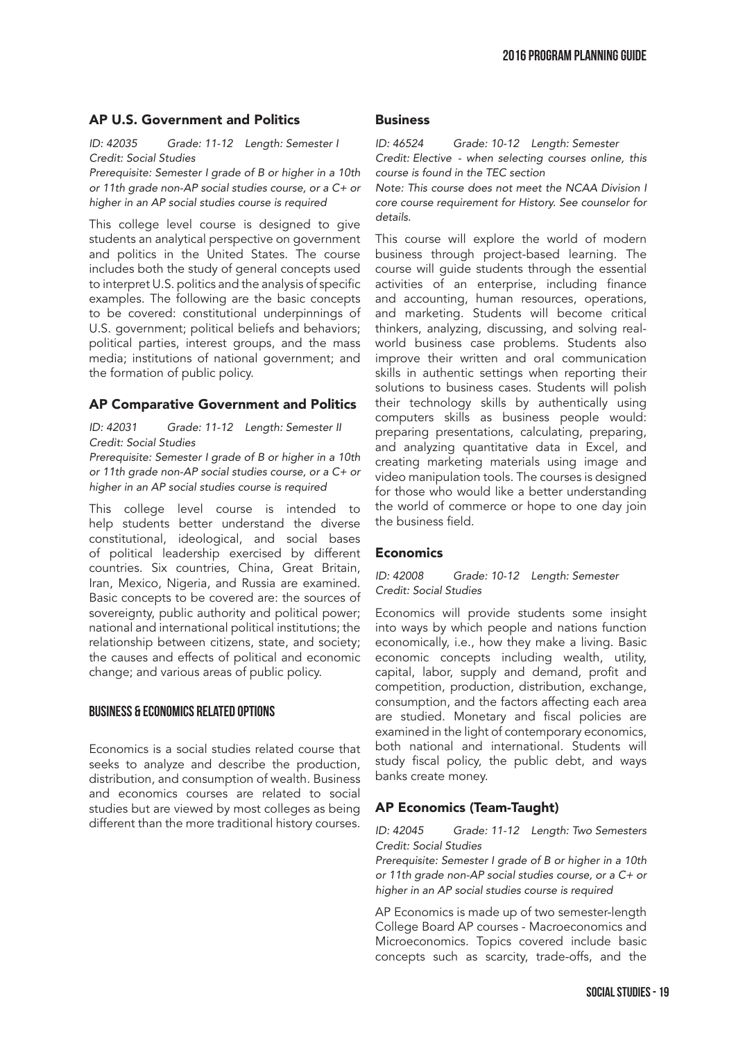## AP U.S. Government and Politics

*ID: 42035 Grade: 11-12 Length: Semester I*
*Credit: Social Studies*
*Prerequisite: Semester I grade of B or higher in a 10th or 11th grade non-AP social studies course, or a C+ or higher in an AP social studies course is required*

This college level course is designed to give students an analytical perspective on government and politics in the United States. The course includes both the study of general concepts used to interpret U.S. politics and the analysis of specific examples. The following are the basic concepts to be covered: constitutional underpinnings of U.S. government; political beliefs and behaviors; political parties, interest groups, and the mass media; institutions of national government; and the formation of public policy.

## AP Comparative Government and Politics

*ID: 42031 Grade: 11-12 Length: Semester II*
*Credit: Social Studies*
*Prerequisite: Semester I grade of B or higher in a 10th or 11th grade non-AP social studies course, or a C+ or higher in an AP social studies course is required*

This college level course is intended to help students better understand the diverse constitutional, ideological, and social bases of political leadership exercised by different countries. Six countries, China, Great Britain, Iran, Mexico, Nigeria, and Russia are examined. Basic concepts to be covered are: the sources of sovereignty, public authority and political power; national and international political institutions; the relationship between citizens, state, and society; the causes and effects of political and economic change; and various areas of public policy.

# BUSINESS & ECONOMICS RELATED OPTIONS

Economics is a social studies related course that seeks to analyze and describe the production, distribution, and consumption of wealth. Business and economics courses are related to social studies but are viewed by most colleges as being different than the more traditional history courses.

## Business

*ID: 46524 Grade: 10-12 Length: Semester*
*Credit: Elective - when selecting courses online, this course is found in the TEC section*
*Note: This course does not meet the NCAA Division I core course requirement for History. See counselor for details.*

This course will explore the world of modern business through project-based learning. The course will guide students through the essential activities of an enterprise, including finance and accounting, human resources, operations, and marketing. Students will become critical thinkers, analyzing, discussing, and solving real-world business case problems. Students also improve their written and oral communication skills in authentic settings when reporting their solutions to business cases. Students will polish their technology skills by authentically using computers skills as business people would: preparing presentations, calculating, preparing, and analyzing quantitative data in Excel, and creating marketing materials using image and video manipulation tools. The courses is designed for those who would like a better understanding the world of commerce or hope to one day join the business field.

## Economics

*ID: 42008 Grade: 10-12 Length: Semester*
*Credit: Social Studies*

Economics will provide students some insight into ways by which people and nations function economically, i.e., how they make a living. Basic economic concepts including wealth, utility, capital, labor, supply and demand, profit and competition, production, distribution, exchange, consumption, and the factors affecting each area are studied. Monetary and fiscal policies are examined in the light of contemporary economics, both national and international. Students will study fiscal policy, the public debt, and ways banks create money.

## AP Economics (Team-Taught)

*ID: 42045 Grade: 11-12 Length: Two Semesters*
*Credit: Social Studies*
*Prerequisite: Semester I grade of B or higher in a 10th or 11th grade non-AP social studies course, or a C+ or higher in an AP social studies course is required*

AP Economics is made up of two semester-length College Board AP courses - Macroeconomics and Microeconomics. Topics covered include basic concepts such as scarcity, trade-offs, and the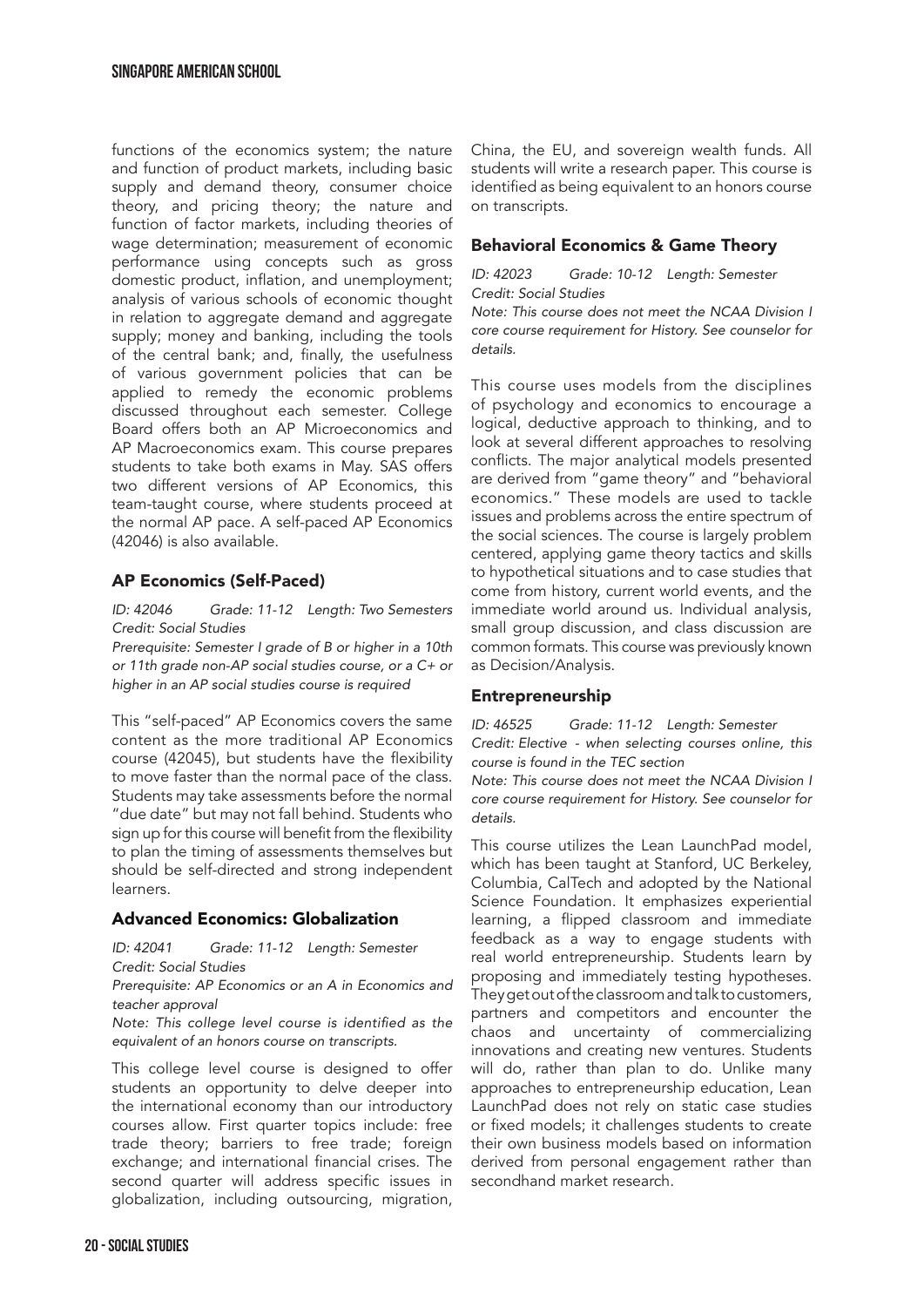functions of the economics system; the nature and function of product markets, including basic supply and demand theory, consumer choice theory, and pricing theory; the nature and function of factor markets, including theories of wage determination; measurement of economic performance using concepts such as gross domestic product, inflation, and unemployment; analysis of various schools of economic thought in relation to aggregate demand and aggregate supply; money and banking, including the tools of the central bank; and, finally, the usefulness of various government policies that can be applied to remedy the economic problems discussed throughout each semester. College Board offers both an AP Microeconomics and AP Macroeconomics exam. This course prepares students to take both exams in May. SAS offers two different versions of AP Economics, this team-taught course, where students proceed at the normal AP pace. A self-paced AP Economics (42046) is also available.

### AP Economics (Self-Paced)

*ID: 42046 Grade: 11-12 Length: Two Semesters*
*Credit: Social Studies*
*Prerequisite: Semester I grade of B or higher in a 10th or 11th grade non-AP social studies course, or a C+ or higher in an AP social studies course is required*

This "self-paced" AP Economics covers the same content as the more traditional AP Economics course (42045), but students have the flexibility to move faster than the normal pace of the class. Students may take assessments before the normal "due date" but may not fall behind. Students who sign up for this course will benefit from the flexibility to plan the timing of assessments themselves but should be self-directed and strong independent learners.

### Advanced Economics: Globalization

*ID: 42041 Grade: 11-12 Length: Semester*
*Credit: Social Studies*
*Prerequisite: AP Economics or an A in Economics and teacher approval*
*Note: This college level course is identified as the equivalent of an honors course on transcripts.*

This college level course is designed to offer students an opportunity to delve deeper into the international economy than our introductory courses allow. First quarter topics include: free trade theory; barriers to free trade; foreign exchange; and international financial crises. The second quarter will address specific issues in globalization, including outsourcing, migration, China, the EU, and sovereign wealth funds. All students will write a research paper. This course is identified as being equivalent to an honors course on transcripts.

### Behavioral Economics & Game Theory

*ID: 42023 Grade: 10-12 Length: Semester*
*Credit: Social Studies*
*Note: This course does not meet the NCAA Division I core course requirement for History. See counselor for details.*

This course uses models from the disciplines of psychology and economics to encourage a logical, deductive approach to thinking, and to look at several different approaches to resolving conflicts. The major analytical models presented are derived from "game theory" and "behavioral economics." These models are used to tackle issues and problems across the entire spectrum of the social sciences. The course is largely problem centered, applying game theory tactics and skills to hypothetical situations and to case studies that come from history, current world events, and the immediate world around us. Individual analysis, small group discussion, and class discussion are common formats. This course was previously known as Decision/Analysis.

### Entrepreneurship

*ID: 46525 Grade: 11-12 Length: Semester*
*Credit: Elective - when selecting courses online, this course is found in the TEC section*
*Note: This course does not meet the NCAA Division I core course requirement for History. See counselor for details.*

This course utilizes the Lean LaunchPad model, which has been taught at Stanford, UC Berkeley, Columbia, CalTech and adopted by the National Science Foundation. It emphasizes experiential learning, a flipped classroom and immediate feedback as a way to engage students with real world entrepreneurship. Students learn by proposing and immediately testing hypotheses. They get out of the classroom and talk to customers, partners and competitors and encounter the chaos and uncertainty of commercializing innovations and creating new ventures. Students will do, rather than plan to do. Unlike many approaches to entrepreneurship education, Lean LaunchPad does not rely on static case studies or fixed models; it challenges students to create their own business models based on information derived from personal engagement rather than secondhand market research.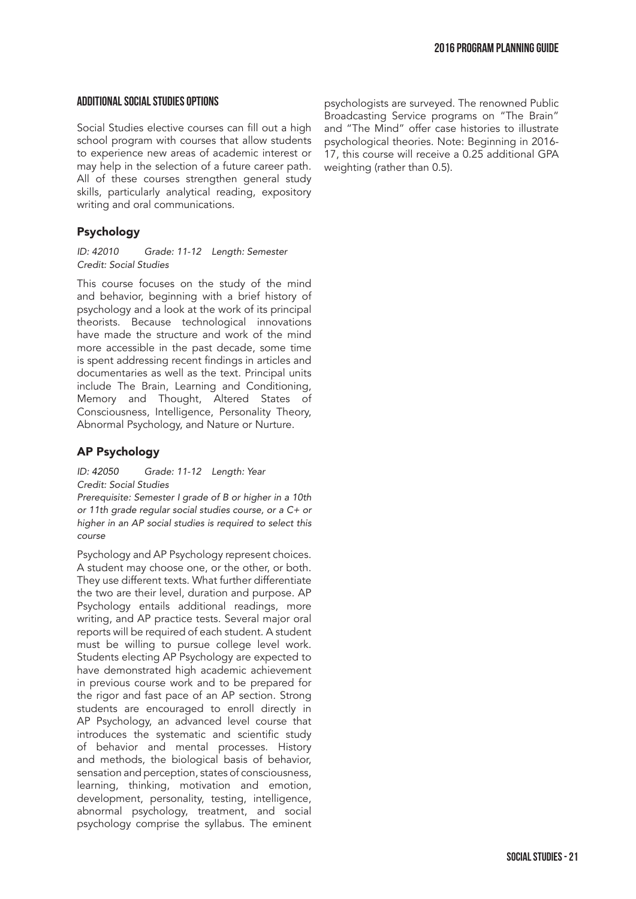## ADDITIONAL SOCIAL STUDIES OPTIONS

Social Studies elective courses can fill out a high school program with courses that allow students to experience new areas of academic interest or may help in the selection of a future career path. All of these courses strengthen general study skills, particularly analytical reading, expository writing and oral communications.

### Psychology

*ID: 42010 Grade: 11-12 Length: Semester*
*Credit: Social Studies*

This course focuses on the study of the mind and behavior, beginning with a brief history of psychology and a look at the work of its principal theorists. Because technological innovations have made the structure and work of the mind more accessible in the past decade, some time is spent addressing recent findings in articles and documentaries as well as the text. Principal units include The Brain, Learning and Conditioning, Memory and Thought, Altered States of Consciousness, Intelligence, Personality Theory, Abnormal Psychology, and Nature or Nurture.

### AP Psychology

*ID: 42050 Grade: 11-12 Length: Year*
*Credit: Social Studies*
*Prerequisite: Semester I grade of B or higher in a 10th or 11th grade regular social studies course, or a C+ or higher in an AP social studies is required to select this course*

Psychology and AP Psychology represent choices. A student may choose one, or the other, or both. They use different texts. What further differentiate the two are their level, duration and purpose. AP Psychology entails additional readings, more writing, and AP practice tests. Several major oral reports will be required of each student. A student must be willing to pursue college level work. Students electing AP Psychology are expected to have demonstrated high academic achievement in previous course work and to be prepared for the rigor and fast pace of an AP section. Strong students are encouraged to enroll directly in AP Psychology, an advanced level course that introduces the systematic and scientific study of behavior and mental processes. History and methods, the biological basis of behavior, sensation and perception, states of consciousness, learning, thinking, motivation and emotion, development, personality, testing, intelligence, abnormal psychology, treatment, and social psychology comprise the syllabus. The eminent psychologists are surveyed. The renowned Public Broadcasting Service programs on "The Brain" and "The Mind" offer case histories to illustrate psychological theories. Note: Beginning in 2016-17, this course will receive a 0.25 additional GPA weighting (rather than 0.5).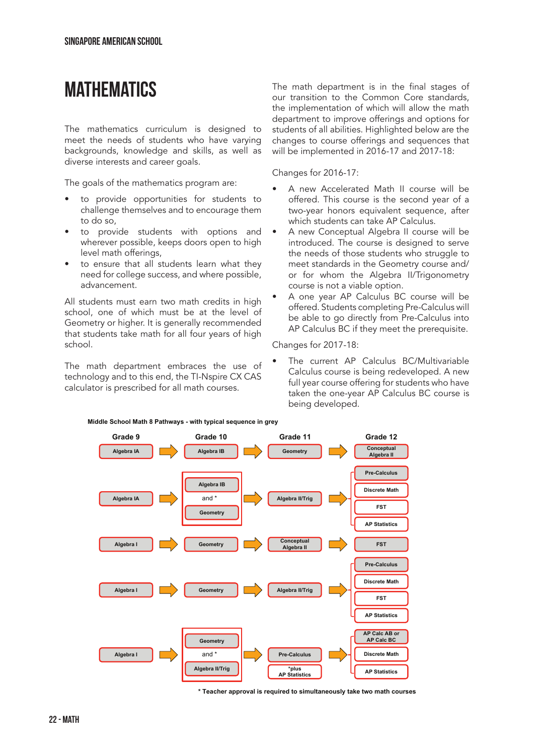# MATHEMATICS

The mathematics curriculum is designed to meet the needs of students who have varying backgrounds, knowledge and skills, as well as diverse interests and career goals.

The goals of the mathematics program are:

- to provide opportunities for students to challenge themselves and to encourage them to do so,
- to provide students with options and wherever possible, keeps doors open to high level math offerings,
- to ensure that all students learn what they need for college success, and where possible, advancement.

All students must earn two math credits in high school, one of which must be at the level of Geometry or higher. It is generally recommended that students take math for all four years of high school.

The math department embraces the use of technology and to this end, the TI-Nspire CX CAS calculator is prescribed for all math courses.

The math department is in the final stages of our transition to the Common Core standards, the implementation of which will allow the math department to improve offerings and options for students of all abilities. Highlighted below are the changes to course offerings and sequences that will be implemented in 2016-17 and 2017-18:

Changes for 2016-17:

- A new Accelerated Math II course will be offered. This course is the second year of a two-year honors equivalent sequence, after which students can take AP Calculus.
- A new Conceptual Algebra II course will be introduced. The course is designed to serve the needs of those students who struggle to meet standards in the Geometry course and/or for whom the Algebra II/Trigonometry course is not a viable option.
- A one year AP Calculus BC course will be offered. Students completing Pre-Calculus will be able to go directly from Pre-Calculus into AP Calculus BC if they meet the prerequisite.

Changes for 2017-18:

- The current AP Calculus BC/Multivariable Calculus course is being redeveloped. A new full year course offering for students who have taken the one-year AP Calculus BC course is being developed.

**Middle School Math 8 Pathways - with typical sequence in grey**

| Grade 9 | Grade 10 | Grade 11 | Grade 12 |
|---|---|---|---|
| Algebra IA | Algebra IB | Geometry | Conceptual Algebra II |
| Algebra IA | Algebra IB and * Geometry | Algebra II/Trig | Pre-Calculus / Discrete Math / FST / AP Statistics |
| Algebra I | Geometry | Conceptual Algebra II | FST |
| Algebra I | Geometry | Algebra II/Trig | Pre-Calculus / Discrete Math / FST / AP Statistics |
| Algebra I | Geometry and * Algebra II/Trig | Pre-Calculus *plus AP Statistics | AP Calc AB or AP Calc BC / Discrete Math / AP Statistics |

**\* Teacher approval is required to simultaneously take two math courses**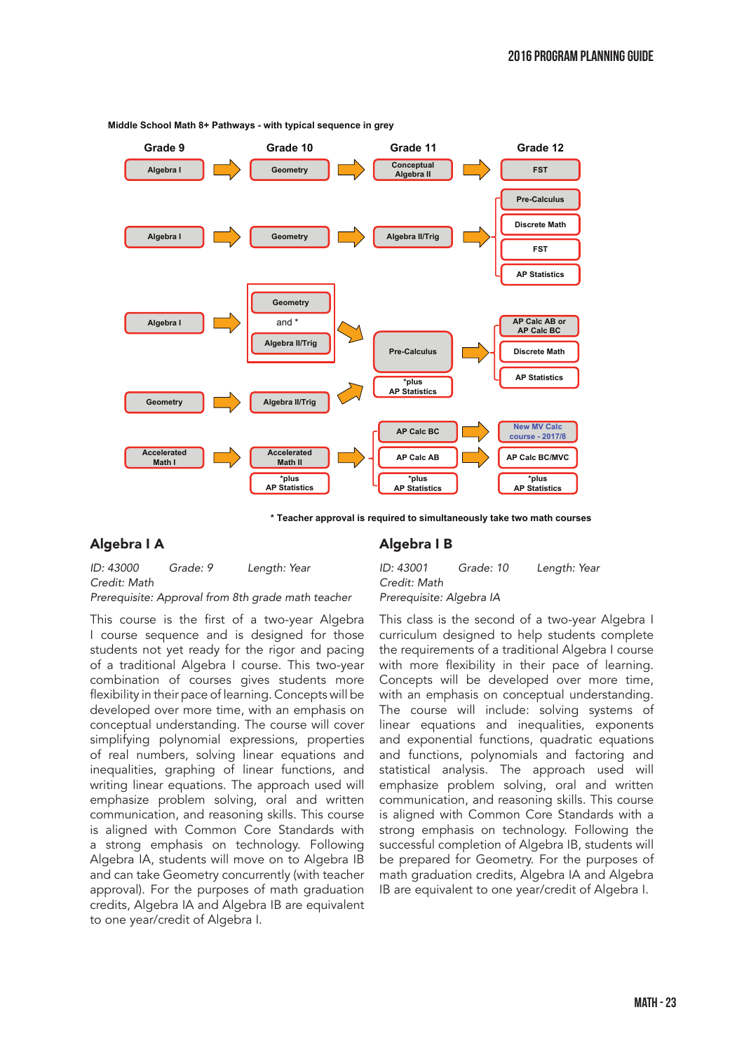**Middle School Math 8+ Pathways - with typical sequence in grey**

| Grade 9 | Grade 10 | Grade 11 | Grade 12 |
|---|---|---|---|
| Algebra I | Geometry | Conceptual Algebra II | FST |
| Algebra I | Geometry | Algebra II/Trig | Pre-Calculus / Discrete Math / FST / AP Statistics |
| Algebra I | Geometry and * Algebra II/Trig | Pre-Calculus *plus AP Statistics | AP Calc AB or AP Calc BC / Discrete Math / AP Statistics |
| Geometry | Algebra II/Trig | Pre-Calculus *plus AP Statistics | AP Calc AB or AP Calc BC / Discrete Math / AP Statistics |
| Accelerated Math I | Accelerated Math II *plus AP Statistics | AP Calc BC | New MV Calc course - 2017/8 |
| | | AP Calc AB | AP Calc BC/MVC |
| | | *plus AP Statistics | *plus AP Statistics |

\* Teacher approval is required to simultaneously take two math courses

## Algebra I A

*ID: 43000 Grade: 9 Length: Year*
*Credit: Math*
*Prerequisite: Approval from 8th grade math teacher*

This course is the first of a two-year Algebra I course sequence and is designed for those students not yet ready for the rigor and pacing of a traditional Algebra I course. This two-year combination of courses gives students more flexibility in their pace of learning. Concepts will be developed over more time, with an emphasis on conceptual understanding. The course will cover simplifying polynomial expressions, properties of real numbers, solving linear equations and inequalities, graphing of linear functions, and writing linear equations. The approach used will emphasize problem solving, oral and written communication, and reasoning skills. This course is aligned with Common Core Standards with a strong emphasis on technology. Following Algebra IA, students will move on to Algebra IB and can take Geometry concurrently (with teacher approval). For the purposes of math graduation credits, Algebra IA and Algebra IB are equivalent to one year/credit of Algebra I.

## Algebra I B

*ID: 43001 Grade: 10 Length: Year*
*Credit: Math*
*Prerequisite: Algebra IA*

This class is the second of a two-year Algebra I curriculum designed to help students complete the requirements of a traditional Algebra I course with more flexibility in their pace of learning. Concepts will be developed over more time, with an emphasis on conceptual understanding. The course will include: solving systems of linear equations and inequalities, exponents and exponential functions, quadratic equations and functions, polynomials and factoring and statistical analysis. The approach used will emphasize problem solving, oral and written communication, and reasoning skills. This course is aligned with Common Core Standards with a strong emphasis on technology. Following the successful completion of Algebra IB, students will be prepared for Geometry. For the purposes of math graduation credits, Algebra IA and Algebra IB are equivalent to one year/credit of Algebra I.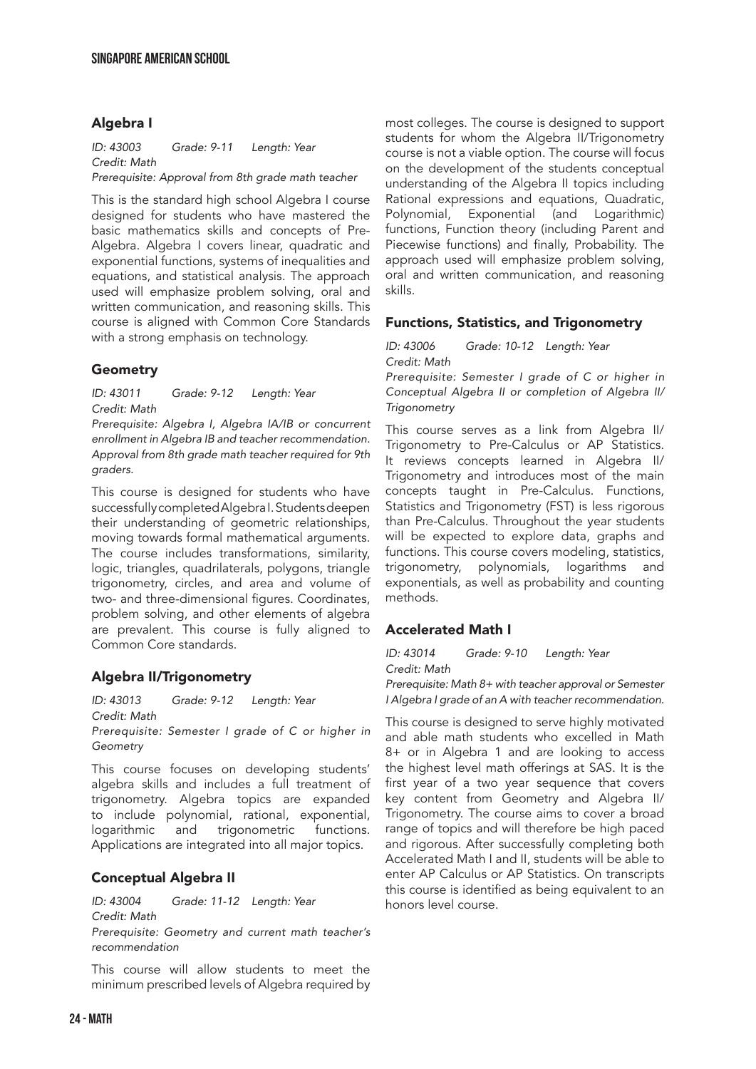## Algebra I

*ID: 43003 Grade: 9-11 Length: Year*
*Credit: Math*
*Prerequisite: Approval from 8th grade math teacher*

This is the standard high school Algebra I course designed for students who have mastered the basic mathematics skills and concepts of Pre-Algebra. Algebra I covers linear, quadratic and exponential functions, systems of inequalities and equations, and statistical analysis. The approach used will emphasize problem solving, oral and written communication, and reasoning skills. This course is aligned with Common Core Standards with a strong emphasis on technology.

## Geometry

*ID: 43011 Grade: 9-12 Length: Year*
*Credit: Math*
*Prerequisite: Algebra I, Algebra IA/IB or concurrent enrollment in Algebra IB and teacher recommendation. Approval from 8th grade math teacher required for 9th graders.*

This course is designed for students who have successfully completed Algebra I. Students deepen their understanding of geometric relationships, moving towards formal mathematical arguments. The course includes transformations, similarity, logic, triangles, quadrilaterals, polygons, triangle trigonometry, circles, and area and volume of two- and three-dimensional figures. Coordinates, problem solving, and other elements of algebra are prevalent. This course is fully aligned to Common Core standards.

## Algebra II/Trigonometry

*ID: 43013 Grade: 9-12 Length: Year*
*Credit: Math*
*Prerequisite: Semester I grade of C or higher in Geometry*

This course focuses on developing students' algebra skills and includes a full treatment of trigonometry. Algebra topics are expanded to include polynomial, rational, exponential, logarithmic and trigonometric functions. Applications are integrated into all major topics.

## Conceptual Algebra II

*ID: 43004 Grade: 11-12 Length: Year*
*Credit: Math*
*Prerequisite: Geometry and current math teacher's recommendation*

This course will allow students to meet the minimum prescribed levels of Algebra required by most colleges. The course is designed to support students for whom the Algebra II/Trigonometry course is not a viable option. The course will focus on the development of the students conceptual understanding of the Algebra II topics including Rational expressions and equations, Quadratic, Polynomial, Exponential (and Logarithmic) functions, Function theory (including Parent and Piecewise functions) and finally, Probability. The approach used will emphasize problem solving, oral and written communication, and reasoning skills.

## Functions, Statistics, and Trigonometry

*ID: 43006 Grade: 10-12 Length: Year*
*Credit: Math*
*Prerequisite: Semester I grade of C or higher in Conceptual Algebra II or completion of Algebra II/ Trigonometry*

This course serves as a link from Algebra II/ Trigonometry to Pre-Calculus or AP Statistics. It reviews concepts learned in Algebra II/ Trigonometry and introduces most of the main concepts taught in Pre-Calculus. Functions, Statistics and Trigonometry (FST) is less rigorous than Pre-Calculus. Throughout the year students will be expected to explore data, graphs and functions. This course covers modeling, statistics, trigonometry, polynomials, logarithms and exponentials, as well as probability and counting methods.

## Accelerated Math I

*ID: 43014 Grade: 9-10 Length: Year*
*Credit: Math*
*Prerequisite: Math 8+ with teacher approval or Semester I Algebra I grade of an A with teacher recommendation.*

This course is designed to serve highly motivated and able math students who excelled in Math 8+ or in Algebra 1 and are looking to access the highest level math offerings at SAS. It is the first year of a two year sequence that covers key content from Geometry and Algebra II/ Trigonometry. The course aims to cover a broad range of topics and will therefore be high paced and rigorous. After successfully completing both Accelerated Math I and II, students will be able to enter AP Calculus or AP Statistics. On transcripts this course is identified as being equivalent to an honors level course.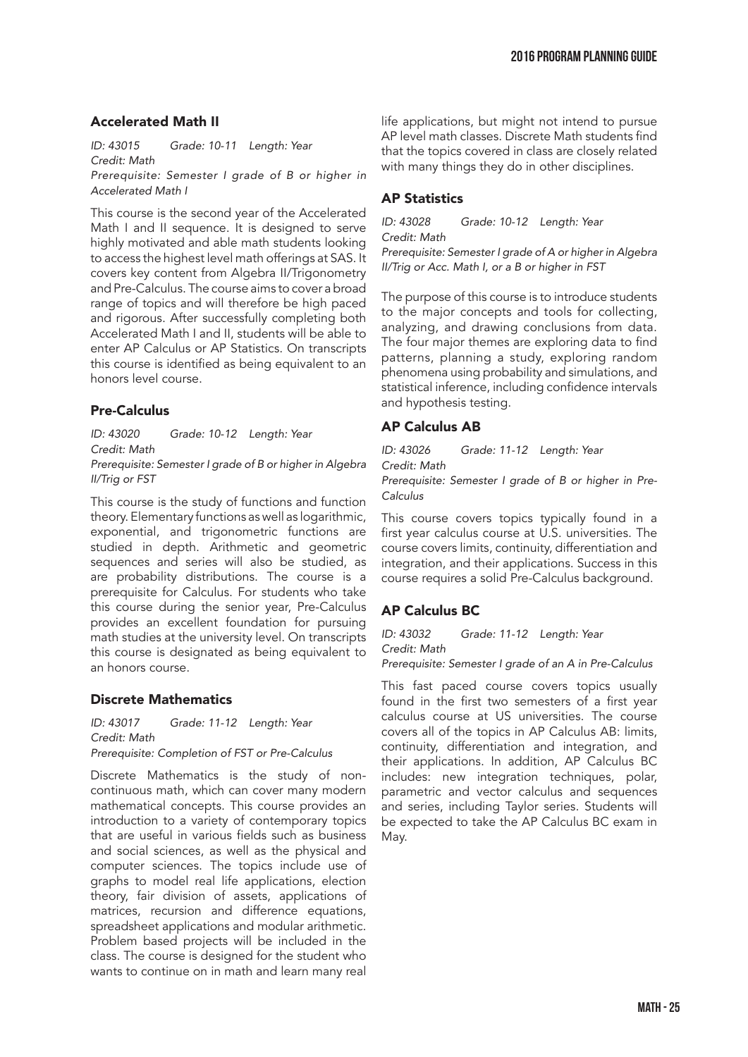### Accelerated Math II

*ID: 43015 Grade: 10-11 Length: Year*
*Credit: Math*
*Prerequisite: Semester I grade of B or higher in Accelerated Math I*

This course is the second year of the Accelerated Math I and II sequence. It is designed to serve highly motivated and able math students looking to access the highest level math offerings at SAS. It covers key content from Algebra II/Trigonometry and Pre-Calculus. The course aims to cover a broad range of topics and will therefore be high paced and rigorous. After successfully completing both Accelerated Math I and II, students will be able to enter AP Calculus or AP Statistics. On transcripts this course is identified as being equivalent to an honors level course.

### Pre-Calculus

*ID: 43020 Grade: 10-12 Length: Year*
*Credit: Math*
*Prerequisite: Semester I grade of B or higher in Algebra II/Trig or FST*

This course is the study of functions and function theory. Elementary functions as well as logarithmic, exponential, and trigonometric functions are studied in depth. Arithmetic and geometric sequences and series will also be studied, as are probability distributions. The course is a prerequisite for Calculus. For students who take this course during the senior year, Pre-Calculus provides an excellent foundation for pursuing math studies at the university level. On transcripts this course is designated as being equivalent to an honors course.

### Discrete Mathematics

*ID: 43017 Grade: 11-12 Length: Year*
*Credit: Math*
*Prerequisite: Completion of FST or Pre-Calculus*

Discrete Mathematics is the study of non-continuous math, which can cover many modern mathematical concepts. This course provides an introduction to a variety of contemporary topics that are useful in various fields such as business and social sciences, as well as the physical and computer sciences. The topics include use of graphs to model real life applications, election theory, fair division of assets, applications of matrices, recursion and difference equations, spreadsheet applications and modular arithmetic. Problem based projects will be included in the class. The course is designed for the student who wants to continue on in math and learn many real life applications, but might not intend to pursue AP level math classes. Discrete Math students find that the topics covered in class are closely related with many things they do in other disciplines.

### AP Statistics

*ID: 43028 Grade: 10-12 Length: Year*
*Credit: Math*
*Prerequisite: Semester I grade of A or higher in Algebra II/Trig or Acc. Math I, or a B or higher in FST*

The purpose of this course is to introduce students to the major concepts and tools for collecting, analyzing, and drawing conclusions from data. The four major themes are exploring data to find patterns, planning a study, exploring random phenomena using probability and simulations, and statistical inference, including confidence intervals and hypothesis testing.

### AP Calculus AB

*ID: 43026 Grade: 11-12 Length: Year*
*Credit: Math*
*Prerequisite: Semester I grade of B or higher in Pre-Calculus*

This course covers topics typically found in a first year calculus course at U.S. universities. The course covers limits, continuity, differentiation and integration, and their applications. Success in this course requires a solid Pre-Calculus background.

### AP Calculus BC

*ID: 43032 Grade: 11-12 Length: Year*
*Credit: Math*
*Prerequisite: Semester I grade of an A in Pre-Calculus*

This fast paced course covers topics usually found in the first two semesters of a first year calculus course at US universities. The course covers all of the topics in AP Calculus AB: limits, continuity, differentiation and integration, and their applications. In addition, AP Calculus BC includes: new integration techniques, polar, parametric and vector calculus and sequences and series, including Taylor series. Students will be expected to take the AP Calculus BC exam in May.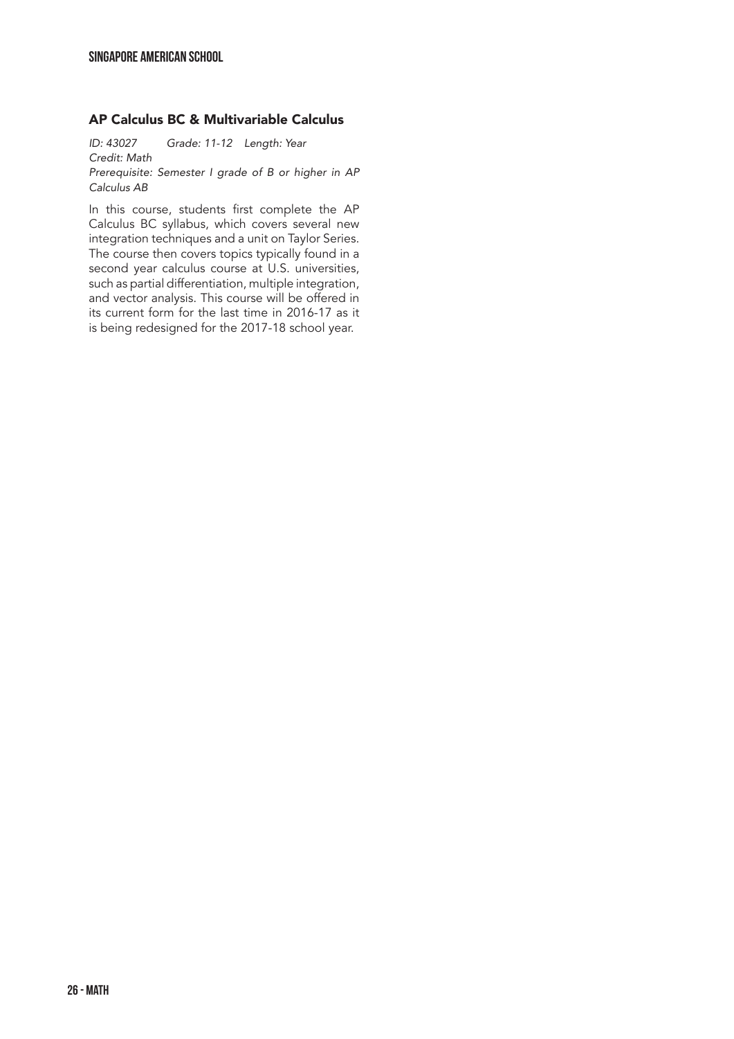## AP Calculus BC & Multivariable Calculus

*ID: 43027 Grade: 11-12 Length: Year*
*Credit: Math*
*Prerequisite: Semester I grade of B or higher in AP Calculus AB*

In this course, students first complete the AP Calculus BC syllabus, which covers several new integration techniques and a unit on Taylor Series. The course then covers topics typically found in a second year calculus course at U.S. universities, such as partial differentiation, multiple integration, and vector analysis. This course will be offered in its current form for the last time in 2016-17 as it is being redesigned for the 2017-18 school year.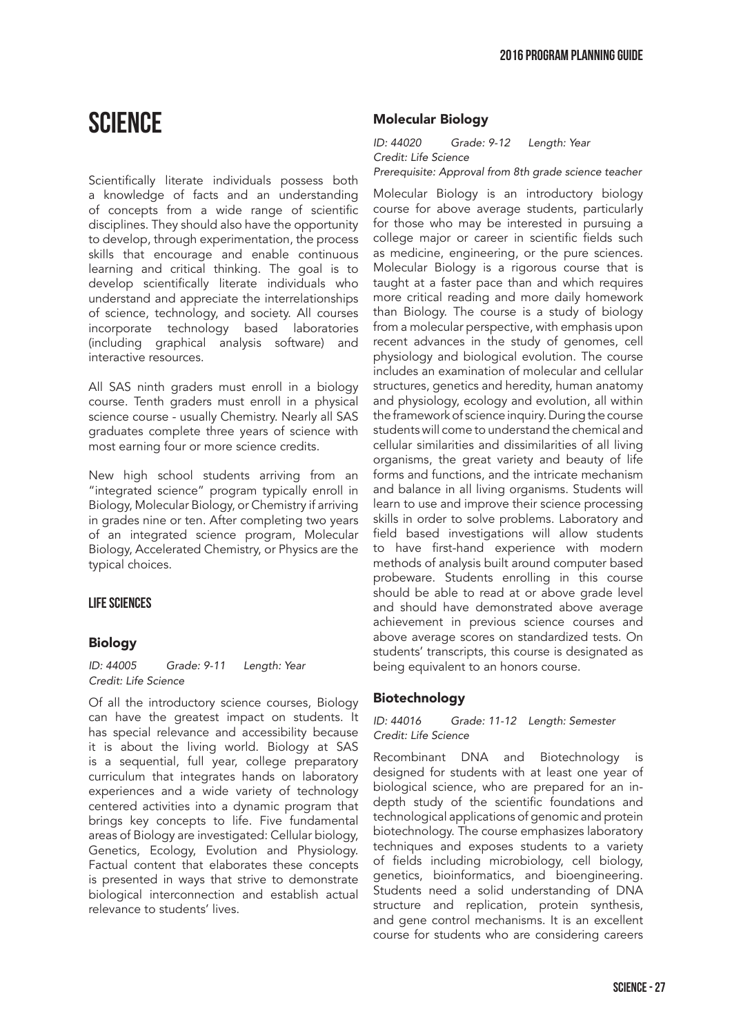# SCIENCE

Scientifically literate individuals possess both a knowledge of facts and an understanding of concepts from a wide range of scientific disciplines. They should also have the opportunity to develop, through experimentation, the process skills that encourage and enable continuous learning and critical thinking. The goal is to develop scientifically literate individuals who understand and appreciate the interrelationships of science, technology, and society. All courses incorporate technology based laboratories (including graphical analysis software) and interactive resources.

All SAS ninth graders must enroll in a biology course. Tenth graders must enroll in a physical science course - usually Chemistry. Nearly all SAS graduates complete three years of science with most earning four or more science credits.

New high school students arriving from an "integrated science" program typically enroll in Biology, Molecular Biology, or Chemistry if arriving in grades nine or ten. After completing two years of an integrated science program, Molecular Biology, Accelerated Chemistry, or Physics are the typical choices.

## LIFE SCIENCES

### Biology

*ID: 44005 Grade: 9-11 Length: Year*
*Credit: Life Science*

Of all the introductory science courses, Biology can have the greatest impact on students. It has special relevance and accessibility because it is about the living world. Biology at SAS is a sequential, full year, college preparatory curriculum that integrates hands on laboratory experiences and a wide variety of technology centered activities into a dynamic program that brings key concepts to life. Five fundamental areas of Biology are investigated: Cellular biology, Genetics, Ecology, Evolution and Physiology. Factual content that elaborates these concepts is presented in ways that strive to demonstrate biological interconnection and establish actual relevance to students' lives.

### Molecular Biology

*ID: 44020 Grade: 9-12 Length: Year*
*Credit: Life Science*
*Prerequisite: Approval from 8th grade science teacher*

Molecular Biology is an introductory biology course for above average students, particularly for those who may be interested in pursuing a college major or career in scientific fields such as medicine, engineering, or the pure sciences. Molecular Biology is a rigorous course that is taught at a faster pace than and which requires more critical reading and more daily homework than Biology. The course is a study of biology from a molecular perspective, with emphasis upon recent advances in the study of genomes, cell physiology and biological evolution. The course includes an examination of molecular and cellular structures, genetics and heredity, human anatomy and physiology, ecology and evolution, all within the framework of science inquiry. During the course students will come to understand the chemical and cellular similarities and dissimilarities of all living organisms, the great variety and beauty of life forms and functions, and the intricate mechanism and balance in all living organisms. Students will learn to use and improve their science processing skills in order to solve problems. Laboratory and field based investigations will allow students to have first-hand experience with modern methods of analysis built around computer based probeware. Students enrolling in this course should be able to read at or above grade level and should have demonstrated above average achievement in previous science courses and above average scores on standardized tests. On students' transcripts, this course is designated as being equivalent to an honors course.

### Biotechnology

*ID: 44016 Grade: 11-12 Length: Semester*
*Credit: Life Science*

Recombinant DNA and Biotechnology is designed for students with at least one year of biological science, who are prepared for an in-depth study of the scientific foundations and technological applications of genomic and protein biotechnology. The course emphasizes laboratory techniques and exposes students to a variety of fields including microbiology, cell biology, genetics, bioinformatics, and bioengineering. Students need a solid understanding of DNA structure and replication, protein synthesis, and gene control mechanisms. It is an excellent course for students who are considering careers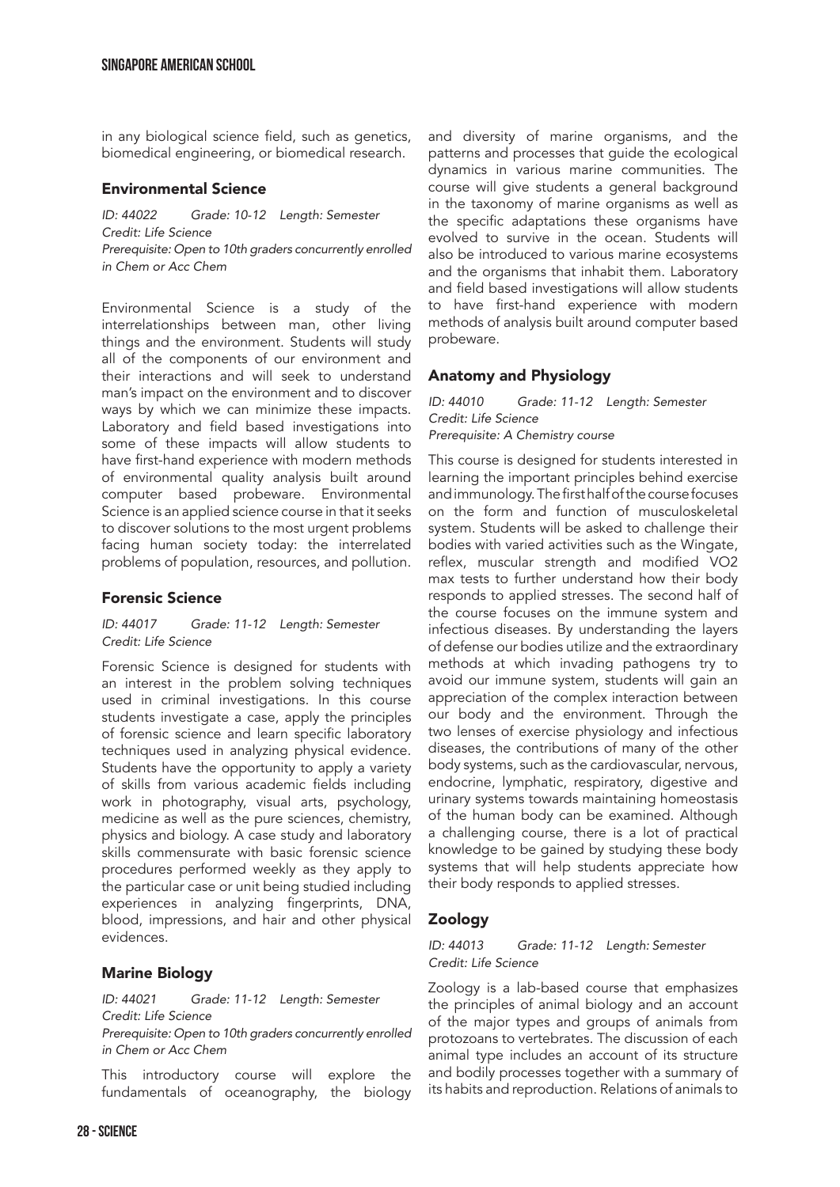in any biological science field, such as genetics, biomedical engineering, or biomedical research.

### Environmental Science

*ID: 44022 Grade: 10-12 Length: Semester*
*Credit: Life Science*
*Prerequisite: Open to 10th graders concurrently enrolled in Chem or Acc Chem*

Environmental Science is a study of the interrelationships between man, other living things and the environment. Students will study all of the components of our environment and their interactions and will seek to understand man's impact on the environment and to discover ways by which we can minimize these impacts. Laboratory and field based investigations into some of these impacts will allow students to have first-hand experience with modern methods of environmental quality analysis built around computer based probeware. Environmental Science is an applied science course in that it seeks to discover solutions to the most urgent problems facing human society today: the interrelated problems of population, resources, and pollution.

### Forensic Science

*ID: 44017 Grade: 11-12 Length: Semester*
*Credit: Life Science*

Forensic Science is designed for students with an interest in the problem solving techniques used in criminal investigations. In this course students investigate a case, apply the principles of forensic science and learn specific laboratory techniques used in analyzing physical evidence. Students have the opportunity to apply a variety of skills from various academic fields including work in photography, visual arts, psychology, medicine as well as the pure sciences, chemistry, physics and biology. A case study and laboratory skills commensurate with basic forensic science procedures performed weekly as they apply to the particular case or unit being studied including experiences in analyzing fingerprints, DNA, blood, impressions, and hair and other physical evidences.

### Marine Biology

*ID: 44021 Grade: 11-12 Length: Semester*
*Credit: Life Science*
*Prerequisite: Open to 10th graders concurrently enrolled in Chem or Acc Chem*

This introductory course will explore the fundamentals of oceanography, the biology and diversity of marine organisms, and the patterns and processes that guide the ecological dynamics in various marine communities. The course will give students a general background in the taxonomy of marine organisms as well as the specific adaptations these organisms have evolved to survive in the ocean. Students will also be introduced to various marine ecosystems and the organisms that inhabit them. Laboratory and field based investigations will allow students to have first-hand experience with modern methods of analysis built around computer based probeware.

### Anatomy and Physiology

*ID: 44010 Grade: 11-12 Length: Semester*
*Credit: Life Science*
*Prerequisite: A Chemistry course*

This course is designed for students interested in learning the important principles behind exercise and immunology. The first half of the course focuses on the form and function of musculoskeletal system. Students will be asked to challenge their bodies with varied activities such as the Wingate, reflex, muscular strength and modified VO2 max tests to further understand how their body responds to applied stresses. The second half of the course focuses on the immune system and infectious diseases. By understanding the layers of defense our bodies utilize and the extraordinary methods at which invading pathogens try to avoid our immune system, students will gain an appreciation of the complex interaction between our body and the environment. Through the two lenses of exercise physiology and infectious diseases, the contributions of many of the other body systems, such as the cardiovascular, nervous, endocrine, lymphatic, respiratory, digestive and urinary systems towards maintaining homeostasis of the human body can be examined. Although a challenging course, there is a lot of practical knowledge to be gained by studying these body systems that will help students appreciate how their body responds to applied stresses.

### Zoology

*ID: 44013 Grade: 11-12 Length: Semester*
*Credit: Life Science*

Zoology is a lab-based course that emphasizes the principles of animal biology and an account of the major types and groups of animals from protozoans to vertebrates. The discussion of each animal type includes an account of its structure and bodily processes together with a summary of its habits and reproduction. Relations of animals to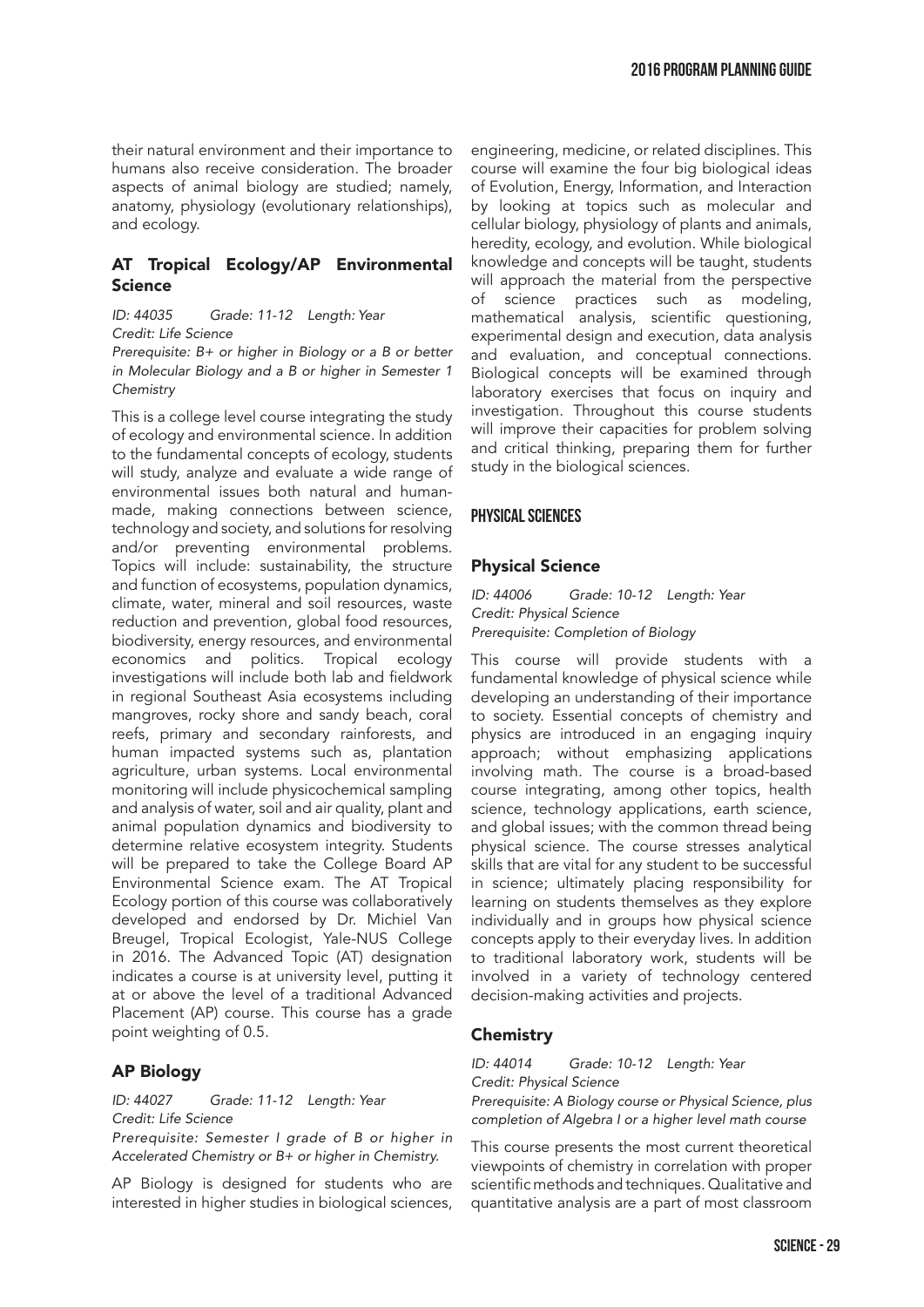their natural environment and their importance to humans also receive consideration. The broader aspects of animal biology are studied; namely, anatomy, physiology (evolutionary relationships), and ecology.

### AT Tropical Ecology/AP Environmental Science

*ID: 44035 Grade: 11-12 Length: Year*
*Credit: Life Science*
*Prerequisite: B+ or higher in Biology or a B or better in Molecular Biology and a B or higher in Semester 1 Chemistry*

This is a college level course integrating the study of ecology and environmental science. In addition to the fundamental concepts of ecology, students will study, analyze and evaluate a wide range of environmental issues both natural and human-made, making connections between science, technology and society, and solutions for resolving and/or preventing environmental problems. Topics will include: sustainability, the structure and function of ecosystems, population dynamics, climate, water, mineral and soil resources, waste reduction and prevention, global food resources, biodiversity, energy resources, and environmental economics and politics. Tropical ecology investigations will include both lab and fieldwork in regional Southeast Asia ecosystems including mangroves, rocky shore and sandy beach, coral reefs, primary and secondary rainforests, and human impacted systems such as, plantation agriculture, urban systems. Local environmental monitoring will include physicochemical sampling and analysis of water, soil and air quality, plant and animal population dynamics and biodiversity to determine relative ecosystem integrity. Students will be prepared to take the College Board AP Environmental Science exam. The AT Tropical Ecology portion of this course was collaboratively developed and endorsed by Dr. Michiel Van Breugel, Tropical Ecologist, Yale-NUS College in 2016. The Advanced Topic (AT) designation indicates a course is at university level, putting it at or above the level of a traditional Advanced Placement (AP) course. This course has a grade point weighting of 0.5.

### AP Biology

*ID: 44027 Grade: 11-12 Length: Year*
*Credit: Life Science*
*Prerequisite: Semester I grade of B or higher in Accelerated Chemistry or B+ or higher in Chemistry.*

AP Biology is designed for students who are interested in higher studies in biological sciences, engineering, medicine, or related disciplines. This course will examine the four big biological ideas of Evolution, Energy, Information, and Interaction by looking at topics such as molecular and cellular biology, physiology of plants and animals, heredity, ecology, and evolution. While biological knowledge and concepts will be taught, students will approach the material from the perspective of science practices such as modeling, mathematical analysis, scientific questioning, experimental design and execution, data analysis and evaluation, and conceptual connections. Biological concepts will be examined through laboratory exercises that focus on inquiry and investigation. Throughout this course students will improve their capacities for problem solving and critical thinking, preparing them for further study in the biological sciences.

## PHYSICAL SCIENCES

### Physical Science

*ID: 44006 Grade: 10-12 Length: Year*
*Credit: Physical Science*
*Prerequisite: Completion of Biology*

This course will provide students with a fundamental knowledge of physical science while developing an understanding of their importance to society. Essential concepts of chemistry and physics are introduced in an engaging inquiry approach; without emphasizing applications involving math. The course is a broad-based course integrating, among other topics, health science, technology applications, earth science, and global issues; with the common thread being physical science. The course stresses analytical skills that are vital for any student to be successful in science; ultimately placing responsibility for learning on students themselves as they explore individually and in groups how physical science concepts apply to their everyday lives. In addition to traditional laboratory work, students will be involved in a variety of technology centered decision-making activities and projects.

### Chemistry

*ID: 44014 Grade: 10-12 Length: Year*
*Credit: Physical Science*
*Prerequisite: A Biology course or Physical Science, plus completion of Algebra I or a higher level math course*

This course presents the most current theoretical viewpoints of chemistry in correlation with proper scientific methods and techniques. Qualitative and quantitative analysis are a part of most classroom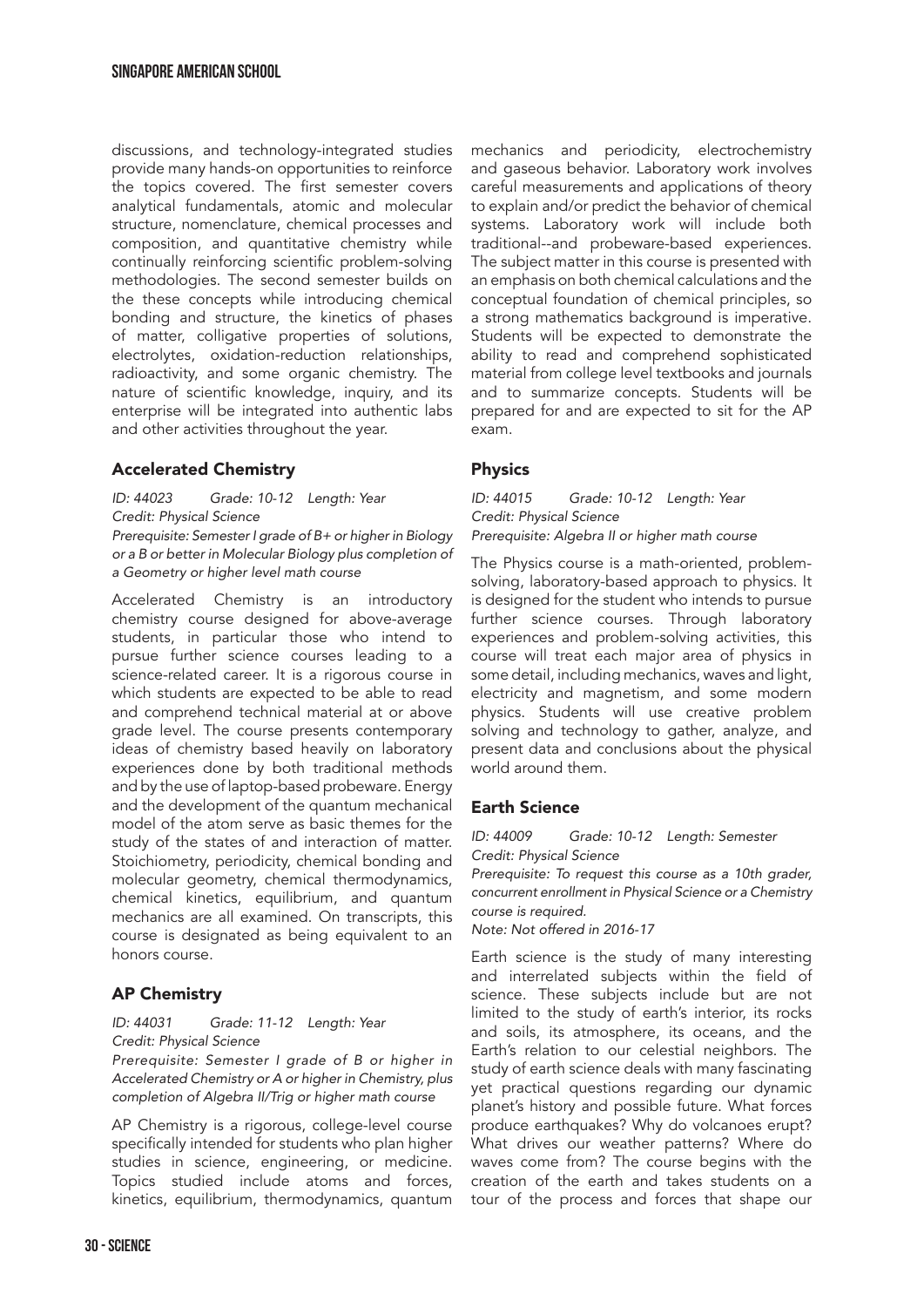discussions, and technology-integrated studies provide many hands-on opportunities to reinforce the topics covered. The first semester covers analytical fundamentals, atomic and molecular structure, nomenclature, chemical processes and composition, and quantitative chemistry while continually reinforcing scientific problem-solving methodologies. The second semester builds on the these concepts while introducing chemical bonding and structure, the kinetics of phases of matter, colligative properties of solutions, electrolytes, oxidation-reduction relationships, radioactivity, and some organic chemistry. The nature of scientific knowledge, inquiry, and its enterprise will be integrated into authentic labs and other activities throughout the year.

### Accelerated Chemistry

*ID: 44023 Grade: 10-12 Length: Year*
*Credit: Physical Science*
*Prerequisite: Semester I grade of B+ or higher in Biology or a B or better in Molecular Biology plus completion of a Geometry or higher level math course*

Accelerated Chemistry is an introductory chemistry course designed for above-average students, in particular those who intend to pursue further science courses leading to a science-related career. It is a rigorous course in which students are expected to be able to read and comprehend technical material at or above grade level. The course presents contemporary ideas of chemistry based heavily on laboratory experiences done by both traditional methods and by the use of laptop-based probeware. Energy and the development of the quantum mechanical model of the atom serve as basic themes for the study of the states of and interaction of matter. Stoichiometry, periodicity, chemical bonding and molecular geometry, chemical thermodynamics, chemical kinetics, equilibrium, and quantum mechanics are all examined. On transcripts, this course is designated as being equivalent to an honors course.

### AP Chemistry

*ID: 44031 Grade: 11-12 Length: Year*
*Credit: Physical Science*
*Prerequisite: Semester I grade of B or higher in Accelerated Chemistry or A or higher in Chemistry, plus completion of Algebra II/Trig or higher math course*

AP Chemistry is a rigorous, college-level course specifically intended for students who plan higher studies in science, engineering, or medicine. Topics studied include atoms and forces, kinetics, equilibrium, thermodynamics, quantum mechanics and periodicity, electrochemistry and gaseous behavior. Laboratory work involves careful measurements and applications of theory to explain and/or predict the behavior of chemical systems. Laboratory work will include both traditional--and probeware-based experiences. The subject matter in this course is presented with an emphasis on both chemical calculations and the conceptual foundation of chemical principles, so a strong mathematics background is imperative. Students will be expected to demonstrate the ability to read and comprehend sophisticated material from college level textbooks and journals and to summarize concepts. Students will be prepared for and are expected to sit for the AP exam.

### Physics

*ID: 44015 Grade: 10-12 Length: Year*
*Credit: Physical Science*
*Prerequisite: Algebra II or higher math course*

The Physics course is a math-oriented, problem-solving, laboratory-based approach to physics. It is designed for the student who intends to pursue further science courses. Through laboratory experiences and problem-solving activities, this course will treat each major area of physics in some detail, including mechanics, waves and light, electricity and magnetism, and some modern physics. Students will use creative problem solving and technology to gather, analyze, and present data and conclusions about the physical world around them.

### Earth Science

*ID: 44009 Grade: 10-12 Length: Semester*
*Credit: Physical Science*
*Prerequisite: To request this course as a 10th grader, concurrent enrollment in Physical Science or a Chemistry course is required.*
*Note: Not offered in 2016-17*

Earth science is the study of many interesting and interrelated subjects within the field of science. These subjects include but are not limited to the study of earth's interior, its rocks and soils, its atmosphere, its oceans, and the Earth's relation to our celestial neighbors. The study of earth science deals with many fascinating yet practical questions regarding our dynamic planet's history and possible future. What forces produce earthquakes? Why do volcanoes erupt? What drives our weather patterns? Where do waves come from? The course begins with the creation of the earth and takes students on a tour of the process and forces that shape our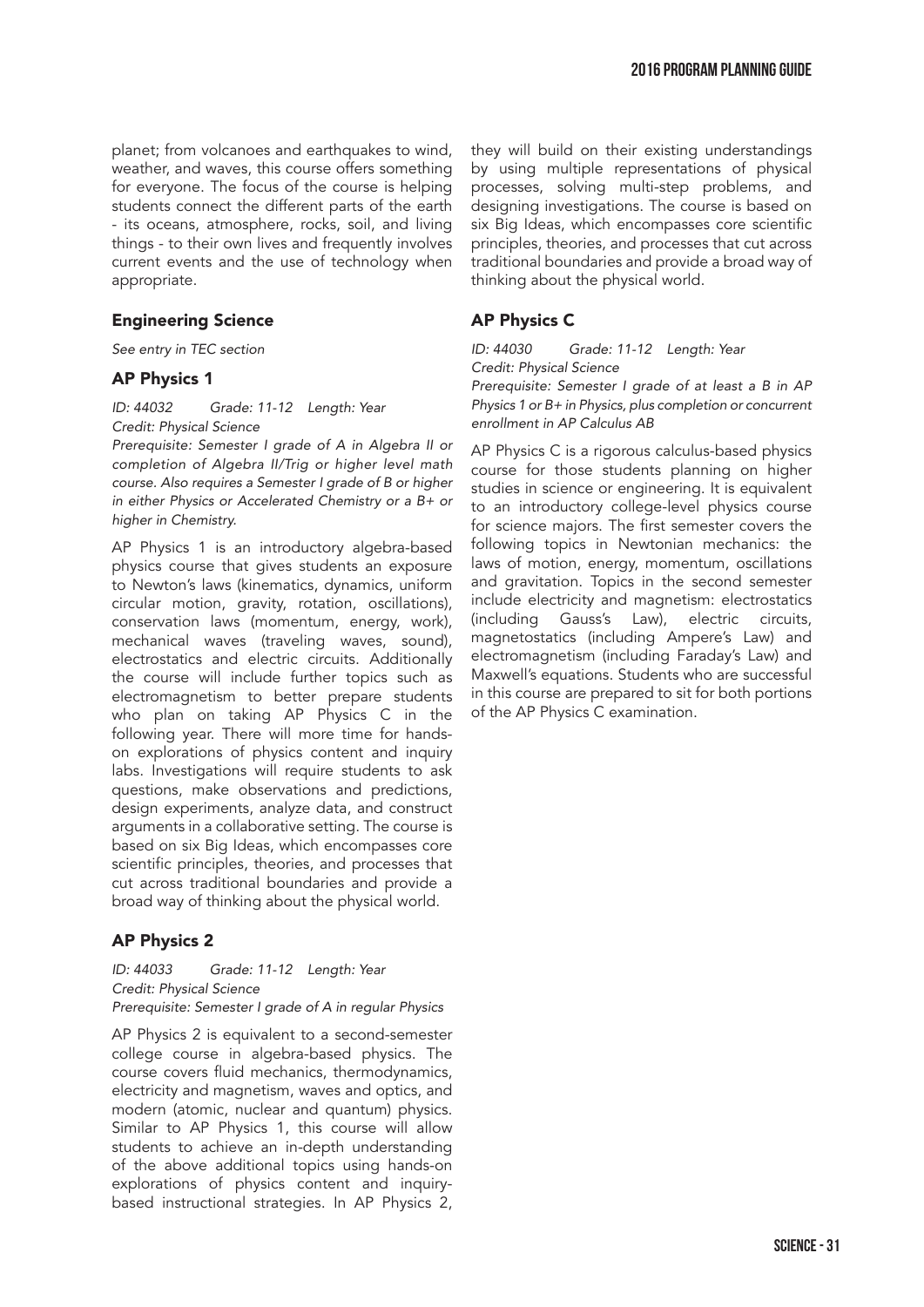planet; from volcanoes and earthquakes to wind, weather, and waves, this course offers something for everyone. The focus of the course is helping students connect the different parts of the earth - its oceans, atmosphere, rocks, soil, and living things - to their own lives and frequently involves current events and the use of technology when appropriate.

### Engineering Science

*See entry in TEC section*

### AP Physics 1

*ID: 44032 Grade: 11-12 Length: Year*
*Credit: Physical Science*
*Prerequisite: Semester I grade of A in Algebra II or completion of Algebra II/Trig or higher level math course. Also requires a Semester I grade of B or higher in either Physics or Accelerated Chemistry or a B+ or higher in Chemistry.*

AP Physics 1 is an introductory algebra-based physics course that gives students an exposure to Newton's laws (kinematics, dynamics, uniform circular motion, gravity, rotation, oscillations), conservation laws (momentum, energy, work), mechanical waves (traveling waves, sound), electrostatics and electric circuits. Additionally the course will include further topics such as electromagnetism to better prepare students who plan on taking AP Physics C in the following year. There will more time for hands-on explorations of physics content and inquiry labs. Investigations will require students to ask questions, make observations and predictions, design experiments, analyze data, and construct arguments in a collaborative setting. The course is based on six Big Ideas, which encompasses core scientific principles, theories, and processes that cut across traditional boundaries and provide a broad way of thinking about the physical world.

### AP Physics 2

*ID: 44033 Grade: 11-12 Length: Year*
*Credit: Physical Science*
*Prerequisite: Semester I grade of A in regular Physics*

AP Physics 2 is equivalent to a second-semester college course in algebra-based physics. The course covers fluid mechanics, thermodynamics, electricity and magnetism, waves and optics, and modern (atomic, nuclear and quantum) physics. Similar to AP Physics 1, this course will allow students to achieve an in-depth understanding of the above additional topics using hands-on explorations of physics content and inquiry-based instructional strategies. In AP Physics 2, they will build on their existing understandings by using multiple representations of physical processes, solving multi-step problems, and designing investigations. The course is based on six Big Ideas, which encompasses core scientific principles, theories, and processes that cut across traditional boundaries and provide a broad way of thinking about the physical world.

### AP Physics C

*ID: 44030 Grade: 11-12 Length: Year*
*Credit: Physical Science*
*Prerequisite: Semester I grade of at least a B in AP Physics 1 or B+ in Physics, plus completion or concurrent enrollment in AP Calculus AB*

AP Physics C is a rigorous calculus-based physics course for those students planning on higher studies in science or engineering. It is equivalent to an introductory college-level physics course for science majors. The first semester covers the following topics in Newtonian mechanics: the laws of motion, energy, momentum, oscillations and gravitation. Topics in the second semester include electricity and magnetism: electrostatics (including Gauss's Law), electric circuits, magnetostatics (including Ampere's Law) and electromagnetism (including Faraday's Law) and Maxwell's equations. Students who are successful in this course are prepared to sit for both portions of the AP Physics C examination.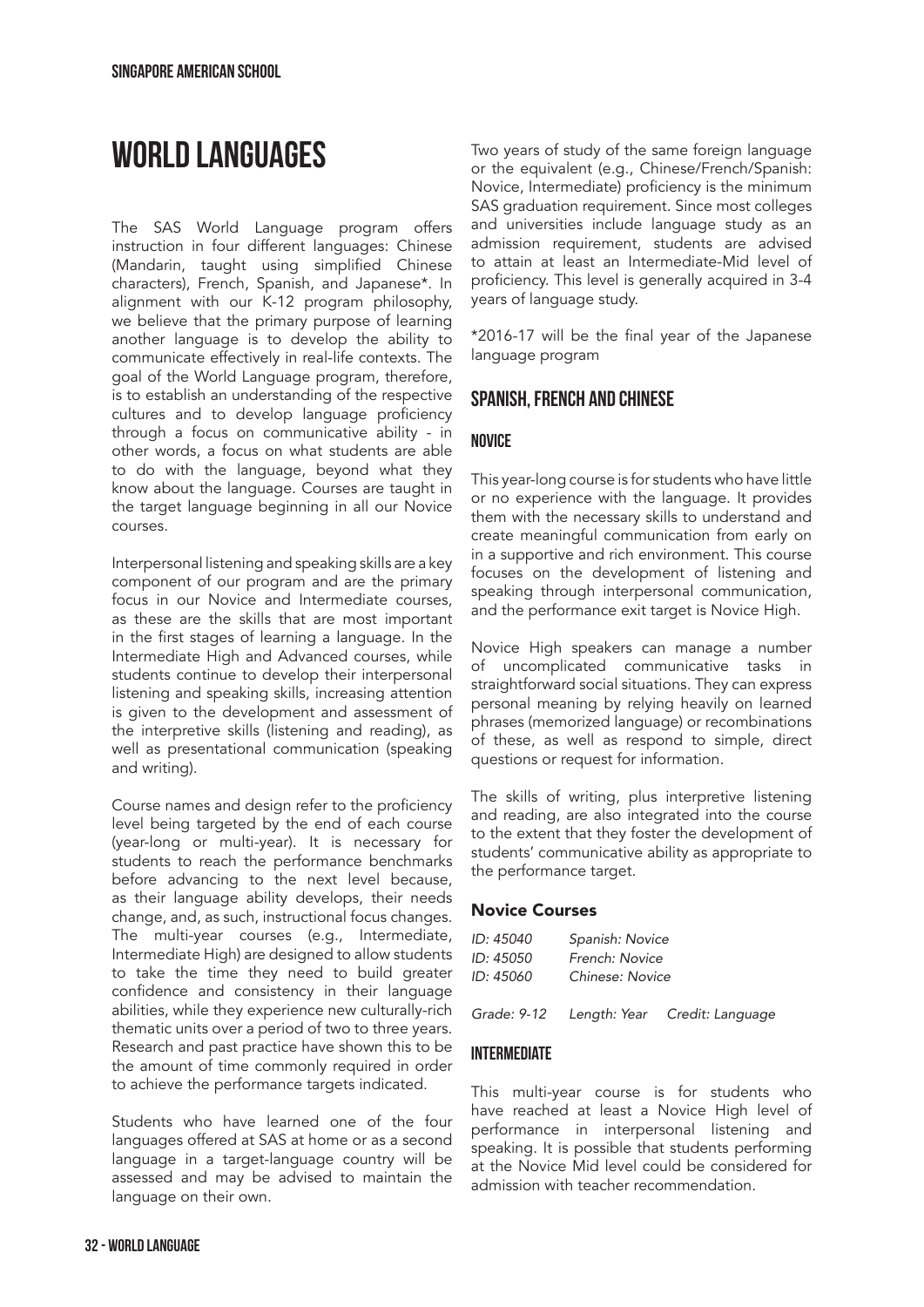# WORLD LANGUAGES

The SAS World Language program offers instruction in four different languages: Chinese (Mandarin, taught using simplified Chinese characters), French, Spanish, and Japanese*. In alignment with our K-12 program philosophy, we believe that the primary purpose of learning another language is to develop the ability to communicate effectively in real-life contexts. The goal of the World Language program, therefore, is to establish an understanding of the respective cultures and to develop language proficiency through a focus on communicative ability - in other words, a focus on what students are able to do with the language, beyond what they know about the language. Courses are taught in the target language beginning in all our Novice courses.

Interpersonal listening and speaking skills are a key component of our program and are the primary focus in our Novice and Intermediate courses, as these are the skills that are most important in the first stages of learning a language. In the Intermediate High and Advanced courses, while students continue to develop their interpersonal listening and speaking skills, increasing attention is given to the development and assessment of the interpretive skills (listening and reading), as well as presentational communication (speaking and writing).

Course names and design refer to the proficiency level being targeted by the end of each course (year-long or multi-year). It is necessary for students to reach the performance benchmarks before advancing to the next level because, as their language ability develops, their needs change, and, as such, instructional focus changes. The multi-year courses (e.g., Intermediate, Intermediate High) are designed to allow students to take the time they need to build greater confidence and consistency in their language abilities, while they experience new culturally-rich thematic units over a period of two to three years. Research and past practice have shown this to be the amount of time commonly required in order to achieve the performance targets indicated.

Students who have learned one of the four languages offered at SAS at home or as a second language in a target-language country will be assessed and may be advised to maintain the language on their own.

Two years of study of the same foreign language or the equivalent (e.g., Chinese/French/Spanish: Novice, Intermediate) proficiency is the minimum SAS graduation requirement. Since most colleges and universities include language study as an admission requirement, students are advised to attain at least an Intermediate-Mid level of proficiency. This level is generally acquired in 3-4 years of language study.

*2016-17 will be the final year of the Japanese language program

## SPANISH, FRENCH AND CHINESE

### NOVICE

This year-long course is for students who have little or no experience with the language. It provides them with the necessary skills to understand and create meaningful communication from early on in a supportive and rich environment. This course focuses on the development of listening and speaking through interpersonal communication, and the performance exit target is Novice High.

Novice High speakers can manage a number of uncomplicated communicative tasks in straightforward social situations. They can express personal meaning by relying heavily on learned phrases (memorized language) or recombinations of these, as well as respond to simple, direct questions or request for information.

The skills of writing, plus interpretive listening and reading, are also integrated into the course to the extent that they foster the development of students' communicative ability as appropriate to the performance target.

#### Novice Courses

*ID: 45040* *Spanish: Novice*
*ID: 45050* *French: Novice*
*ID: 45060* *Chinese: Novice*

*Grade: 9-12* *Length: Year* *Credit: Language*

### INTERMEDIATE

This multi-year course is for students who have reached at least a Novice High level of performance in interpersonal listening and speaking. It is possible that students performing at the Novice Mid level could be considered for admission with teacher recommendation.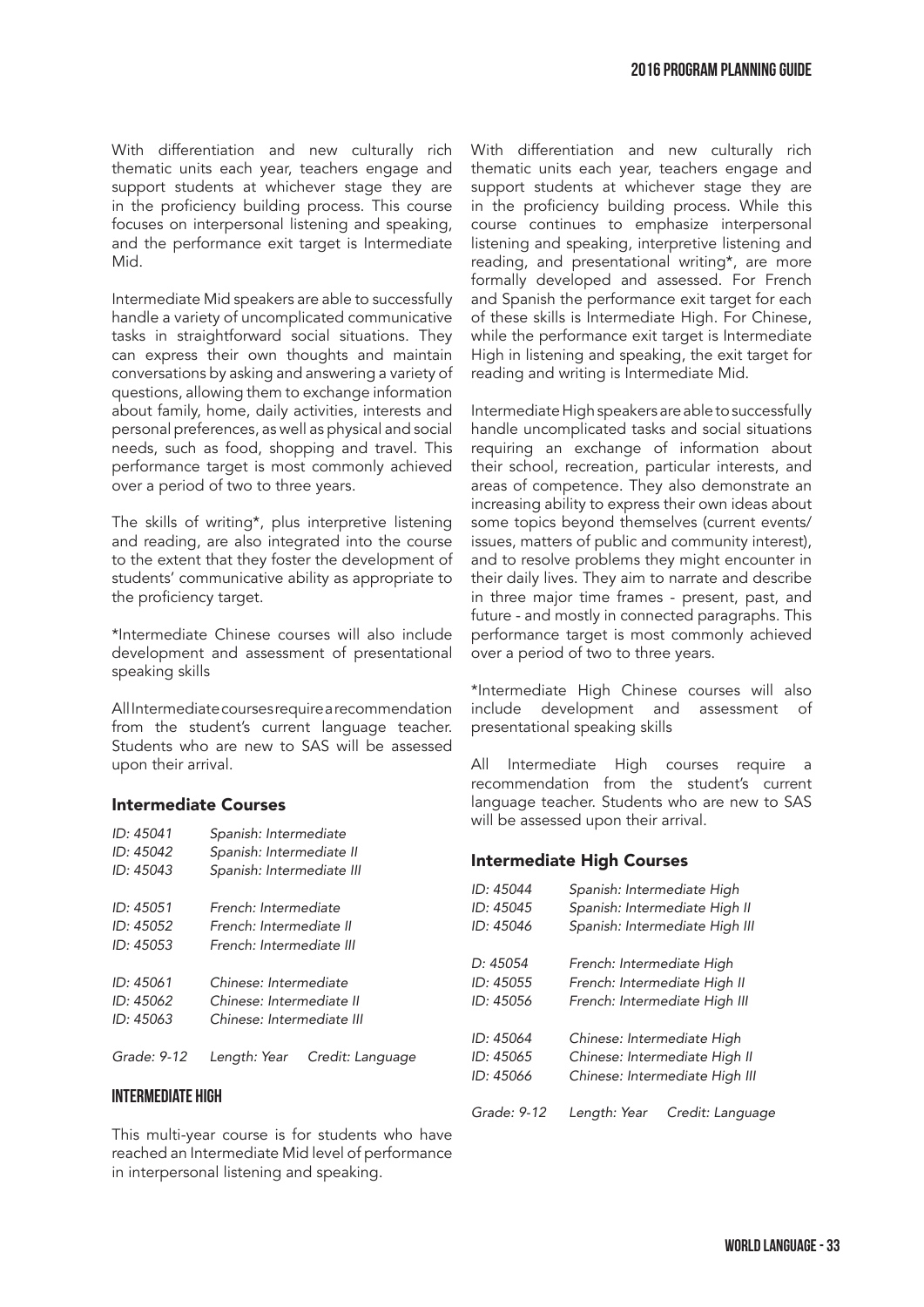With differentiation and new culturally rich thematic units each year, teachers engage and support students at whichever stage they are in the proficiency building process. This course focuses on interpersonal listening and speaking, and the performance exit target is Intermediate Mid.

Intermediate Mid speakers are able to successfully handle a variety of uncomplicated communicative tasks in straightforward social situations. They can express their own thoughts and maintain conversations by asking and answering a variety of questions, allowing them to exchange information about family, home, daily activities, interests and personal preferences, as well as physical and social needs, such as food, shopping and travel. This performance target is most commonly achieved over a period of two to three years.

The skills of writing*, plus interpretive listening and reading, are also integrated into the course to the extent that they foster the development of students' communicative ability as appropriate to the proficiency target.

*Intermediate Chinese courses will also include development and assessment of presentational speaking skills

All Intermediate courses require a recommendation from the student's current language teacher. Students who are new to SAS will be assessed upon their arrival.

### Intermediate Courses

*ID: 45041* *Spanish: Intermediate*
*ID: 45042* *Spanish: Intermediate II*
*ID: 45043* *Spanish: Intermediate III*

*ID: 45051* *French: Intermediate*
*ID: 45052* *French: Intermediate II*
*ID: 45053* *French: Intermediate III*

*ID: 45061* *Chinese: Intermediate*
*ID: 45062* *Chinese: Intermediate II*
*ID: 45063* *Chinese: Intermediate III*

*Grade: 9-12* *Length: Year* *Credit: Language*

## INTERMEDIATE HIGH

This multi-year course is for students who have reached an Intermediate Mid level of performance in interpersonal listening and speaking.

With differentiation and new culturally rich thematic units each year, teachers engage and support students at whichever stage they are in the proficiency building process. While this course continues to emphasize interpersonal listening and speaking, interpretive listening and reading, and presentational writing*, are more formally developed and assessed. For French and Spanish the performance exit target for each of these skills is Intermediate High. For Chinese, while the performance exit target is Intermediate High in listening and speaking, the exit target for reading and writing is Intermediate Mid.

Intermediate High speakers are able to successfully handle uncomplicated tasks and social situations requiring an exchange of information about their school, recreation, particular interests, and areas of competence. They also demonstrate an increasing ability to express their own ideas about some topics beyond themselves (current events/ issues, matters of public and community interest), and to resolve problems they might encounter in their daily lives. They aim to narrate and describe in three major time frames - present, past, and future - and mostly in connected paragraphs. This performance target is most commonly achieved over a period of two to three years.

*Intermediate High Chinese courses will also include development and assessment of presentational speaking skills

All Intermediate High courses require a recommendation from the student's current language teacher. Students who are new to SAS will be assessed upon their arrival.

### Intermediate High Courses

*ID: 45044* *Spanish: Intermediate High*
*ID: 45045* *Spanish: Intermediate High II*
*ID: 45046* *Spanish: Intermediate High III*

*D: 45054* *French: Intermediate High*
*ID: 45055* *French: Intermediate High II*
*ID: 45056* *French: Intermediate High III*

*ID: 45064* *Chinese: Intermediate High*
*ID: 45065* *Chinese: Intermediate High II*
*ID: 45066* *Chinese: Intermediate High III*

*Grade: 9-12* *Length: Year* *Credit: Language*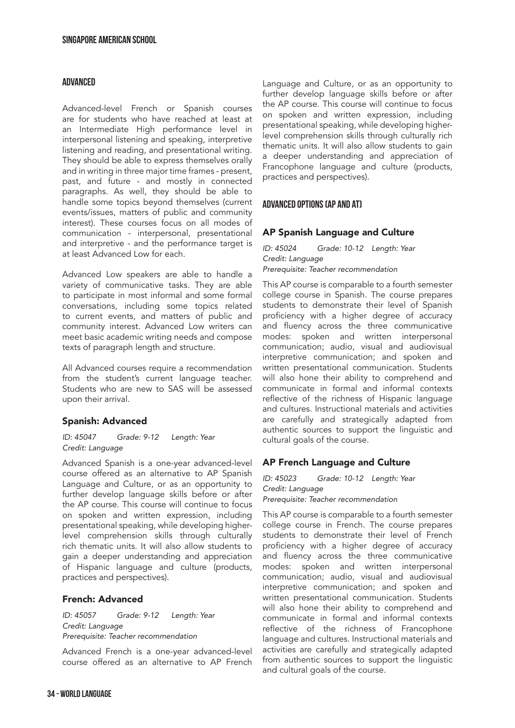## ADVANCED

Advanced-level French or Spanish courses are for students who have reached at least at an Intermediate High performance level in interpersonal listening and speaking, interpretive listening and reading, and presentational writing. They should be able to express themselves orally and in writing in three major time frames - present, past, and future - and mostly in connected paragraphs. As well, they should be able to handle some topics beyond themselves (current events/issues, matters of public and community interest). These courses focus on all modes of communication - interpersonal, presentational and interpretive - and the performance target is at least Advanced Low for each.

Advanced Low speakers are able to handle a variety of communicative tasks. They are able to participate in most informal and some formal conversations, including some topics related to current events, and matters of public and community interest. Advanced Low writers can meet basic academic writing needs and compose texts of paragraph length and structure.

All Advanced courses require a recommendation from the student's current language teacher. Students who are new to SAS will be assessed upon their arrival.

### Spanish: Advanced

*ID: 45047 Grade: 9-12 Length: Year*
*Credit: Language*

Advanced Spanish is a one-year advanced-level course offered as an alternative to AP Spanish Language and Culture, or as an opportunity to further develop language skills before or after the AP course. This course will continue to focus on spoken and written expression, including presentational speaking, while developing higher-level comprehension skills through culturally rich thematic units. It will also allow students to gain a deeper understanding and appreciation of Hispanic language and culture (products, practices and perspectives).

### French: Advanced

*ID: 45057 Grade: 9-12 Length: Year*
*Credit: Language*
*Prerequisite: Teacher recommendation*

Advanced French is a one-year advanced-level course offered as an alternative to AP French Language and Culture, or as an opportunity to further develop language skills before or after the AP course. This course will continue to focus on spoken and written expression, including presentational speaking, while developing higher-level comprehension skills through culturally rich thematic units. It will also allow students to gain a deeper understanding and appreciation of Francophone language and culture (products, practices and perspectives).

## ADVANCED OPTIONS (AP AND AT)

### AP Spanish Language and Culture

*ID: 45024 Grade: 10-12 Length: Year*
*Credit: Language*
*Prerequisite: Teacher recommendation*

This AP course is comparable to a fourth semester college course in Spanish. The course prepares students to demonstrate their level of Spanish proficiency with a higher degree of accuracy and fluency across the three communicative modes: spoken and written interpersonal communication; audio, visual and audiovisual interpretive communication; and spoken and written presentational communication. Students will also hone their ability to comprehend and communicate in formal and informal contexts reflective of the richness of Hispanic language and cultures. Instructional materials and activities are carefully and strategically adapted from authentic sources to support the linguistic and cultural goals of the course.

### AP French Language and Culture

*ID: 45023 Grade: 10-12 Length: Year*
*Credit: Language*
*Prerequisite: Teacher recommendation*

This AP course is comparable to a fourth semester college course in French. The course prepares students to demonstrate their level of French proficiency with a higher degree of accuracy and fluency across the three communicative modes: spoken and written interpersonal communication; audio, visual and audiovisual interpretive communication; and spoken and written presentational communication. Students will also hone their ability to comprehend and communicate in formal and informal contexts reflective of the richness of Francophone language and cultures. Instructional materials and activities are carefully and strategically adapted from authentic sources to support the linguistic and cultural goals of the course.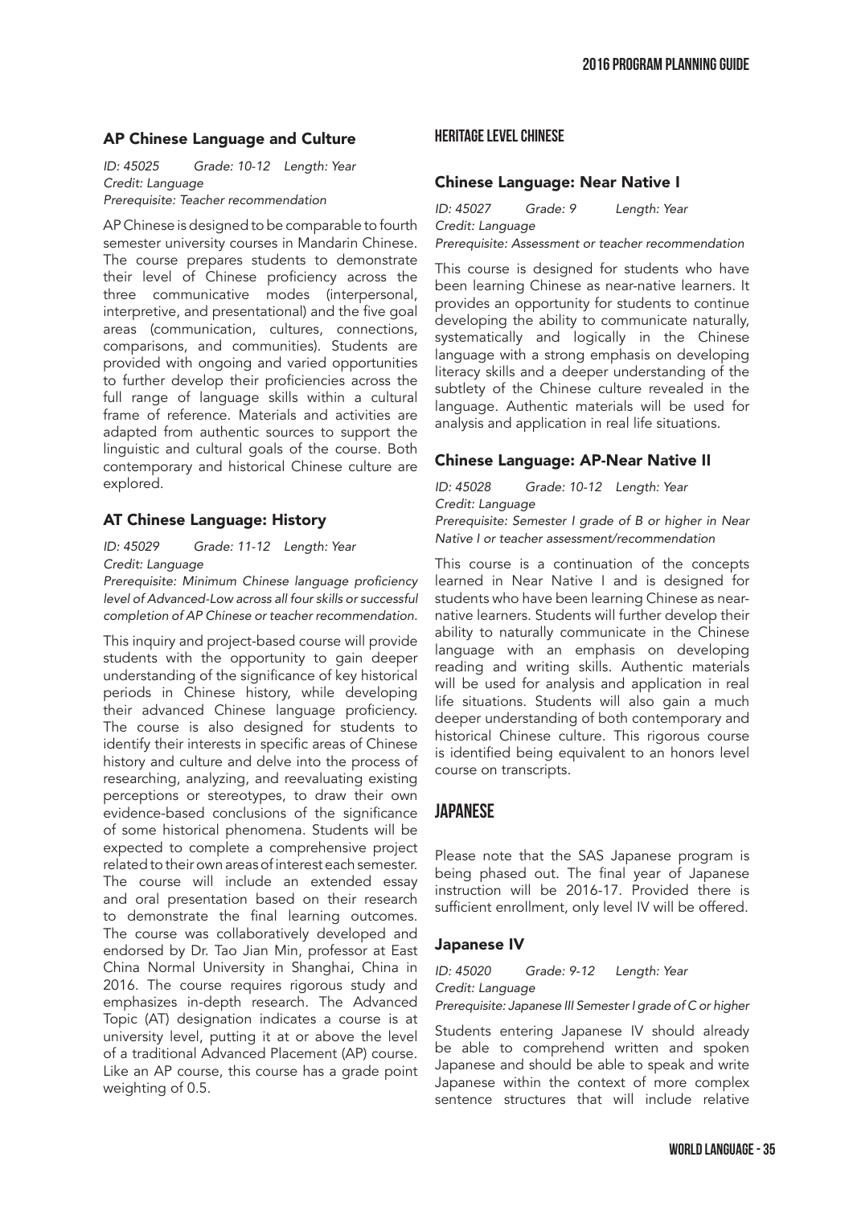### AP Chinese Language and Culture

*ID: 45025 Grade: 10-12 Length: Year*
*Credit: Language*
*Prerequisite: Teacher recommendation*

AP Chinese is designed to be comparable to fourth semester university courses in Mandarin Chinese. The course prepares students to demonstrate their level of Chinese proficiency across the three communicative modes (interpersonal, interpretive, and presentational) and the five goal areas (communication, cultures, connections, comparisons, and communities). Students are provided with ongoing and varied opportunities to further develop their proficiencies across the full range of language skills within a cultural frame of reference. Materials and activities are adapted from authentic sources to support the linguistic and cultural goals of the course. Both contemporary and historical Chinese culture are explored.

### AT Chinese Language: History

*ID: 45029 Grade: 11-12 Length: Year*
*Credit: Language*
*Prerequisite: Minimum Chinese language proficiency level of Advanced-Low across all four skills or successful completion of AP Chinese or teacher recommendation.*

This inquiry and project-based course will provide students with the opportunity to gain deeper understanding of the significance of key historical periods in Chinese history, while developing their advanced Chinese language proficiency. The course is also designed for students to identify their interests in specific areas of Chinese history and culture and delve into the process of researching, analyzing, and reevaluating existing perceptions or stereotypes, to draw their own evidence-based conclusions of the significance of some historical phenomena. Students will be expected to complete a comprehensive project related to their own areas of interest each semester. The course will include an extended essay and oral presentation based on their research to demonstrate the final learning outcomes. The course was collaboratively developed and endorsed by Dr. Tao Jian Min, professor at East China Normal University in Shanghai, China in 2016. The course requires rigorous study and emphasizes in-depth research. The Advanced Topic (AT) designation indicates a course is at university level, putting it at or above the level of a traditional Advanced Placement (AP) course. Like an AP course, this course has a grade point weighting of 0.5.

## HERITAGE LEVEL CHINESE

### Chinese Language: Near Native I

*ID: 45027 Grade: 9 Length: Year*
*Credit: Language*
*Prerequisite: Assessment or teacher recommendation*

This course is designed for students who have been learning Chinese as near-native learners. It provides an opportunity for students to continue developing the ability to communicate naturally, systematically and logically in the Chinese language with a strong emphasis on developing literacy skills and a deeper understanding of the subtlety of the Chinese culture revealed in the language. Authentic materials will be used for analysis and application in real life situations.

### Chinese Language: AP-Near Native II

*ID: 45028 Grade: 10-12 Length: Year*
*Credit: Language*
*Prerequisite: Semester I grade of B or higher in Near Native I or teacher assessment/recommendation*

This course is a continuation of the concepts learned in Near Native I and is designed for students who have been learning Chinese as near-native learners. Students will further develop their ability to naturally communicate in the Chinese language with an emphasis on developing reading and writing skills. Authentic materials will be used for analysis and application in real life situations. Students will also gain a much deeper understanding of both contemporary and historical Chinese culture. This rigorous course is identified being equivalent to an honors level course on transcripts.

## JAPANESE

Please note that the SAS Japanese program is being phased out. The final year of Japanese instruction will be 2016-17. Provided there is sufficient enrollment, only level IV will be offered.

### Japanese IV

*ID: 45020 Grade: 9-12 Length: Year*
*Credit: Language*
*Prerequisite: Japanese III Semester I grade of C or higher*

Students entering Japanese IV should already be able to comprehend written and spoken Japanese and should be able to speak and write Japanese within the context of more complex sentence structures that will include relative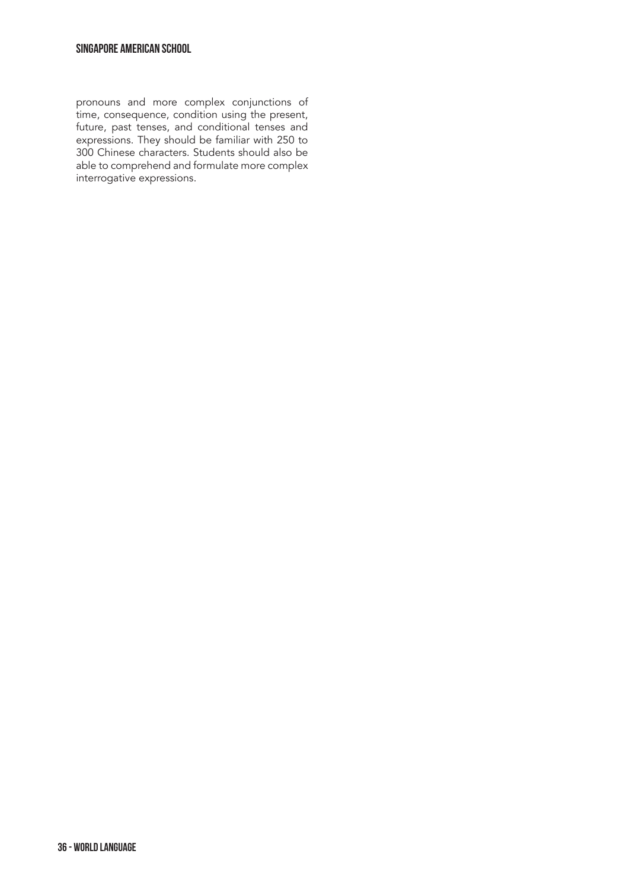pronouns and more complex conjunctions of time, consequence, condition using the present, future, past tenses, and conditional tenses and expressions. They should be familiar with 250 to 300 Chinese characters. Students should also be able to comprehend and formulate more complex interrogative expressions.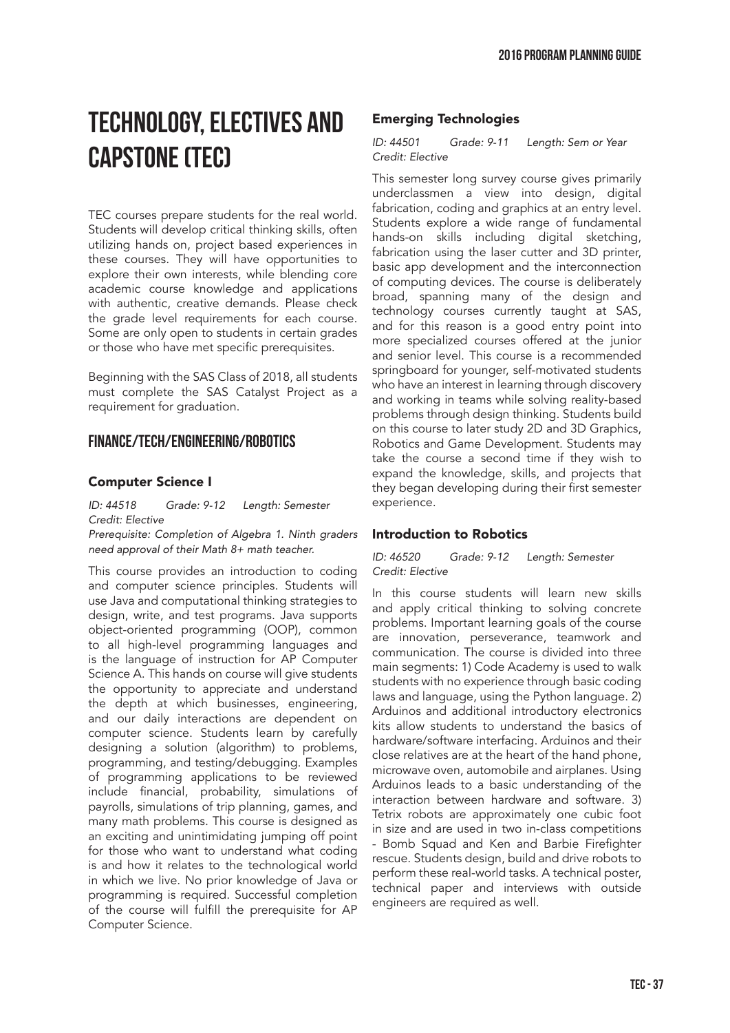# TECHNOLOGY, ELECTIVES AND CAPSTONE (TEC)

TEC courses prepare students for the real world. Students will develop critical thinking skills, often utilizing hands on, project based experiences in these courses. They will have opportunities to explore their own interests, while blending core academic course knowledge and applications with authentic, creative demands. Please check the grade level requirements for each course. Some are only open to students in certain grades or those who have met specific prerequisites.

Beginning with the SAS Class of 2018, all students must complete the SAS Catalyst Project as a requirement for graduation.

## FINANCE/TECH/ENGINEERING/ROBOTICS

### Computer Science I

*ID: 44518 Grade: 9-12 Length: Semester*
*Credit: Elective*
*Prerequisite: Completion of Algebra 1. Ninth graders need approval of their Math 8+ math teacher.*

This course provides an introduction to coding and computer science principles. Students will use Java and computational thinking strategies to design, write, and test programs. Java supports object-oriented programming (OOP), common to all high-level programming languages and is the language of instruction for AP Computer Science A. This hands on course will give students the opportunity to appreciate and understand the depth at which businesses, engineering, and our daily interactions are dependent on computer science. Students learn by carefully designing a solution (algorithm) to problems, programming, and testing/debugging. Examples of programming applications to be reviewed include financial, probability, simulations of payrolls, simulations of trip planning, games, and many math problems. This course is designed as an exciting and unintimidating jumping off point for those who want to understand what coding is and how it relates to the technological world in which we live. No prior knowledge of Java or programming is required. Successful completion of the course will fulfill the prerequisite for AP Computer Science.

### Emerging Technologies

*ID: 44501 Grade: 9-11 Length: Sem or Year*
*Credit: Elective*

This semester long survey course gives primarily underclassmen a view into design, digital fabrication, coding and graphics at an entry level. Students explore a wide range of fundamental hands-on skills including digital sketching, fabrication using the laser cutter and 3D printer, basic app development and the interconnection of computing devices. The course is deliberately broad, spanning many of the design and technology courses currently taught at SAS, and for this reason is a good entry point into more specialized courses offered at the junior and senior level. This course is a recommended springboard for younger, self-motivated students who have an interest in learning through discovery and working in teams while solving reality-based problems through design thinking. Students build on this course to later study 2D and 3D Graphics, Robotics and Game Development. Students may take the course a second time if they wish to expand the knowledge, skills, and projects that they began developing during their first semester experience.

### Introduction to Robotics

*ID: 46520 Grade: 9-12 Length: Semester*
*Credit: Elective*

In this course students will learn new skills and apply critical thinking to solving concrete problems. Important learning goals of the course are innovation, perseverance, teamwork and communication. The course is divided into three main segments: 1) Code Academy is used to walk students with no experience through basic coding laws and language, using the Python language. 2) Arduinos and additional introductory electronics kits allow students to understand the basics of hardware/software interfacing. Arduinos and their close relatives are at the heart of the hand phone, microwave oven, automobile and airplanes. Using Arduinos leads to a basic understanding of the interaction between hardware and software. 3) Tetrix robots are approximately one cubic foot in size and are used in two in-class competitions - Bomb Squad and Ken and Barbie Firefighter rescue. Students design, build and drive robots to perform these real-world tasks. A technical poster, technical paper and interviews with outside engineers are required as well.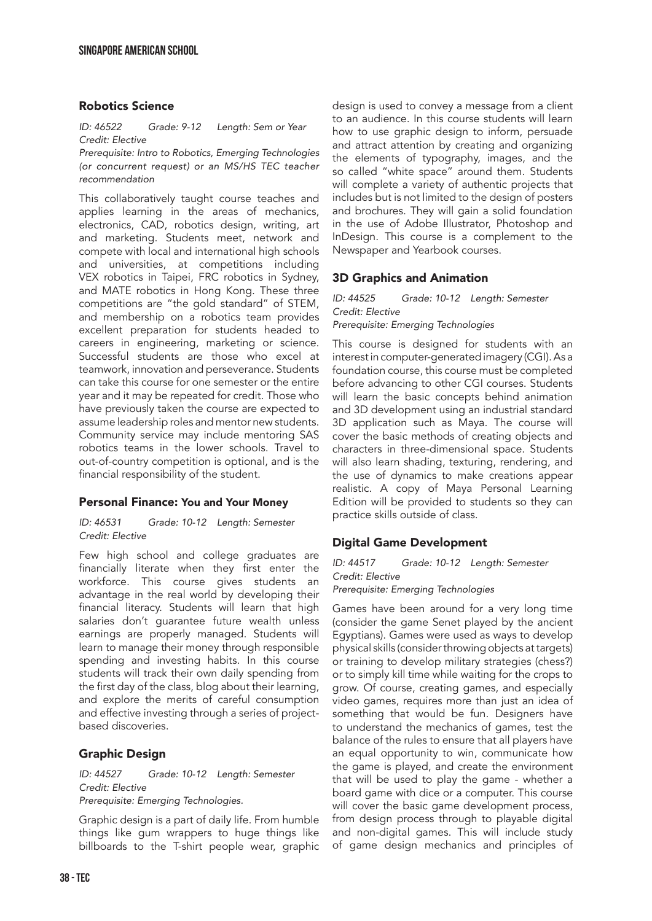### Robotics Science

*ID: 46522 Grade: 9-12 Length: Sem or Year*
*Credit: Elective*
*Prerequisite: Intro to Robotics, Emerging Technologies (or concurrent request) or an MS/HS TEC teacher recommendation*

This collaboratively taught course teaches and applies learning in the areas of mechanics, electronics, CAD, robotics design, writing, art and marketing. Students meet, network and compete with local and international high schools and universities, at competitions including VEX robotics in Taipei, FRC robotics in Sydney, and MATE robotics in Hong Kong. These three competitions are "the gold standard" of STEM, and membership on a robotics team provides excellent preparation for students headed to careers in engineering, marketing or science. Successful students are those who excel at teamwork, innovation and perseverance. Students can take this course for one semester or the entire year and it may be repeated for credit. Those who have previously taken the course are expected to assume leadership roles and mentor new students. Community service may include mentoring SAS robotics teams in the lower schools. Travel to out-of-country competition is optional, and is the financial responsibility of the student.

### Personal Finance: You and Your Money

*ID: 46531 Grade: 10-12 Length: Semester*
*Credit: Elective*

Few high school and college graduates are financially literate when they first enter the workforce. This course gives students an advantage in the real world by developing their financial literacy. Students will learn that high salaries don't guarantee future wealth unless earnings are properly managed. Students will learn to manage their money through responsible spending and investing habits. In this course students will track their own daily spending from the first day of the class, blog about their learning, and explore the merits of careful consumption and effective investing through a series of project-based discoveries.

### Graphic Design

*ID: 44527 Grade: 10-12 Length: Semester*
*Credit: Elective*
*Prerequisite: Emerging Technologies.*

Graphic design is a part of daily life. From humble things like gum wrappers to huge things like billboards to the T-shirt people wear, graphic design is used to convey a message from a client to an audience. In this course students will learn how to use graphic design to inform, persuade and attract attention by creating and organizing the elements of typography, images, and the so called "white space" around them. Students will complete a variety of authentic projects that includes but is not limited to the design of posters and brochures. They will gain a solid foundation in the use of Adobe Illustrator, Photoshop and InDesign. This course is a complement to the Newspaper and Yearbook courses.

### 3D Graphics and Animation

*ID: 44525 Grade: 10-12 Length: Semester*
*Credit: Elective*
*Prerequisite: Emerging Technologies*

This course is designed for students with an interest in computer-generated imagery (CGI). As a foundation course, this course must be completed before advancing to other CGI courses. Students will learn the basic concepts behind animation and 3D development using an industrial standard 3D application such as Maya. The course will cover the basic methods of creating objects and characters in three-dimensional space. Students will also learn shading, texturing, rendering, and the use of dynamics to make creations appear realistic. A copy of Maya Personal Learning Edition will be provided to students so they can practice skills outside of class.

### Digital Game Development

*ID: 44517 Grade: 10-12 Length: Semester*
*Credit: Elective*
*Prerequisite: Emerging Technologies*

Games have been around for a very long time (consider the game Senet played by the ancient Egyptians). Games were used as ways to develop physical skills (consider throwing objects at targets) or training to develop military strategies (chess?) or to simply kill time while waiting for the crops to grow. Of course, creating games, and especially video games, requires more than just an idea of something that would be fun. Designers have to understand the mechanics of games, test the balance of the rules to ensure that all players have an equal opportunity to win, communicate how the game is played, and create the environment that will be used to play the game - whether a board game with dice or a computer. This course will cover the basic game development process, from design process through to playable digital and non-digital games. This will include study of game design mechanics and principles of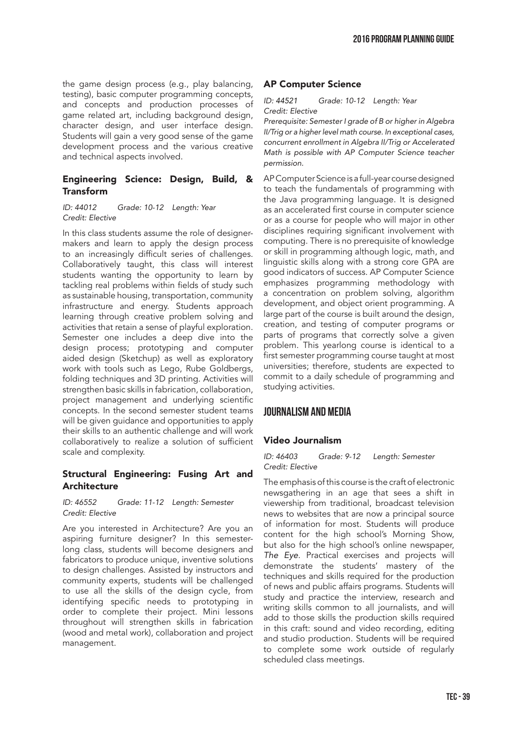the game design process (e.g., play balancing, testing), basic computer programming concepts, and concepts and production processes of game related art, including background design, character design, and user interface design. Students will gain a very good sense of the game development process and the various creative and technical aspects involved.

### Engineering Science: Design, Build, & Transform

*ID: 44012 Grade: 10-12 Length: Year*
*Credit: Elective*

In this class students assume the role of designer-makers and learn to apply the design process to an increasingly difficult series of challenges. Collaboratively taught, this class will interest students wanting the opportunity to learn by tackling real problems within fields of study such as sustainable housing, transportation, community infrastructure and energy. Students approach learning through creative problem solving and activities that retain a sense of playful exploration. Semester one includes a deep dive into the design process; prototyping and computer aided design (Sketchup) as well as exploratory work with tools such as Lego, Rube Goldbergs, folding techniques and 3D printing. Activities will strengthen basic skills in fabrication, collaboration, project management and underlying scientific concepts. In the second semester student teams will be given guidance and opportunities to apply their skills to an authentic challenge and will work collaboratively to realize a solution of sufficient scale and complexity.

### Structural Engineering: Fusing Art and Architecture

*ID: 46552 Grade: 11-12 Length: Semester*
*Credit: Elective*

Are you interested in Architecture? Are you an aspiring furniture designer? In this semester-long class, students will become designers and fabricators to produce unique, inventive solutions to design challenges. Assisted by instructors and community experts, students will be challenged to use all the skills of the design cycle, from identifying specific needs to prototyping in order to complete their project. Mini lessons throughout will strengthen skills in fabrication (wood and metal work), collaboration and project management.

### AP Computer Science

*ID: 44521 Grade: 10-12 Length: Year*
*Credit: Elective*
*Prerequisite: Semester I grade of B or higher in Algebra II/Trig or a higher level math course. In exceptional cases, concurrent enrollment in Algebra II/Trig or Accelerated Math is possible with AP Computer Science teacher permission.*

AP Computer Science is a full-year course designed to teach the fundamentals of programming with the Java programming language. It is designed as an accelerated first course in computer science or as a course for people who will major in other disciplines requiring significant involvement with computing. There is no prerequisite of knowledge or skill in programming although logic, math, and linguistic skills along with a strong core GPA are good indicators of success. AP Computer Science emphasizes programming methodology with a concentration on problem solving, algorithm development, and object orient programming. A large part of the course is built around the design, creation, and testing of computer programs or parts of programs that correctly solve a given problem. This yearlong course is identical to a first semester programming course taught at most universities; therefore, students are expected to commit to a daily schedule of programming and studying activities.

## JOURNALISM AND MEDIA

### Video Journalism

*ID: 46403 Grade: 9-12 Length: Semester*
*Credit: Elective*

The emphasis of this course is the craft of electronic newsgathering in an age that sees a shift in viewership from traditional, broadcast television news to websites that are now a principal source of information for most. Students will produce content for the high school's Morning Show, but also for the high school's online newspaper, *The Eye*. Practical exercises and projects will demonstrate the students' mastery of the techniques and skills required for the production of news and public affairs programs. Students will study and practice the interview, research and writing skills common to all journalists, and will add to those skills the production skills required in this craft: sound and video recording, editing and studio production. Students will be required to complete some work outside of regularly scheduled class meetings.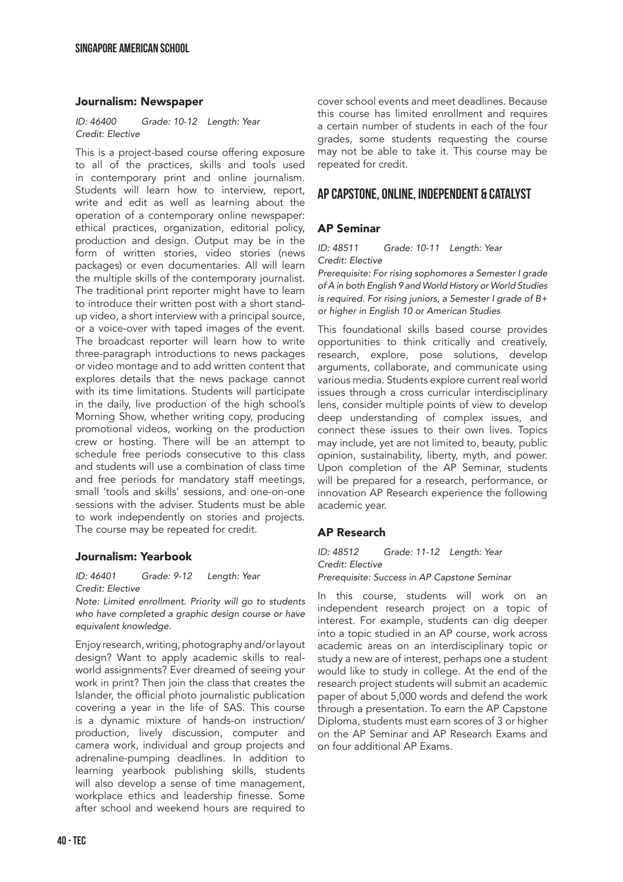### Journalism: Newspaper

*ID: 46400 Grade: 10-12 Length: Year*
*Credit: Elective*

This is a project-based course offering exposure to all of the practices, skills and tools used in contemporary print and online journalism. Students will learn how to interview, report, write and edit as well as learning about the operation of a contemporary online newspaper: ethical practices, organization, editorial policy, production and design. Output may be in the form of written stories, video stories (news packages) or even documentaries. All will learn the multiple skills of the contemporary journalist. The traditional print reporter might have to learn to introduce their written post with a short stand-up video, a short interview with a principal source, or a voice-over with taped images of the event. The broadcast reporter will learn how to write three-paragraph introductions to news packages or video montage and to add written content that explores details that the news package cannot with its time limitations. Students will participate in the daily, live production of the high school's Morning Show, whether writing copy, producing promotional videos, working on the production crew or hosting. There will be an attempt to schedule free periods consecutive to this class and students will use a combination of class time and free periods for mandatory staff meetings, small 'tools and skills' sessions, and one-on-one sessions with the adviser. Students must be able to work independently on stories and projects. The course may be repeated for credit.

### Journalism: Yearbook

*ID: 46401 Grade: 9-12 Length: Year*
*Credit: Elective*

*Note: Limited enrollment. Priority will go to students who have completed a graphic design course or have equivalent knowledge.*

Enjoy research, writing, photography and/or layout design? Want to apply academic skills to real-world assignments? Ever dreamed of seeing your work in print? Then join the class that creates the Islander, the official photo journalistic publication covering a year in the life of SAS. This course is a dynamic mixture of hands-on instruction/production, lively discussion, computer and camera work, individual and group projects and adrenaline-pumping deadlines. In addition to learning yearbook publishing skills, students will also develop a sense of time management, workplace ethics and leadership finesse. Some after school and weekend hours are required to cover school events and meet deadlines. Because this course has limited enrollment and requires a certain number of students in each of the four grades, some students requesting the course may not be able to take it. This course may be repeated for credit.

## AP CAPSTONE, ONLINE, INDEPENDENT & CATALYST

### AP Seminar

*ID: 48511 Grade: 10-11 Length: Year*
*Credit: Elective*
*Prerequisite: For rising sophomores a Semester I grade of A in both English 9 and World History or World Studies is required. For rising juniors, a Semester I grade of B+ or higher in English 10 or American Studies*

This foundational skills based course provides opportunities to think critically and creatively, research, explore, pose solutions, develop arguments, collaborate, and communicate using various media. Students explore current real world issues through a cross curricular interdisciplinary lens, consider multiple points of view to develop deep understanding of complex issues, and connect these issues to their own lives. Topics may include, yet are not limited to, beauty, public opinion, sustainability, liberty, myth, and power. Upon completion of the AP Seminar, students will be prepared for a research, performance, or innovation AP Research experience the following academic year.

### AP Research

*ID: 48512 Grade: 11-12 Length: Year*
*Credit: Elective*
*Prerequisite: Success in AP Capstone Seminar*

In this course, students will work on an independent research project on a topic of interest. For example, students can dig deeper into a topic studied in an AP course, work across academic areas on an interdisciplinary topic or study a new are of interest, perhaps one a student would like to study in college. At the end of the research project students will submit an academic paper of about 5,000 words and defend the work through a presentation. To earn the AP Capstone Diploma, students must earn scores of 3 or higher on the AP Seminar and AP Research Exams and on four additional AP Exams.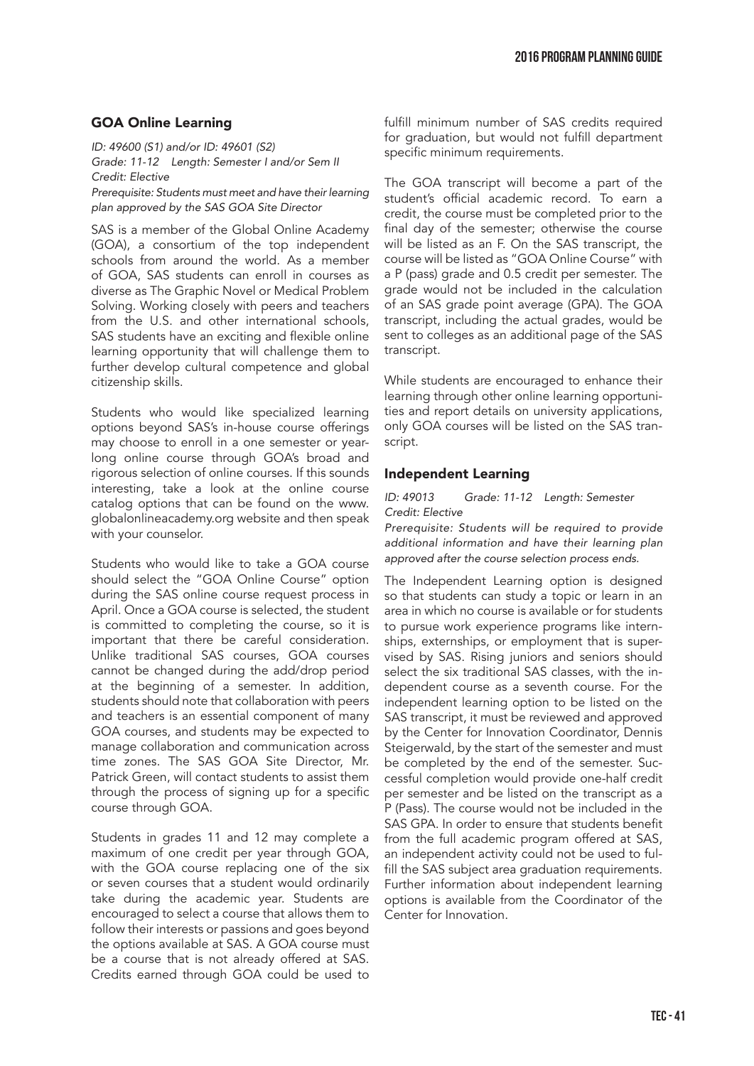## GOA Online Learning

*ID: 49600 (S1) and/or ID: 49601 (S2)*
*Grade: 11-12 Length: Semester I and/or Sem II*
*Credit: Elective*
*Prerequisite: Students must meet and have their learning plan approved by the SAS GOA Site Director*

SAS is a member of the Global Online Academy (GOA), a consortium of the top independent schools from around the world. As a member of GOA, SAS students can enroll in courses as diverse as The Graphic Novel or Medical Problem Solving. Working closely with peers and teachers from the U.S. and other international schools, SAS students have an exciting and flexible online learning opportunity that will challenge them to further develop cultural competence and global citizenship skills.

Students who would like specialized learning options beyond SAS's in-house course offerings may choose to enroll in a one semester or year-long online course through GOA's broad and rigorous selection of online courses. If this sounds interesting, take a look at the online course catalog options that can be found on the www.globalonlineacademy.org website and then speak with your counselor.

Students who would like to take a GOA course should select the "GOA Online Course" option during the SAS online course request process in April. Once a GOA course is selected, the student is committed to completing the course, so it is important that there be careful consideration. Unlike traditional SAS courses, GOA courses cannot be changed during the add/drop period at the beginning of a semester. In addition, students should note that collaboration with peers and teachers is an essential component of many GOA courses, and students may be expected to manage collaboration and communication across time zones. The SAS GOA Site Director, Mr. Patrick Green, will contact students to assist them through the process of signing up for a specific course through GOA.

Students in grades 11 and 12 may complete a maximum of one credit per year through GOA, with the GOA course replacing one of the six or seven courses that a student would ordinarily take during the academic year. Students are encouraged to select a course that allows them to follow their interests or passions and goes beyond the options available at SAS. A GOA course must be a course that is not already offered at SAS. Credits earned through GOA could be used to fulfill minimum number of SAS credits required for graduation, but would not fulfill department specific minimum requirements.

The GOA transcript will become a part of the student's official academic record. To earn a credit, the course must be completed prior to the final day of the semester; otherwise the course will be listed as an F. On the SAS transcript, the course will be listed as "GOA Online Course" with a P (pass) grade and 0.5 credit per semester. The grade would not be included in the calculation of an SAS grade point average (GPA). The GOA transcript, including the actual grades, would be sent to colleges as an additional page of the SAS transcript.

While students are encouraged to enhance their learning through other online learning opportunities and report details on university applications, only GOA courses will be listed on the SAS transcript.

## Independent Learning

*ID: 49013 Grade: 11-12 Length: Semester*
*Credit: Elective*
*Prerequisite: Students will be required to provide additional information and have their learning plan approved after the course selection process ends.*

The Independent Learning option is designed so that students can study a topic or learn in an area in which no course is available or for students to pursue work experience programs like internships, externships, or employment that is supervised by SAS. Rising juniors and seniors should select the six traditional SAS classes, with the independent course as a seventh course. For the independent learning option to be listed on the SAS transcript, it must be reviewed and approved by the Center for Innovation Coordinator, Dennis Steigerwald, by the start of the semester and must be completed by the end of the semester. Successful completion would provide one-half credit per semester and be listed on the transcript as a P (Pass). The course would not be included in the SAS GPA. In order to ensure that students benefit from the full academic program offered at SAS, an independent activity could not be used to fulfill the SAS subject area graduation requirements. Further information about independent learning options is available from the Coordinator of the Center for Innovation.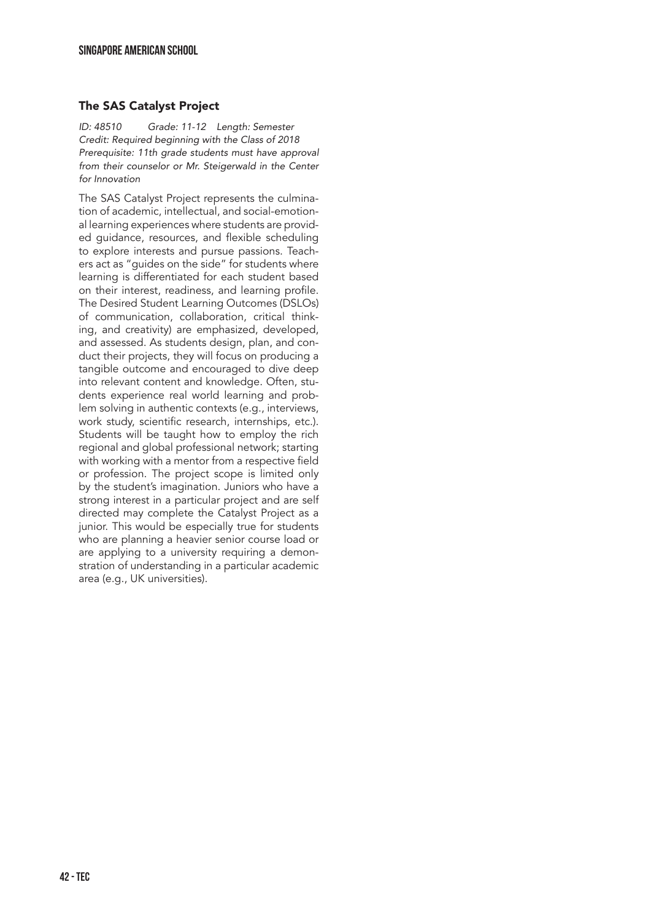## The SAS Catalyst Project

*ID: 48510 Grade: 11-12 Length: Semester*
*Credit: Required beginning with the Class of 2018*
*Prerequisite: 11th grade students must have approval from their counselor or Mr. Steigerwald in the Center for Innovation*

The SAS Catalyst Project represents the culmination of academic, intellectual, and social-emotional learning experiences where students are provided guidance, resources, and flexible scheduling to explore interests and pursue passions. Teachers act as "guides on the side" for students where learning is differentiated for each student based on their interest, readiness, and learning profile. The Desired Student Learning Outcomes (DSLOs) of communication, collaboration, critical thinking, and creativity) are emphasized, developed, and assessed. As students design, plan, and conduct their projects, they will focus on producing a tangible outcome and encouraged to dive deep into relevant content and knowledge. Often, students experience real world learning and problem solving in authentic contexts (e.g., interviews, work study, scientific research, internships, etc.). Students will be taught how to employ the rich regional and global professional network; starting with working with a mentor from a respective field or profession. The project scope is limited only by the student's imagination. Juniors who have a strong interest in a particular project and are self directed may complete the Catalyst Project as a junior. This would be especially true for students who are planning a heavier senior course load or are applying to a university requiring a demonstration of understanding in a particular academic area (e.g., UK universities).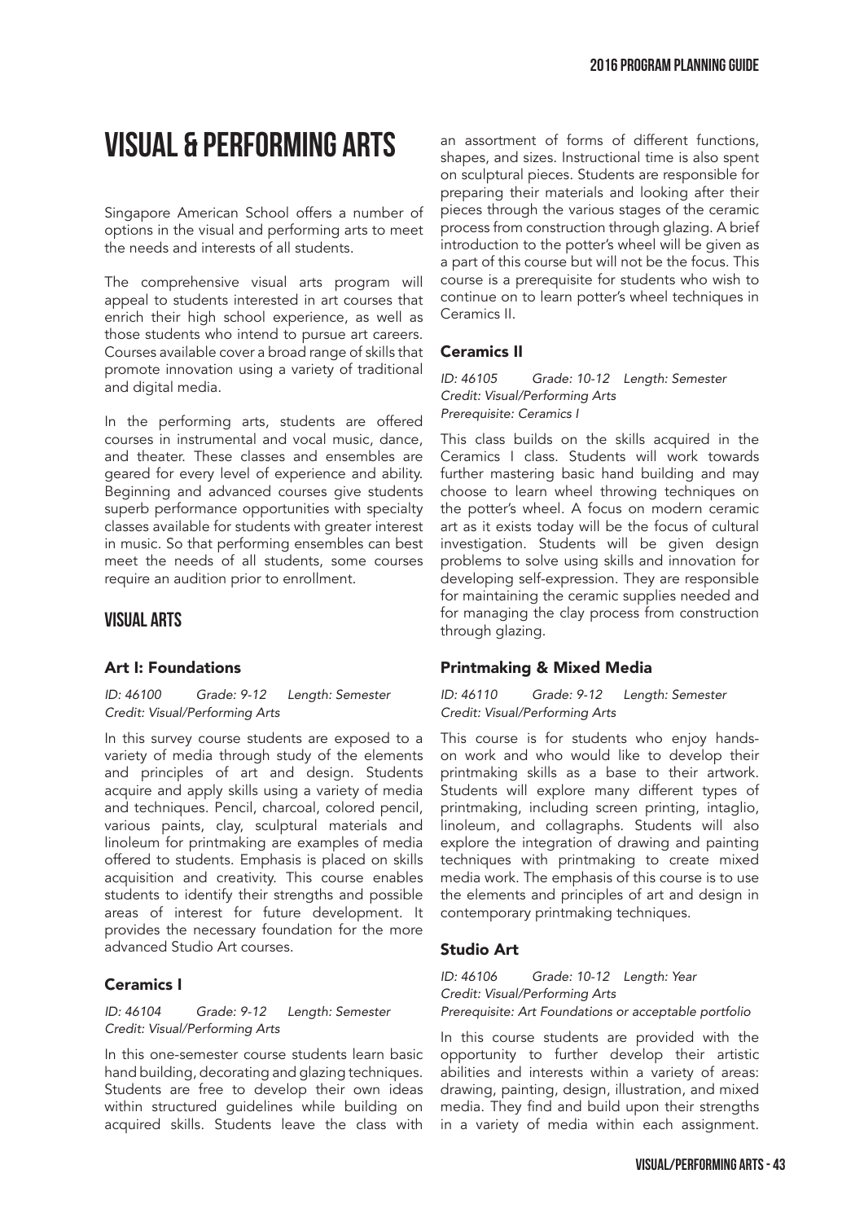# VISUAL & PERFORMING ARTS

Singapore American School offers a number of options in the visual and performing arts to meet the needs and interests of all students.

The comprehensive visual arts program will appeal to students interested in art courses that enrich their high school experience, as well as those students who intend to pursue art careers. Courses available cover a broad range of skills that promote innovation using a variety of traditional and digital media.

In the performing arts, students are offered courses in instrumental and vocal music, dance, and theater. These classes and ensembles are geared for every level of experience and ability. Beginning and advanced courses give students superb performance opportunities with specialty classes available for students with greater interest in music. So that performing ensembles can best meet the needs of all students, some courses require an audition prior to enrollment.

## VISUAL ARTS

### Art I: Foundations

*ID: 46100 Grade: 9-12 Length: Semester*
*Credit: Visual/Performing Arts*

In this survey course students are exposed to a variety of media through study of the elements and principles of art and design. Students acquire and apply skills using a variety of media and techniques. Pencil, charcoal, colored pencil, various paints, clay, sculptural materials and linoleum for printmaking are examples of media offered to students. Emphasis is placed on skills acquisition and creativity. This course enables students to identify their strengths and possible areas of interest for future development. It provides the necessary foundation for the more advanced Studio Art courses.

### Ceramics I

*ID: 46104 Grade: 9-12 Length: Semester*
*Credit: Visual/Performing Arts*

In this one-semester course students learn basic hand building, decorating and glazing techniques. Students are free to develop their own ideas within structured guidelines while building on acquired skills. Students leave the class with an assortment of forms of different functions, shapes, and sizes. Instructional time is also spent on sculptural pieces. Students are responsible for preparing their materials and looking after their pieces through the various stages of the ceramic process from construction through glazing. A brief introduction to the potter's wheel will be given as a part of this course but will not be the focus. This course is a prerequisite for students who wish to continue on to learn potter's wheel techniques in Ceramics II.

### Ceramics II

*ID: 46105 Grade: 10-12 Length: Semester*
*Credit: Visual/Performing Arts*
*Prerequisite: Ceramics I*

This class builds on the skills acquired in the Ceramics I class. Students will work towards further mastering basic hand building and may choose to learn wheel throwing techniques on the potter's wheel. A focus on modern ceramic art as it exists today will be the focus of cultural investigation. Students will be given design problems to solve using skills and innovation for developing self-expression. They are responsible for maintaining the ceramic supplies needed and for managing the clay process from construction through glazing.

### Printmaking & Mixed Media

*ID: 46110 Grade: 9-12 Length: Semester*
*Credit: Visual/Performing Arts*

This course is for students who enjoy hands-on work and who would like to develop their printmaking skills as a base to their artwork. Students will explore many different types of printmaking, including screen printing, intaglio, linoleum, and collagraphs. Students will also explore the integration of drawing and painting techniques with printmaking to create mixed media work. The emphasis of this course is to use the elements and principles of art and design in contemporary printmaking techniques.

### Studio Art

*ID: 46106 Grade: 10-12 Length: Year*
*Credit: Visual/Performing Arts*
*Prerequisite: Art Foundations or acceptable portfolio*

In this course students are provided with the opportunity to further develop their artistic abilities and interests within a variety of areas: drawing, painting, design, illustration, and mixed media. They find and build upon their strengths in a variety of media within each assignment.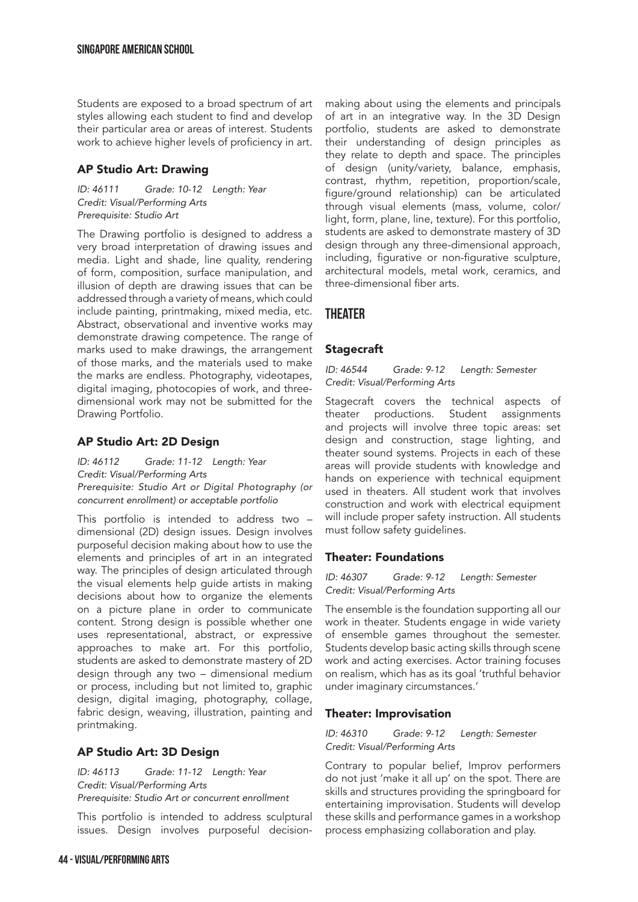Students are exposed to a broad spectrum of art styles allowing each student to find and develop their particular area or areas of interest. Students work to achieve higher levels of proficiency in art.

### AP Studio Art: Drawing

*ID: 46111    Grade: 10-12    Length: Year*
*Credit: Visual/Performing Arts*
*Prerequisite: Studio Art*

The Drawing portfolio is designed to address a very broad interpretation of drawing issues and media. Light and shade, line quality, rendering of form, composition, surface manipulation, and illusion of depth are drawing issues that can be addressed through a variety of means, which could include painting, printmaking, mixed media, etc. Abstract, observational and inventive works may demonstrate drawing competence. The range of marks used to make drawings, the arrangement of those marks, and the materials used to make the marks are endless. Photography, videotapes, digital imaging, photocopies of work, and three-dimensional work may not be submitted for the Drawing Portfolio.

### AP Studio Art: 2D Design

*ID: 46112    Grade: 11-12    Length: Year*
*Credit: Visual/Performing Arts*
*Prerequisite: Studio Art or Digital Photography (or concurrent enrollment) or acceptable portfolio*

This portfolio is intended to address two – dimensional (2D) design issues. Design involves purposeful decision making about how to use the elements and principles of art in an integrated way. The principles of design articulated through the visual elements help guide artists in making decisions about how to organize the elements on a picture plane in order to communicate content. Strong design is possible whether one uses representational, abstract, or expressive approaches to make art. For this portfolio, students are asked to demonstrate mastery of 2D design through any two – dimensional medium or process, including but not limited to, graphic design, digital imaging, photography, collage, fabric design, weaving, illustration, painting and printmaking.

### AP Studio Art: 3D Design

*ID: 46113    Grade: 11-12    Length: Year*
*Credit: Visual/Performing Arts*
*Prerequisite: Studio Art or concurrent enrollment*

This portfolio is intended to address sculptural issues. Design involves purposeful decision-making about using the elements and principals of art in an integrative way. In the 3D Design portfolio, students are asked to demonstrate their understanding of design principles as they relate to depth and space. The principles of design (unity/variety, balance, emphasis, contrast, rhythm, repetition, proportion/scale, figure/ground relationship) can be articulated through visual elements (mass, volume, color/light, form, plane, line, texture). For this portfolio, students are asked to demonstrate mastery of 3D design through any three-dimensional approach, including, figurative or non-figurative sculpture, architectural models, metal work, ceramics, and three-dimensional fiber arts.

## THEATER

### Stagecraft

*ID: 46544    Grade: 9-12    Length: Semester*
*Credit: Visual/Performing Arts*

Stagecraft covers the technical aspects of theater productions. Student assignments and projects will involve three topic areas: set design and construction, stage lighting, and theater sound systems. Projects in each of these areas will provide students with knowledge and hands on experience with technical equipment used in theaters. All student work that involves construction and work with electrical equipment will include proper safety instruction. All students must follow safety guidelines.

### Theater: Foundations

*ID: 46307    Grade: 9-12    Length: Semester*
*Credit: Visual/Performing Arts*

The ensemble is the foundation supporting all our work in theater. Students engage in wide variety of ensemble games throughout the semester. Students develop basic acting skills through scene work and acting exercises. Actor training focuses on realism, which has as its goal 'truthful behavior under imaginary circumstances.'

### Theater: Improvisation

*ID: 46310    Grade: 9-12    Length: Semester*
*Credit: Visual/Performing Arts*

Contrary to popular belief, Improv performers do not just 'make it all up' on the spot. There are skills and structures providing the springboard for entertaining improvisation. Students will develop these skills and performance games in a workshop process emphasizing collaboration and play.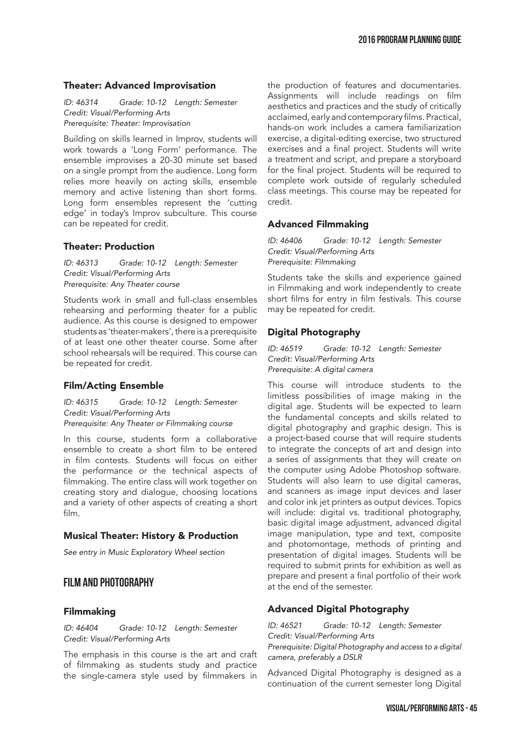### Theater: Advanced Improvisation

*ID: 46314 Grade: 10-12 Length: Semester*
*Credit: Visual/Performing Arts*
*Prerequisite: Theater: Improvisation*

Building on skills learned in Improv, students will work towards a 'Long Form' performance. The ensemble improvises a 20-30 minute set based on a single prompt from the audience. Long form relies more heavily on acting skills, ensemble memory and active listening than short forms. Long form ensembles represent the 'cutting edge' in today's Improv subculture. This course can be repeated for credit.

### Theater: Production

*ID: 46313 Grade: 10-12 Length: Semester*
*Credit: Visual/Performing Arts*
*Prerequisite: Any Theater course*

Students work in small and full-class ensembles rehearsing and performing theater for a public audience. As this course is designed to empower students as 'theater-makers', there is a prerequisite of at least one other theater course. Some after school rehearsals will be required. This course can be repeated for credit.

### Film/Acting Ensemble

*ID: 46315 Grade: 10-12 Length: Semester*
*Credit: Visual/Performing Arts*
*Prerequisite: Any Theater or Filmmaking course*

In this course, students form a collaborative ensemble to create a short film to be entered in film contests. Students will focus on either the performance or the technical aspects of filmmaking. The entire class will work together on creating story and dialogue, choosing locations and a variety of other aspects of creating a short film.

### Musical Theater: History & Production

*See entry in Music Exploratory Wheel section*

## FILM AND PHOTOGRAPHY

### Filmmaking

*ID: 46404 Grade: 10-12 Length: Semester*
*Credit: Visual/Performing Arts*

The emphasis in this course is the art and craft of filmmaking as students study and practice the single-camera style used by filmmakers in the production of features and documentaries. Assignments will include readings on film aesthetics and practices and the study of critically acclaimed, early and contemporary films. Practical, hands-on work includes a camera familiarization exercise, a digital-editing exercise, two structured exercises and a final project. Students will write a treatment and script, and prepare a storyboard for the final project. Students will be required to complete work outside of regularly scheduled class meetings. This course may be repeated for credit.

### Advanced Filmmaking

*ID: 46406 Grade: 10-12 Length: Semester*
*Credit: Visual/Performing Arts*
*Prerequisite: Filmmaking*

Students take the skills and experience gained in Filmmaking and work independently to create short films for entry in film festivals. This course may be repeated for credit.

### Digital Photography

*ID: 46519 Grade: 10-12 Length: Semester*
*Credit: Visual/Performing Arts*
*Prerequisite: A digital camera*

This course will introduce students to the limitless possibilities of image making in the digital age. Students will be expected to learn the fundamental concepts and skills related to digital photography and graphic design. This is a project-based course that will require students to integrate the concepts of art and design into a series of assignments that they will create on the computer using Adobe Photoshop software. Students will also learn to use digital cameras, and scanners as image input devices and laser and color ink jet printers as output devices. Topics will include: digital vs. traditional photography, basic digital image adjustment, advanced digital image manipulation, type and text, composite and photomontage, methods of printing and presentation of digital images. Students will be required to submit prints for exhibition as well as prepare and present a final portfolio of their work at the end of the semester.

### Advanced Digital Photography

*ID: 46521 Grade: 10-12 Length: Semester*
*Credit: Visual/Performing Arts*
*Prerequisite: Digital Photography and access to a digital camera, preferably a DSLR*

Advanced Digital Photography is designed as a continuation of the current semester long Digital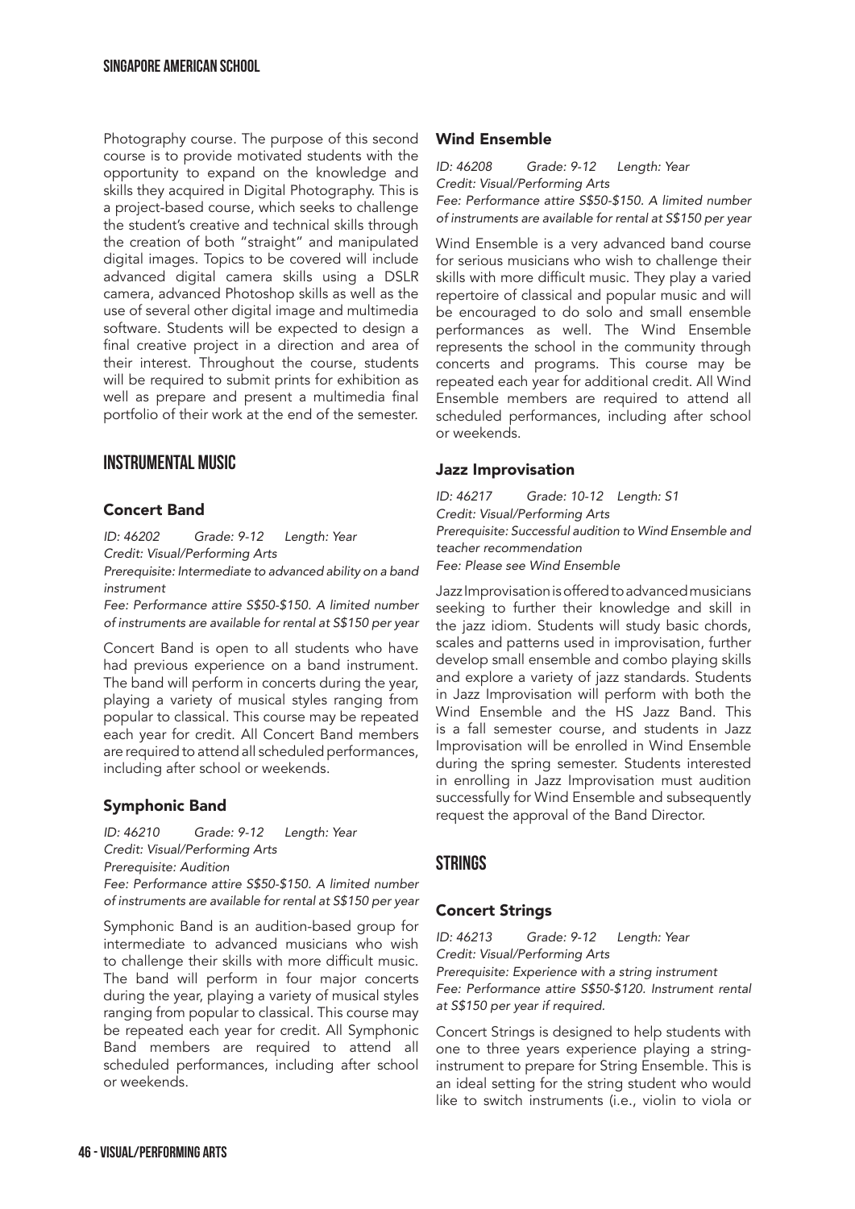Photography course. The purpose of this second course is to provide motivated students with the opportunity to expand on the knowledge and skills they acquired in Digital Photography. This is a project-based course, which seeks to challenge the student's creative and technical skills through the creation of both "straight" and manipulated digital images. Topics to be covered will include advanced digital camera skills using a DSLR camera, advanced Photoshop skills as well as the use of several other digital image and multimedia software. Students will be expected to design a final creative project in a direction and area of their interest. Throughout the course, students will be required to submit prints for exhibition as well as prepare and present a multimedia final portfolio of their work at the end of the semester.

## INSTRUMENTAL MUSIC

### Concert Band

*ID: 46202 Grade: 9-12 Length: Year*
*Credit: Visual/Performing Arts*
*Prerequisite: Intermediate to advanced ability on a band instrument*
*Fee: Performance attire S$50-$150. A limited number of instruments are available for rental at S$150 per year*

Concert Band is open to all students who have had previous experience on a band instrument. The band will perform in concerts during the year, playing a variety of musical styles ranging from popular to classical. This course may be repeated each year for credit. All Concert Band members are required to attend all scheduled performances, including after school or weekends.

### Symphonic Band

*ID: 46210 Grade: 9-12 Length: Year*
*Credit: Visual/Performing Arts*
*Prerequisite: Audition*
*Fee: Performance attire S$50-$150. A limited number of instruments are available for rental at S$150 per year*

Symphonic Band is an audition-based group for intermediate to advanced musicians who wish to challenge their skills with more difficult music. The band will perform in four major concerts during the year, playing a variety of musical styles ranging from popular to classical. This course may be repeated each year for credit. All Symphonic Band members are required to attend all scheduled performances, including after school or weekends.

### Wind Ensemble

*ID: 46208 Grade: 9-12 Length: Year*
*Credit: Visual/Performing Arts*
*Fee: Performance attire S$50-$150. A limited number of instruments are available for rental at S$150 per year*

Wind Ensemble is a very advanced band course for serious musicians who wish to challenge their skills with more difficult music. They play a varied repertoire of classical and popular music and will be encouraged to do solo and small ensemble performances as well. The Wind Ensemble represents the school in the community through concerts and programs. This course may be repeated each year for additional credit. All Wind Ensemble members are required to attend all scheduled performances, including after school or weekends.

### Jazz Improvisation

*ID: 46217 Grade: 10-12 Length: S1*
*Credit: Visual/Performing Arts*
*Prerequisite: Successful audition to Wind Ensemble and teacher recommendation*
*Fee: Please see Wind Ensemble*

Jazz Improvisation is offered to advanced musicians seeking to further their knowledge and skill in the jazz idiom. Students will study basic chords, scales and patterns used in improvisation, further develop small ensemble and combo playing skills and explore a variety of jazz standards. Students in Jazz Improvisation will perform with both the Wind Ensemble and the HS Jazz Band. This is a fall semester course, and students in Jazz Improvisation will be enrolled in Wind Ensemble during the spring semester. Students interested in enrolling in Jazz Improvisation must audition successfully for Wind Ensemble and subsequently request the approval of the Band Director.

## STRINGS

### Concert Strings

*ID: 46213 Grade: 9-12 Length: Year*
*Credit: Visual/Performing Arts*
*Prerequisite: Experience with a string instrument*
*Fee: Performance attire S$50-$120. Instrument rental at S$150 per year if required.*

Concert Strings is designed to help students with one to three years experience playing a string-instrument to prepare for String Ensemble. This is an ideal setting for the string student who would like to switch instruments (i.e., violin to viola or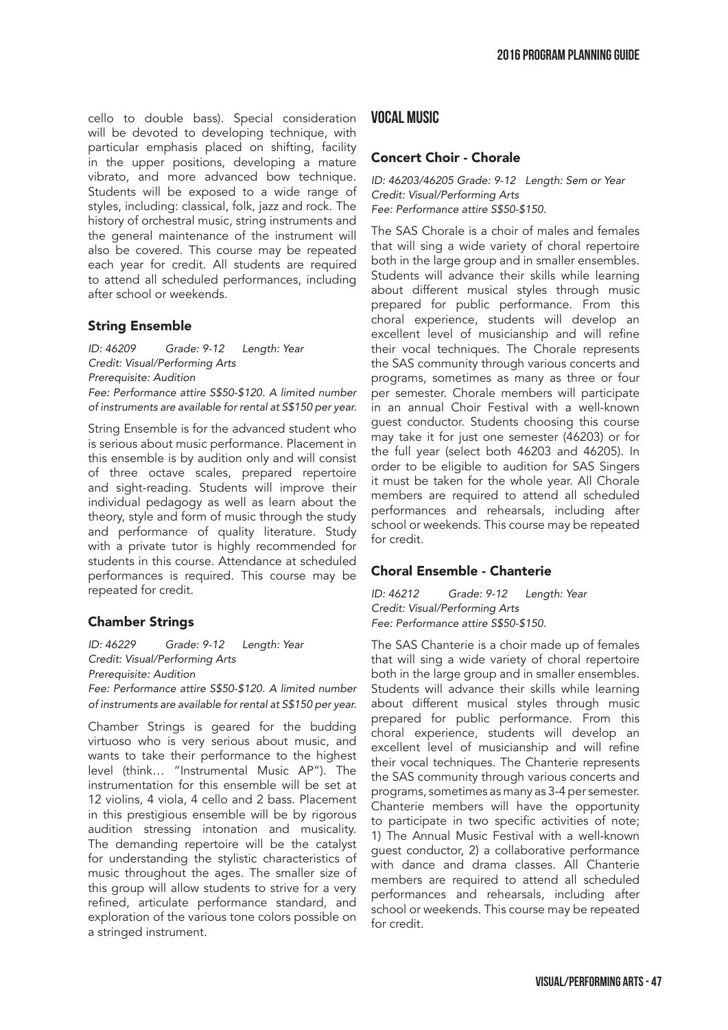cello to double bass). Special consideration will be devoted to developing technique, with particular emphasis placed on shifting, facility in the upper positions, developing a mature vibrato, and more advanced bow technique. Students will be exposed to a wide range of styles, including: classical, folk, jazz and rock. The history of orchestral music, string instruments and the general maintenance of the instrument will also be covered. This course may be repeated each year for credit. All students are required to attend all scheduled performances, including after school or weekends.

### String Ensemble

*ID: 46209 Grade: 9-12 Length: Year*
*Credit: Visual/Performing Arts*
*Prerequisite: Audition*
*Fee: Performance attire S$50-$120. A limited number of instruments are available for rental at S$150 per year.*

String Ensemble is for the advanced student who is serious about music performance. Placement in this ensemble is by audition only and will consist of three octave scales, prepared repertoire and sight-reading. Students will improve their individual pedagogy as well as learn about the theory, style and form of music through the study and performance of quality literature. Study with a private tutor is highly recommended for students in this course. Attendance at scheduled performances is required. This course may be repeated for credit.

### Chamber Strings

*ID: 46229 Grade: 9-12 Length: Year*
*Credit: Visual/Performing Arts*
*Prerequisite: Audition*
*Fee: Performance attire S$50-$120. A limited number of instruments are available for rental at S$150 per year.*

Chamber Strings is geared for the budding virtuoso who is very serious about music, and wants to take their performance to the highest level (think… "Instrumental Music AP"). The instrumentation for this ensemble will be set at 12 violins, 4 viola, 4 cello and 2 bass. Placement in this prestigious ensemble will be by rigorous audition stressing intonation and musicality. The demanding repertoire will be the catalyst for understanding the stylistic characteristics of music throughout the ages. The smaller size of this group will allow students to strive for a very refined, articulate performance standard, and exploration of the various tone colors possible on a stringed instrument.

## VOCAL MUSIC

### Concert Choir - Chorale

*ID: 46203/46205 Grade: 9-12 Length: Sem or Year*
*Credit: Visual/Performing Arts*
*Fee: Performance attire S$50-$150.*

The SAS Chorale is a choir of males and females that will sing a wide variety of choral repertoire both in the large group and in smaller ensembles. Students will advance their skills while learning about different musical styles through music prepared for public performance. From this choral experience, students will develop an excellent level of musicianship and will refine their vocal techniques. The Chorale represents the SAS community through various concerts and programs, sometimes as many as three or four per semester. Chorale members will participate in an annual Choir Festival with a well-known guest conductor. Students choosing this course may take it for just one semester (46203) or for the full year (select both 46203 and 46205). In order to be eligible to audition for SAS Singers it must be taken for the whole year. All Chorale members are required to attend all scheduled performances and rehearsals, including after school or weekends. This course may be repeated for credit.

### Choral Ensemble - Chanterie

*ID: 46212 Grade: 9-12 Length: Year*
*Credit: Visual/Performing Arts*
*Fee: Performance attire S$50-$150.*

The SAS Chanterie is a choir made up of females that will sing a wide variety of choral repertoire both in the large group and in smaller ensembles. Students will advance their skills while learning about different musical styles through music prepared for public performance. From this choral experience, students will develop an excellent level of musicianship and will refine their vocal techniques. The Chanterie represents the SAS community through various concerts and programs, sometimes as many as 3-4 per semester. Chanterie members will have the opportunity to participate in two specific activities of note; 1) The Annual Music Festival with a well-known guest conductor, 2) a collaborative performance with dance and drama classes. All Chanterie members are required to attend all scheduled performances and rehearsals, including after school or weekends. This course may be repeated for credit.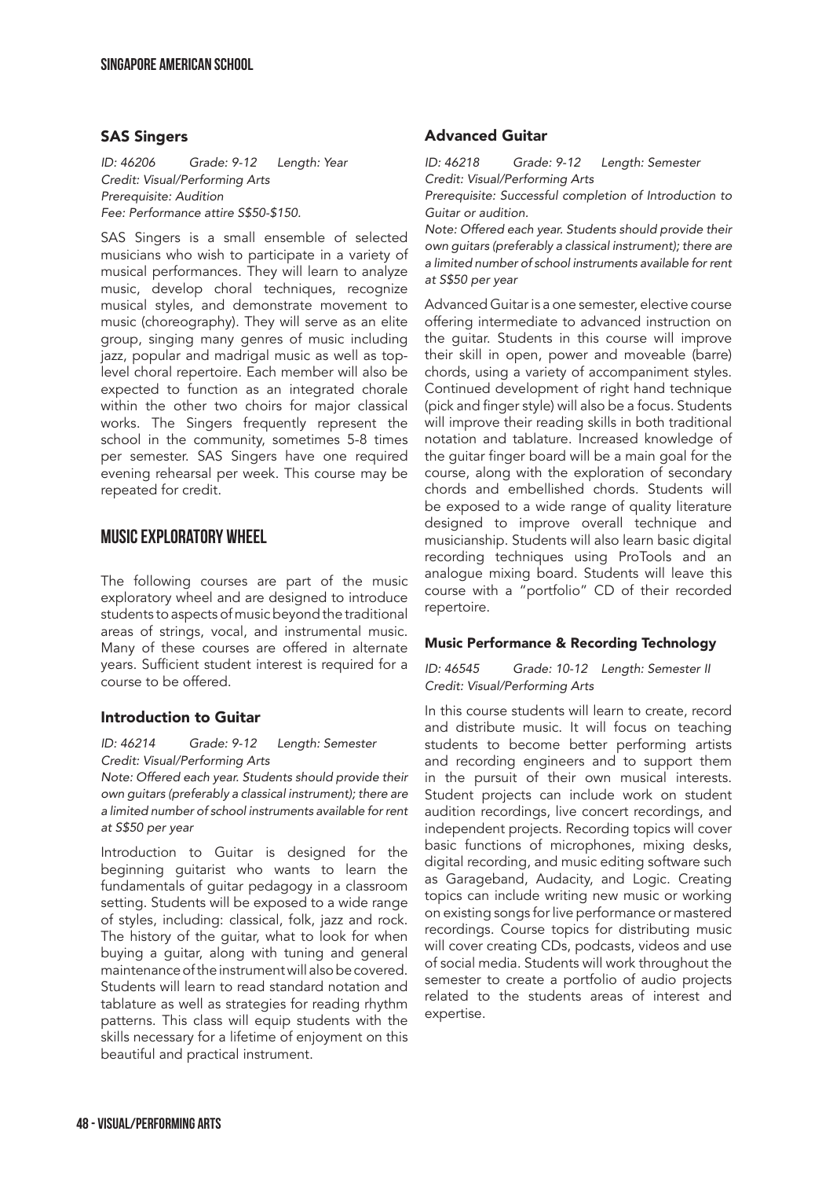### SAS Singers

*ID: 46206 Grade: 9-12 Length: Year*
*Credit: Visual/Performing Arts*
*Prerequisite: Audition*
*Fee: Performance attire S$50-$150.*

SAS Singers is a small ensemble of selected musicians who wish to participate in a variety of musical performances. They will learn to analyze music, develop choral techniques, recognize musical styles, and demonstrate movement to music (choreography). They will serve as an elite group, singing many genres of music including jazz, popular and madrigal music as well as top-level choral repertoire. Each member will also be expected to function as an integrated chorale within the other two choirs for major classical works. The Singers frequently represent the school in the community, sometimes 5-8 times per semester. SAS Singers have one required evening rehearsal per week. This course may be repeated for credit.

## MUSIC EXPLORATORY WHEEL

The following courses are part of the music exploratory wheel and are designed to introduce students to aspects of music beyond the traditional areas of strings, vocal, and instrumental music. Many of these courses are offered in alternate years. Sufficient student interest is required for a course to be offered.

### Introduction to Guitar

*ID: 46214 Grade: 9-12 Length: Semester*
*Credit: Visual/Performing Arts*
*Note: Offered each year. Students should provide their own guitars (preferably a classical instrument); there are a limited number of school instruments available for rent at S$50 per year*

Introduction to Guitar is designed for the beginning guitarist who wants to learn the fundamentals of guitar pedagogy in a classroom setting. Students will be exposed to a wide range of styles, including: classical, folk, jazz and rock. The history of the guitar, what to look for when buying a guitar, along with tuning and general maintenance of the instrument will also be covered. Students will learn to read standard notation and tablature as well as strategies for reading rhythm patterns. This class will equip students with the skills necessary for a lifetime of enjoyment on this beautiful and practical instrument.

### Advanced Guitar

*ID: 46218 Grade: 9-12 Length: Semester*
*Credit: Visual/Performing Arts*
*Prerequisite: Successful completion of Introduction to Guitar or audition.*
*Note: Offered each year. Students should provide their own guitars (preferably a classical instrument); there are a limited number of school instruments available for rent at S$50 per year*

Advanced Guitar is a one semester, elective course offering intermediate to advanced instruction on the guitar. Students in this course will improve their skill in open, power and moveable (barre) chords, using a variety of accompaniment styles. Continued development of right hand technique (pick and finger style) will also be a focus. Students will improve their reading skills in both traditional notation and tablature. Increased knowledge of the guitar finger board will be a main goal for the course, along with the exploration of secondary chords and embellished chords. Students will be exposed to a wide range of quality literature designed to improve overall technique and musicianship. Students will also learn basic digital recording techniques using ProTools and an analogue mixing board. Students will leave this course with a "portfolio" CD of their recorded repertoire.

### Music Performance & Recording Technology

*ID: 46545 Grade: 10-12 Length: Semester II*
*Credit: Visual/Performing Arts*

In this course students will learn to create, record and distribute music. It will focus on teaching students to become better performing artists and recording engineers and to support them in the pursuit of their own musical interests. Student projects can include work on student audition recordings, live concert recordings, and independent projects. Recording topics will cover basic functions of microphones, mixing desks, digital recording, and music editing software such as Garageband, Audacity, and Logic. Creating topics can include writing new music or working on existing songs for live performance or mastered recordings. Course topics for distributing music will cover creating CDs, podcasts, videos and use of social media. Students will work throughout the semester to create a portfolio of audio projects related to the students areas of interest and expertise.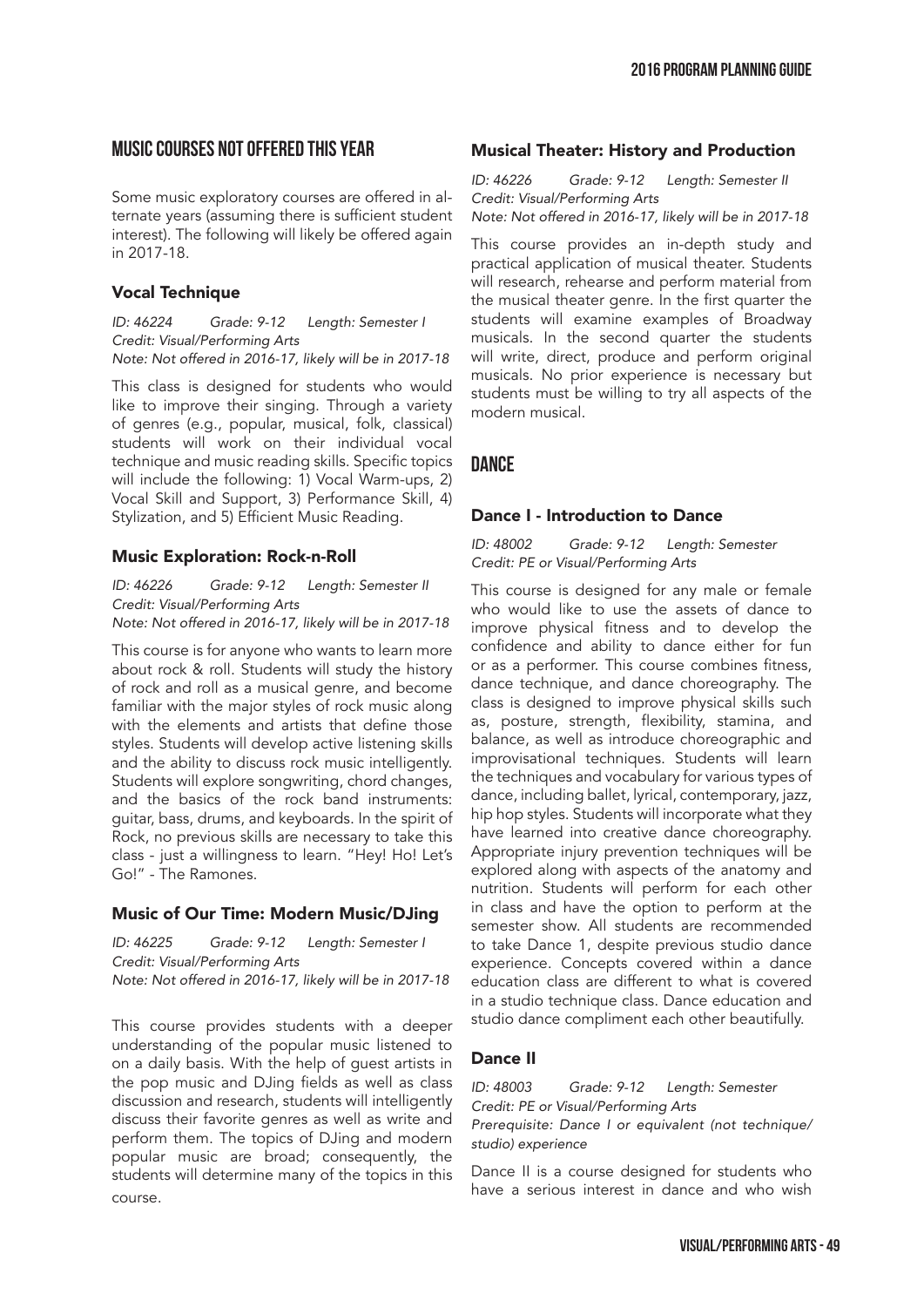## MUSIC COURSES NOT OFFERED THIS YEAR

Some music exploratory courses are offered in alternate years (assuming there is sufficient student interest). The following will likely be offered again in 2017-18.

### Vocal Technique

*ID: 46224 Grade: 9-12 Length: Semester I*
*Credit: Visual/Performing Arts*
*Note: Not offered in 2016-17, likely will be in 2017-18*

This class is designed for students who would like to improve their singing. Through a variety of genres (e.g., popular, musical, folk, classical) students will work on their individual vocal technique and music reading skills. Specific topics will include the following: 1) Vocal Warm-ups, 2) Vocal Skill and Support, 3) Performance Skill, 4) Stylization, and 5) Efficient Music Reading.

### Music Exploration: Rock-n-Roll

*ID: 46226 Grade: 9-12 Length: Semester II*
*Credit: Visual/Performing Arts*
*Note: Not offered in 2016-17, likely will be in 2017-18*

This course is for anyone who wants to learn more about rock & roll. Students will study the history of rock and roll as a musical genre, and become familiar with the major styles of rock music along with the elements and artists that define those styles. Students will develop active listening skills and the ability to discuss rock music intelligently. Students will explore songwriting, chord changes, and the basics of the rock band instruments: guitar, bass, drums, and keyboards. In the spirit of Rock, no previous skills are necessary to take this class - just a willingness to learn. "Hey! Ho! Let's Go!" - The Ramones.

### Music of Our Time: Modern Music/DJing

*ID: 46225 Grade: 9-12 Length: Semester I*
*Credit: Visual/Performing Arts*
*Note: Not offered in 2016-17, likely will be in 2017-18*

This course provides students with a deeper understanding of the popular music listened to on a daily basis. With the help of guest artists in the pop music and DJing fields as well as class discussion and research, students will intelligently discuss their favorite genres as well as write and perform them. The topics of DJing and modern popular music are broad; consequently, the students will determine many of the topics in this course.

### Musical Theater: History and Production

*ID: 46226 Grade: 9-12 Length: Semester II*
*Credit: Visual/Performing Arts*
*Note: Not offered in 2016-17, likely will be in 2017-18*

This course provides an in-depth study and practical application of musical theater. Students will research, rehearse and perform material from the musical theater genre. In the first quarter the students will examine examples of Broadway musicals. In the second quarter the students will write, direct, produce and perform original musicals. No prior experience is necessary but students must be willing to try all aspects of the modern musical.

## DANCE

### Dance I - Introduction to Dance

*ID: 48002 Grade: 9-12 Length: Semester*
*Credit: PE or Visual/Performing Arts*

This course is designed for any male or female who would like to use the assets of dance to improve physical fitness and to develop the confidence and ability to dance either for fun or as a performer. This course combines fitness, dance technique, and dance choreography. The class is designed to improve physical skills such as, posture, strength, flexibility, stamina, and balance, as well as introduce choreographic and improvisational techniques. Students will learn the techniques and vocabulary for various types of dance, including ballet, lyrical, contemporary, jazz, hip hop styles. Students will incorporate what they have learned into creative dance choreography. Appropriate injury prevention techniques will be explored along with aspects of the anatomy and nutrition. Students will perform for each other in class and have the option to perform at the semester show. All students are recommended to take Dance 1, despite previous studio dance experience. Concepts covered within a dance education class are different to what is covered in a studio technique class. Dance education and studio dance compliment each other beautifully.

### Dance II

*ID: 48003 Grade: 9-12 Length: Semester*
*Credit: PE or Visual/Performing Arts*
*Prerequisite: Dance I or equivalent (not technique/studio) experience*

Dance II is a course designed for students who have a serious interest in dance and who wish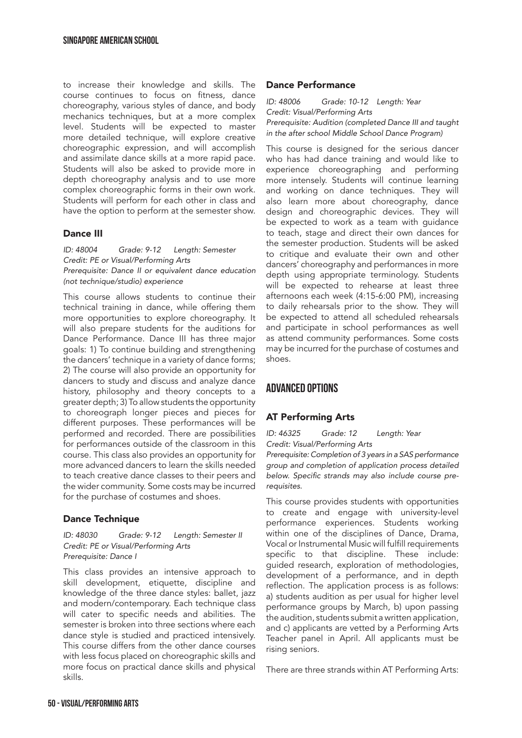to increase their knowledge and skills. The course continues to focus on fitness, dance choreography, various styles of dance, and body mechanics techniques, but at a more complex level. Students will be expected to master more detailed technique, will explore creative choreographic expression, and will accomplish and assimilate dance skills at a more rapid pace. Students will also be asked to provide more in depth choreography analysis and to use more complex choreographic forms in their own work. Students will perform for each other in class and have the option to perform at the semester show.

### Dance III

*ID: 48004 Grade: 9-12 Length: Semester*
*Credit: PE or Visual/Performing Arts*
*Prerequisite: Dance II or equivalent dance education (not technique/studio) experience*

This course allows students to continue their technical training in dance, while offering them more opportunities to explore choreography. It will also prepare students for the auditions for Dance Performance. Dance III has three major goals: 1) To continue building and strengthening the dancers' technique in a variety of dance forms; 2) The course will also provide an opportunity for dancers to study and discuss and analyze dance history, philosophy and theory concepts to a greater depth; 3) To allow students the opportunity to choreograph longer pieces and pieces for different purposes. These performances will be performed and recorded. There are possibilities for performances outside of the classroom in this course. This class also provides an opportunity for more advanced dancers to learn the skills needed to teach creative dance classes to their peers and the wider community. Some costs may be incurred for the purchase of costumes and shoes.

### Dance Technique

*ID: 48030 Grade: 9-12 Length: Semester II*
*Credit: PE or Visual/Performing Arts*
*Prerequisite: Dance I*

This class provides an intensive approach to skill development, etiquette, discipline and knowledge of the three dance styles: ballet, jazz and modern/contemporary. Each technique class will cater to specific needs and abilities. The semester is broken into three sections where each dance style is studied and practiced intensively. This course differs from the other dance courses with less focus placed on choreographic skills and more focus on practical dance skills and physical skills.

### Dance Performance

*ID: 48006 Grade: 10-12 Length: Year*
*Credit: Visual/Performing Arts*
*Prerequisite: Audition (completed Dance III and taught in the after school Middle School Dance Program)*

This course is designed for the serious dancer who has had dance training and would like to experience choreographing and performing more intensely. Students will continue learning and working on dance techniques. They will also learn more about choreography, dance design and choreographic devices. They will be expected to work as a team with guidance to teach, stage and direct their own dances for the semester production. Students will be asked to critique and evaluate their own and other dancers' choreography and performances in more depth using appropriate terminology. Students will be expected to rehearse at least three afternoons each week (4:15-6:00 PM), increasing to daily rehearsals prior to the show. They will be expected to attend all scheduled rehearsals and participate in school performances as well as attend community performances. Some costs may be incurred for the purchase of costumes and shoes.

## ADVANCED OPTIONS

### AT Performing Arts

*ID: 46325 Grade: 12 Length: Year*
*Credit: Visual/Performing Arts*
*Prerequisite: Completion of 3 years in a SAS performance group and completion of application process detailed below. Specific strands may also include course pre-requisites.*

This course provides students with opportunities to create and engage with university-level performance experiences. Students working within one of the disciplines of Dance, Drama, Vocal or Instrumental Music will fulfill requirements specific to that discipline. These include: guided research, exploration of methodologies, development of a performance, and in depth reflection. The application process is as follows: a) students audition as per usual for higher level performance groups by March, b) upon passing the audition, students submit a written application, and c) applicants are vetted by a Performing Arts Teacher panel in April. All applicants must be rising seniors.

There are three strands within AT Performing Arts: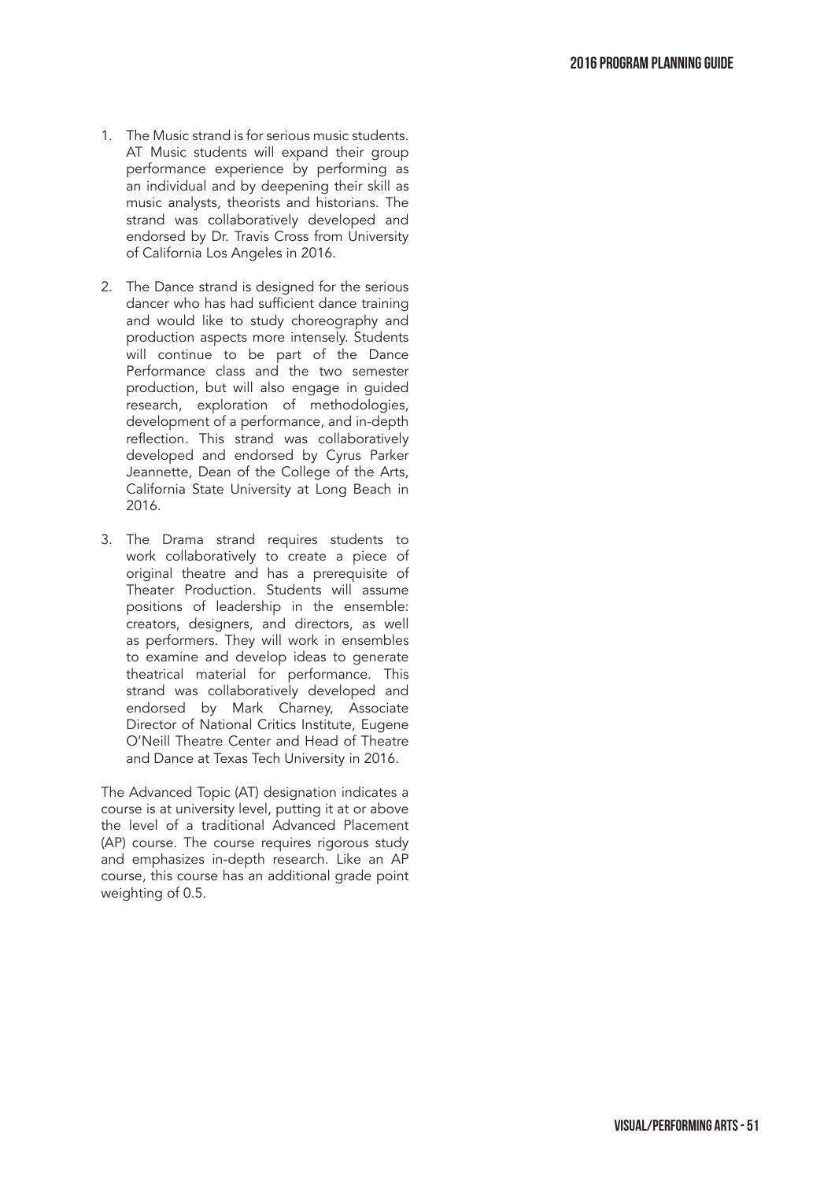1. The Music strand is for serious music students. AT Music students will expand their group performance experience by performing as an individual and by deepening their skill as music analysts, theorists and historians. The strand was collaboratively developed and endorsed by Dr. Travis Cross from University of California Los Angeles in 2016.

2. The Dance strand is designed for the serious dancer who has had sufficient dance training and would like to study choreography and production aspects more intensely. Students will continue to be part of the Dance Performance class and the two semester production, but will also engage in guided research, exploration of methodologies, development of a performance, and in-depth reflection. This strand was collaboratively developed and endorsed by Cyrus Parker Jeannette, Dean of the College of the Arts, California State University at Long Beach in 2016.

3. The Drama strand requires students to work collaboratively to create a piece of original theatre and has a prerequisite of Theater Production. Students will assume positions of leadership in the ensemble: creators, designers, and directors, as well as performers. They will work in ensembles to examine and develop ideas to generate theatrical material for performance. This strand was collaboratively developed and endorsed by Mark Charney, Associate Director of National Critics Institute, Eugene O'Neill Theatre Center and Head of Theatre and Dance at Texas Tech University in 2016.

The Advanced Topic (AT) designation indicates a course is at university level, putting it at or above the level of a traditional Advanced Placement (AP) course. The course requires rigorous study and emphasizes in-depth research. Like an AP course, this course has an additional grade point weighting of 0.5.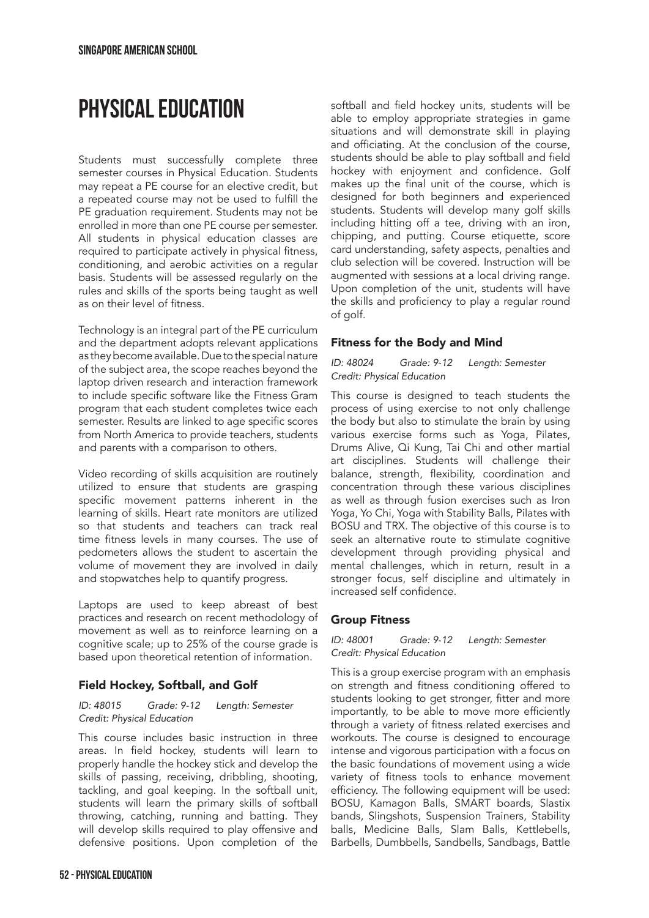# PHYSICAL EDUCATION

Students must successfully complete three semester courses in Physical Education. Students may repeat a PE course for an elective credit, but a repeated course may not be used to fulfill the PE graduation requirement. Students may not be enrolled in more than one PE course per semester. All students in physical education classes are required to participate actively in physical fitness, conditioning, and aerobic activities on a regular basis. Students will be assessed regularly on the rules and skills of the sports being taught as well as on their level of fitness.

Technology is an integral part of the PE curriculum and the department adopts relevant applications as they become available. Due to the special nature of the subject area, the scope reaches beyond the laptop driven research and interaction framework to include specific software like the Fitness Gram program that each student completes twice each semester. Results are linked to age specific scores from North America to provide teachers, students and parents with a comparison to others.

Video recording of skills acquisition are routinely utilized to ensure that students are grasping specific movement patterns inherent in the learning of skills. Heart rate monitors are utilized so that students and teachers can track real time fitness levels in many courses. The use of pedometers allows the student to ascertain the volume of movement they are involved in daily and stopwatches help to quantify progress.

Laptops are used to keep abreast of best practices and research on recent methodology of movement as well as to reinforce learning on a cognitive scale; up to 25% of the course grade is based upon theoretical retention of information.

### Field Hockey, Softball, and Golf

*ID: 48015 Grade: 9-12 Length: Semester*
*Credit: Physical Education*

This course includes basic instruction in three areas. In field hockey, students will learn to properly handle the hockey stick and develop the skills of passing, receiving, dribbling, shooting, tackling, and goal keeping. In the softball unit, students will learn the primary skills of softball throwing, catching, running and batting. They will develop skills required to play offensive and defensive positions. Upon completion of the softball and field hockey units, students will be able to employ appropriate strategies in game situations and will demonstrate skill in playing and officiating. At the conclusion of the course, students should be able to play softball and field hockey with enjoyment and confidence. Golf makes up the final unit of the course, which is designed for both beginners and experienced students. Students will develop many golf skills including hitting off a tee, driving with an iron, chipping, and putting. Course etiquette, score card understanding, safety aspects, penalties and club selection will be covered. Instruction will be augmented with sessions at a local driving range. Upon completion of the unit, students will have the skills and proficiency to play a regular round of golf.

### Fitness for the Body and Mind

*ID: 48024 Grade: 9-12 Length: Semester*
*Credit: Physical Education*

This course is designed to teach students the process of using exercise to not only challenge the body but also to stimulate the brain by using various exercise forms such as Yoga, Pilates, Drums Alive, Qi Kung, Tai Chi and other martial art disciplines. Students will challenge their balance, strength, flexibility, coordination and concentration through these various disciplines as well as through fusion exercises such as Iron Yoga, Yo Chi, Yoga with Stability Balls, Pilates with BOSU and TRX. The objective of this course is to seek an alternative route to stimulate cognitive development through providing physical and mental challenges, which in return, result in a stronger focus, self discipline and ultimately in increased self confidence.

### Group Fitness

*ID: 48001 Grade: 9-12 Length: Semester*
*Credit: Physical Education*

This is a group exercise program with an emphasis on strength and fitness conditioning offered to students looking to get stronger, fitter and more importantly, to be able to move more efficiently through a variety of fitness related exercises and workouts. The course is designed to encourage intense and vigorous participation with a focus on the basic foundations of movement using a wide variety of fitness tools to enhance movement efficiency. The following equipment will be used: BOSU, Kamagon Balls, SMART boards, Slastix bands, Slingshots, Suspension Trainers, Stability balls, Medicine Balls, Slam Balls, Kettlebells, Barbells, Dumbbells, Sandbells, Sandbags, Battle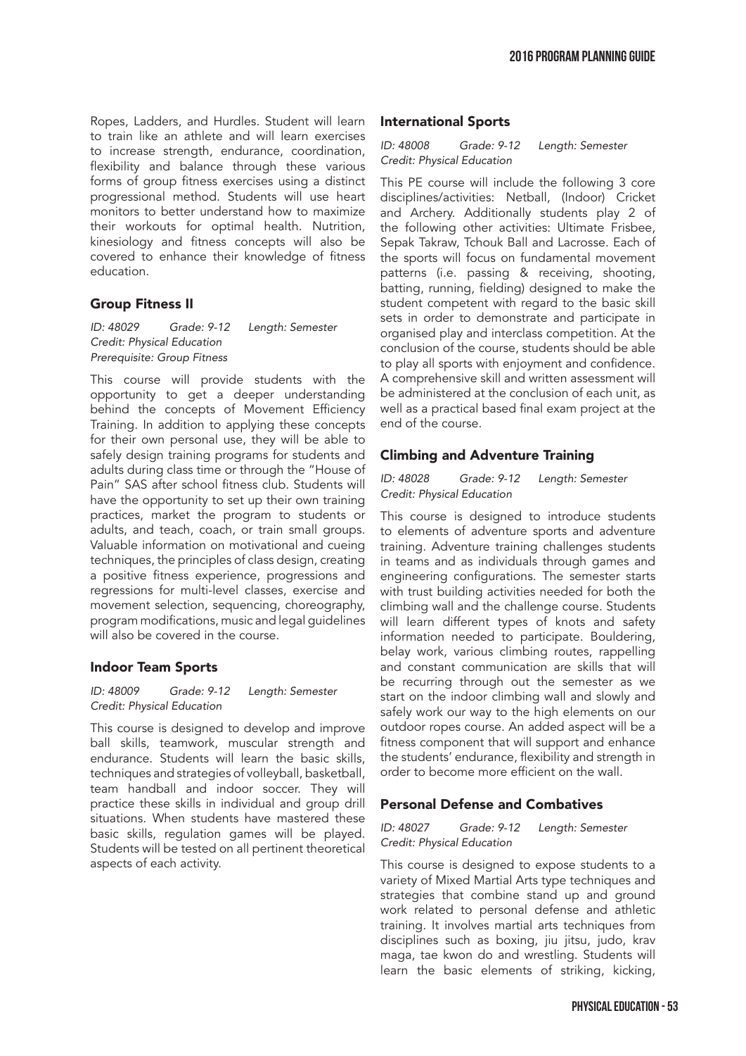Ropes, Ladders, and Hurdles. Student will learn to train like an athlete and will learn exercises to increase strength, endurance, coordination, flexibility and balance through these various forms of group fitness exercises using a distinct progressional method. Students will use heart monitors to better understand how to maximize their workouts for optimal health. Nutrition, kinesiology and fitness concepts will also be covered to enhance their knowledge of fitness education.

### Group Fitness II

*ID: 48029 Grade: 9-12 Length: Semester*
*Credit: Physical Education*
*Prerequisite: Group Fitness*

This course will provide students with the opportunity to get a deeper understanding behind the concepts of Movement Efficiency Training. In addition to applying these concepts for their own personal use, they will be able to safely design training programs for students and adults during class time or through the "House of Pain" SAS after school fitness club. Students will have the opportunity to set up their own training practices, market the program to students or adults, and teach, coach, or train small groups. Valuable information on motivational and cueing techniques, the principles of class design, creating a positive fitness experience, progressions and regressions for multi-level classes, exercise and movement selection, sequencing, choreography, program modifications, music and legal guidelines will also be covered in the course.

### Indoor Team Sports

*ID: 48009 Grade: 9-12 Length: Semester*
*Credit: Physical Education*

This course is designed to develop and improve ball skills, teamwork, muscular strength and endurance. Students will learn the basic skills, techniques and strategies of volleyball, basketball, team handball and indoor soccer. They will practice these skills in individual and group drill situations. When students have mastered these basic skills, regulation games will be played. Students will be tested on all pertinent theoretical aspects of each activity.

### International Sports

*ID: 48008 Grade: 9-12 Length: Semester*
*Credit: Physical Education*

This PE course will include the following 3 core disciplines/activities: Netball, (Indoor) Cricket and Archery. Additionally students play 2 of the following other activities: Ultimate Frisbee, Sepak Takraw, Tchouk Ball and Lacrosse. Each of the sports will focus on fundamental movement patterns (i.e. passing & receiving, shooting, batting, running, fielding) designed to make the student competent with regard to the basic skill sets in order to demonstrate and participate in organised play and interclass competition. At the conclusion of the course, students should be able to play all sports with enjoyment and confidence. A comprehensive skill and written assessment will be administered at the conclusion of each unit, as well as a practical based final exam project at the end of the course.

### Climbing and Adventure Training

*ID: 48028 Grade: 9-12 Length: Semester*
*Credit: Physical Education*

This course is designed to introduce students to elements of adventure sports and adventure training. Adventure training challenges students in teams and as individuals through games and engineering configurations. The semester starts with trust building activities needed for both the climbing wall and the challenge course. Students will learn different types of knots and safety information needed to participate. Bouldering, belay work, various climbing routes, rappelling and constant communication are skills that will be recurring through out the semester as we start on the indoor climbing wall and slowly and safely work our way to the high elements on our outdoor ropes course. An added aspect will be a fitness component that will support and enhance the students' endurance, flexibility and strength in order to become more efficient on the wall.

### Personal Defense and Combatives

*ID: 48027 Grade: 9-12 Length: Semester*
*Credit: Physical Education*

This course is designed to expose students to a variety of Mixed Martial Arts type techniques and strategies that combine stand up and ground work related to personal defense and athletic training. It involves martial arts techniques from disciplines such as boxing, jiu jitsu, judo, krav maga, tae kwon do and wrestling. Students will learn the basic elements of striking, kicking,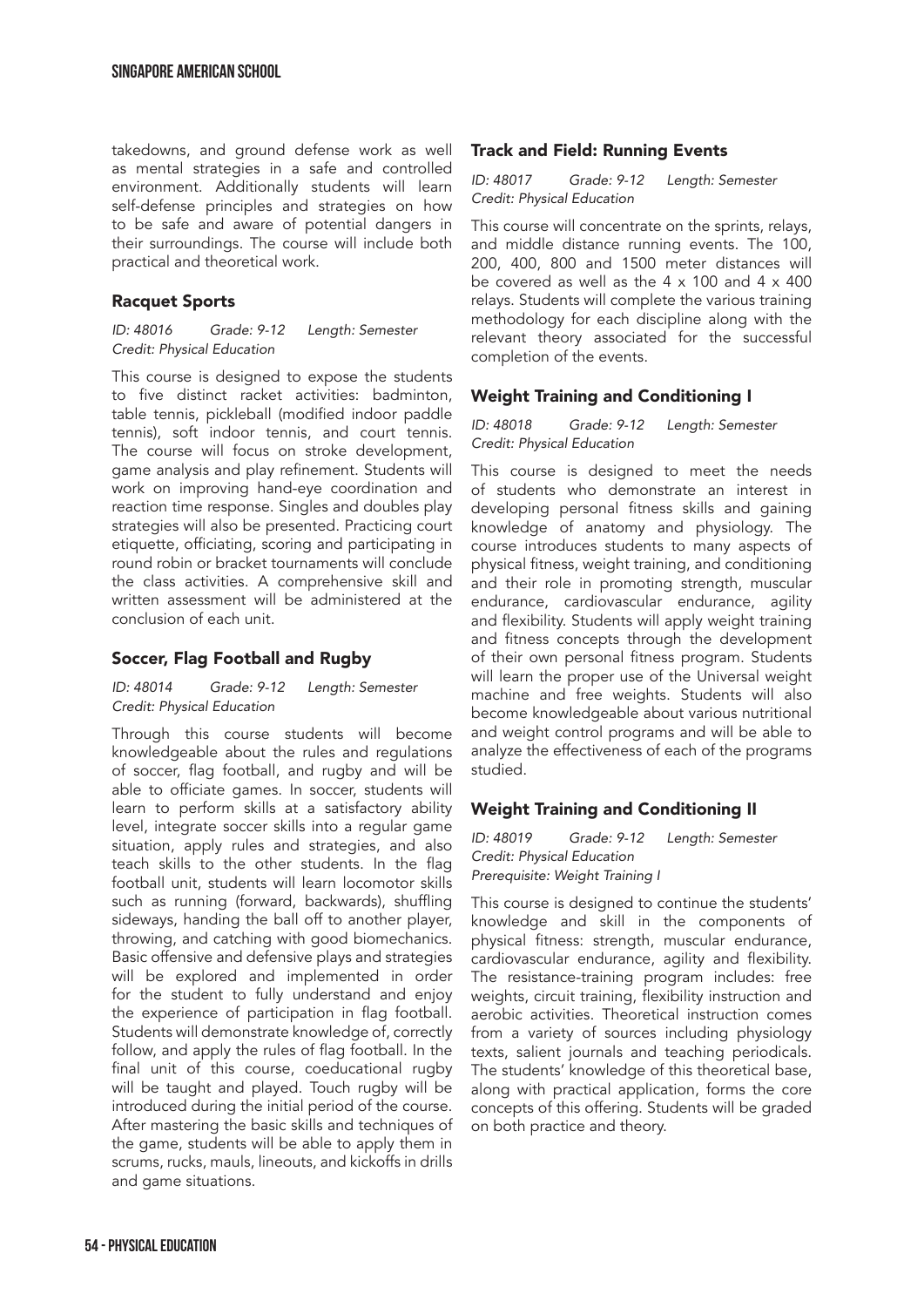takedowns, and ground defense work as well as mental strategies in a safe and controlled environment. Additionally students will learn self-defense principles and strategies on how to be safe and aware of potential dangers in their surroundings. The course will include both practical and theoretical work.

### Racquet Sports

*ID: 48016 Grade: 9-12 Length: Semester*
*Credit: Physical Education*

This course is designed to expose the students to five distinct racket activities: badminton, table tennis, pickleball (modified indoor paddle tennis), soft indoor tennis, and court tennis. The course will focus on stroke development, game analysis and play refinement. Students will work on improving hand-eye coordination and reaction time response. Singles and doubles play strategies will also be presented. Practicing court etiquette, officiating, scoring and participating in round robin or bracket tournaments will conclude the class activities. A comprehensive skill and written assessment will be administered at the conclusion of each unit.

### Soccer, Flag Football and Rugby

*ID: 48014 Grade: 9-12 Length: Semester*
*Credit: Physical Education*

Through this course students will become knowledgeable about the rules and regulations of soccer, flag football, and rugby and will be able to officiate games. In soccer, students will learn to perform skills at a satisfactory ability level, integrate soccer skills into a regular game situation, apply rules and strategies, and also teach skills to the other students. In the flag football unit, students will learn locomotor skills such as running (forward, backwards), shuffling sideways, handing the ball off to another player, throwing, and catching with good biomechanics. Basic offensive and defensive plays and strategies will be explored and implemented in order for the student to fully understand and enjoy the experience of participation in flag football. Students will demonstrate knowledge of, correctly follow, and apply the rules of flag football. In the final unit of this course, coeducational rugby will be taught and played. Touch rugby will be introduced during the initial period of the course. After mastering the basic skills and techniques of the game, students will be able to apply them in scrums, rucks, mauls, lineouts, and kickoffs in drills and game situations.

### Track and Field: Running Events

*ID: 48017 Grade: 9-12 Length: Semester*
*Credit: Physical Education*

This course will concentrate on the sprints, relays, and middle distance running events. The 100, 200, 400, 800 and 1500 meter distances will be covered as well as the 4 x 100 and 4 x 400 relays. Students will complete the various training methodology for each discipline along with the relevant theory associated for the successful completion of the events.

### Weight Training and Conditioning I

*ID: 48018 Grade: 9-12 Length: Semester*
*Credit: Physical Education*

This course is designed to meet the needs of students who demonstrate an interest in developing personal fitness skills and gaining knowledge of anatomy and physiology. The course introduces students to many aspects of physical fitness, weight training, and conditioning and their role in promoting strength, muscular endurance, cardiovascular endurance, agility and flexibility. Students will apply weight training and fitness concepts through the development of their own personal fitness program. Students will learn the proper use of the Universal weight machine and free weights. Students will also become knowledgeable about various nutritional and weight control programs and will be able to analyze the effectiveness of each of the programs studied.

### Weight Training and Conditioning II

*ID: 48019 Grade: 9-12 Length: Semester*
*Credit: Physical Education*
*Prerequisite: Weight Training I*

This course is designed to continue the students' knowledge and skill in the components of physical fitness: strength, muscular endurance, cardiovascular endurance, agility and flexibility. The resistance-training program includes: free weights, circuit training, flexibility instruction and aerobic activities. Theoretical instruction comes from a variety of sources including physiology texts, salient journals and teaching periodicals. The students' knowledge of this theoretical base, along with practical application, forms the core concepts of this offering. Students will be graded on both practice and theory.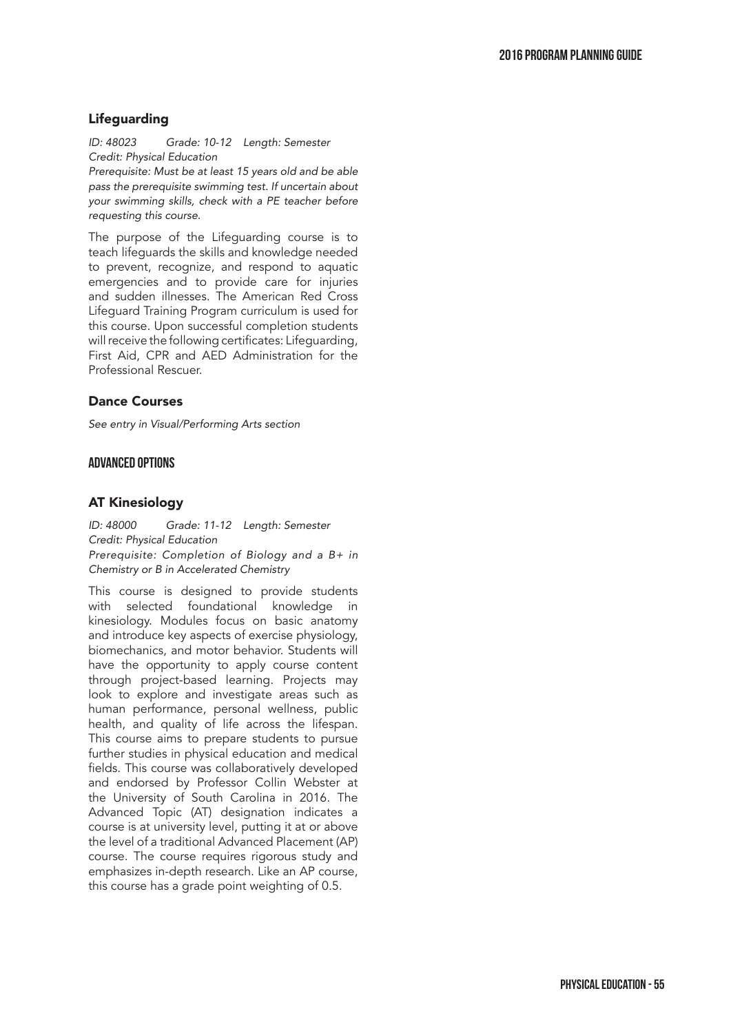## Lifeguarding

*ID: 48023 Grade: 10-12 Length: Semester*
*Credit: Physical Education*
*Prerequisite: Must be at least 15 years old and be able pass the prerequisite swimming test. If uncertain about your swimming skills, check with a PE teacher before requesting this course.*

The purpose of the Lifeguarding course is to teach lifeguards the skills and knowledge needed to prevent, recognize, and respond to aquatic emergencies and to provide care for injuries and sudden illnesses. The American Red Cross Lifeguard Training Program curriculum is used for this course. Upon successful completion students will receive the following certificates: Lifeguarding, First Aid, CPR and AED Administration for the Professional Rescuer.

## Dance Courses

*See entry in Visual/Performing Arts section*

# ADVANCED OPTIONS

## AT Kinesiology

*ID: 48000 Grade: 11-12 Length: Semester*
*Credit: Physical Education*
*Prerequisite: Completion of Biology and a B+ in Chemistry or B in Accelerated Chemistry*

This course is designed to provide students with selected foundational knowledge in kinesiology. Modules focus on basic anatomy and introduce key aspects of exercise physiology, biomechanics, and motor behavior. Students will have the opportunity to apply course content through project-based learning. Projects may look to explore and investigate areas such as human performance, personal wellness, public health, and quality of life across the lifespan. This course aims to prepare students to pursue further studies in physical education and medical fields. This course was collaboratively developed and endorsed by Professor Collin Webster at the University of South Carolina in 2016. The Advanced Topic (AT) designation indicates a course is at university level, putting it at or above the level of a traditional Advanced Placement (AP) course. The course requires rigorous study and emphasizes in-depth research. Like an AP course, this course has a grade point weighting of 0.5.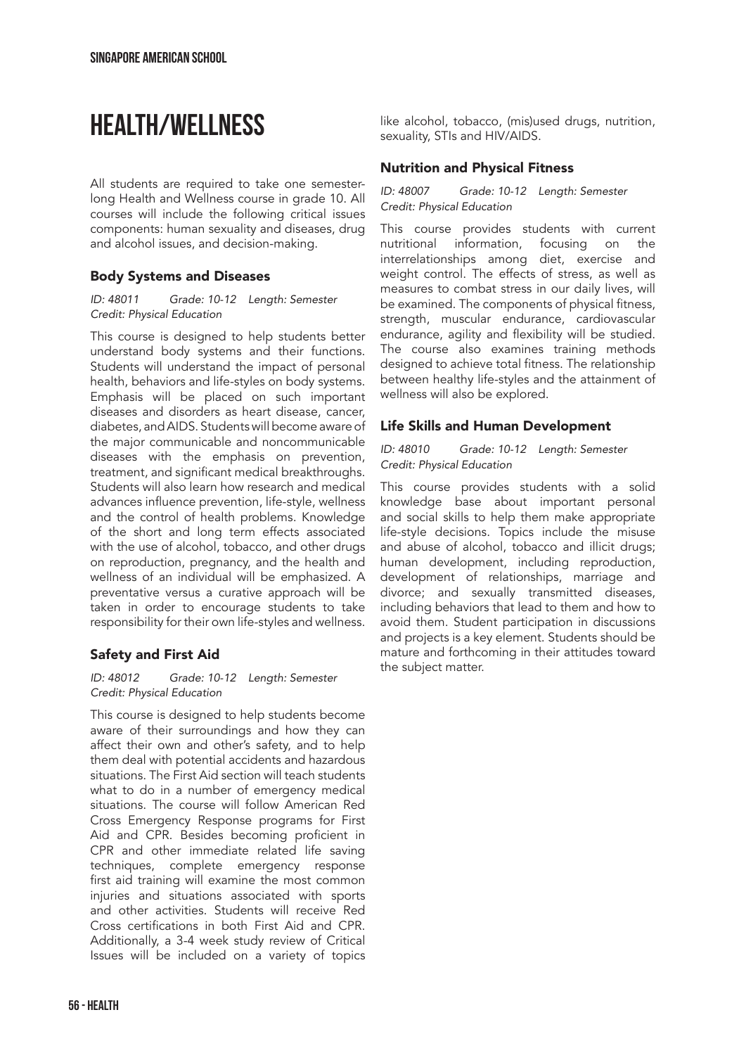# HEALTH/WELLNESS

All students are required to take one semester-long Health and Wellness course in grade 10. All courses will include the following critical issues components: human sexuality and diseases, drug and alcohol issues, and decision-making.

### Body Systems and Diseases

*ID: 48011 Grade: 10-12 Length: Semester*
*Credit: Physical Education*

This course is designed to help students better understand body systems and their functions. Students will understand the impact of personal health, behaviors and life-styles on body systems. Emphasis will be placed on such important diseases and disorders as heart disease, cancer, diabetes, and AIDS. Students will become aware of the major communicable and noncommunicable diseases with the emphasis on prevention, treatment, and significant medical breakthroughs. Students will also learn how research and medical advances influence prevention, life-style, wellness and the control of health problems. Knowledge of the short and long term effects associated with the use of alcohol, tobacco, and other drugs on reproduction, pregnancy, and the health and wellness of an individual will be emphasized. A preventative versus a curative approach will be taken in order to encourage students to take responsibility for their own life-styles and wellness.

### Safety and First Aid

*ID: 48012 Grade: 10-12 Length: Semester*
*Credit: Physical Education*

This course is designed to help students become aware of their surroundings and how they can affect their own and other's safety, and to help them deal with potential accidents and hazardous situations. The First Aid section will teach students what to do in a number of emergency medical situations. The course will follow American Red Cross Emergency Response programs for First Aid and CPR. Besides becoming proficient in CPR and other immediate related life saving techniques, complete emergency response first aid training will examine the most common injuries and situations associated with sports and other activities. Students will receive Red Cross certifications in both First Aid and CPR. Additionally, a 3-4 week study review of Critical Issues will be included on a variety of topics like alcohol, tobacco, (mis)used drugs, nutrition, sexuality, STIs and HIV/AIDS.

### Nutrition and Physical Fitness

*ID: 48007 Grade: 10-12 Length: Semester*
*Credit: Physical Education*

This course provides students with current nutritional information, focusing on the interrelationships among diet, exercise and weight control. The effects of stress, as well as measures to combat stress in our daily lives, will be examined. The components of physical fitness, strength, muscular endurance, cardiovascular endurance, agility and flexibility will be studied. The course also examines training methods designed to achieve total fitness. The relationship between healthy life-styles and the attainment of wellness will also be explored.

### Life Skills and Human Development

*ID: 48010 Grade: 10-12 Length: Semester*
*Credit: Physical Education*

This course provides students with a solid knowledge base about important personal and social skills to help them make appropriate life-style decisions. Topics include the misuse and abuse of alcohol, tobacco and illicit drugs; human development, including reproduction, development of relationships, marriage and divorce; and sexually transmitted diseases, including behaviors that lead to them and how to avoid them. Student participation in discussions and projects is a key element. Students should be mature and forthcoming in their attitudes toward the subject matter.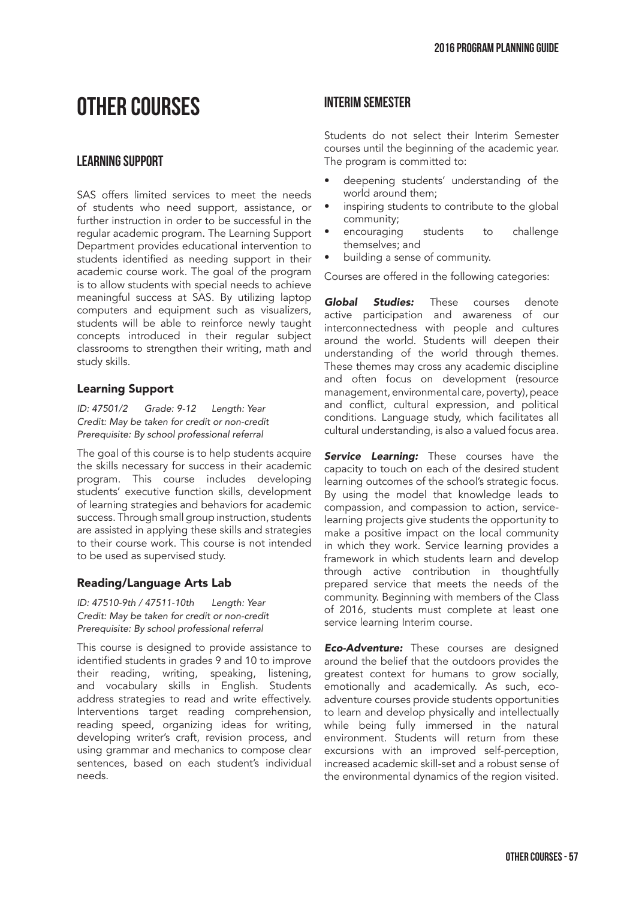# OTHER COURSES

## LEARNING SUPPORT

SAS offers limited services to meet the needs of students who need support, assistance, or further instruction in order to be successful in the regular academic program. The Learning Support Department provides educational intervention to students identified as needing support in their academic course work. The goal of the program is to allow students with special needs to achieve meaningful success at SAS. By utilizing laptop computers and equipment such as visualizers, students will be able to reinforce newly taught concepts introduced in their regular subject classrooms to strengthen their writing, math and study skills.

### Learning Support

*ID: 47501/2    Grade: 9-12    Length: Year*
*Credit: May be taken for credit or non-credit*
*Prerequisite: By school professional referral*

The goal of this course is to help students acquire the skills necessary for success in their academic program. This course includes developing students' executive function skills, development of learning strategies and behaviors for academic success. Through small group instruction, students are assisted in applying these skills and strategies to their course work. This course is not intended to be used as supervised study.

### Reading/Language Arts Lab

*ID: 47510-9th / 47511-10th    Length: Year*
*Credit: May be taken for credit or non-credit*
*Prerequisite: By school professional referral*

This course is designed to provide assistance to identified students in grades 9 and 10 to improve their reading, writing, speaking, listening, and vocabulary skills in English. Students address strategies to read and write effectively. Interventions target reading comprehension, reading speed, organizing ideas for writing, developing writer's craft, revision process, and using grammar and mechanics to compose clear sentences, based on each student's individual needs.

## INTERIM SEMESTER

Students do not select their Interim Semester courses until the beginning of the academic year. The program is committed to:

- deepening students' understanding of the world around them;
- inspiring students to contribute to the global community;
- encouraging students to challenge themselves; and
- building a sense of community.

Courses are offered in the following categories:

***Global Studies:*** These courses denote active participation and awareness of our interconnectedness with people and cultures around the world. Students will deepen their understanding of the world through themes. These themes may cross any academic discipline and often focus on development (resource management, environmental care, poverty), peace and conflict, cultural expression, and political conditions. Language study, which facilitates all cultural understanding, is also a valued focus area.

***Service Learning:*** These courses have the capacity to touch on each of the desired student learning outcomes of the school's strategic focus. By using the model that knowledge leads to compassion, and compassion to action, service-learning projects give students the opportunity to make a positive impact on the local community in which they work. Service learning provides a framework in which students learn and develop through active contribution in thoughtfully prepared service that meets the needs of the community. Beginning with members of the Class of 2016, students must complete at least one service learning Interim course.

***Eco-Adventure:*** These courses are designed around the belief that the outdoors provides the greatest context for humans to grow socially, emotionally and academically. As such, eco-adventure courses provide students opportunities to learn and develop physically and intellectually while being fully immersed in the natural environment. Students will return from these excursions with an improved self-perception, increased academic skill-set and a robust sense of the environmental dynamics of the region visited.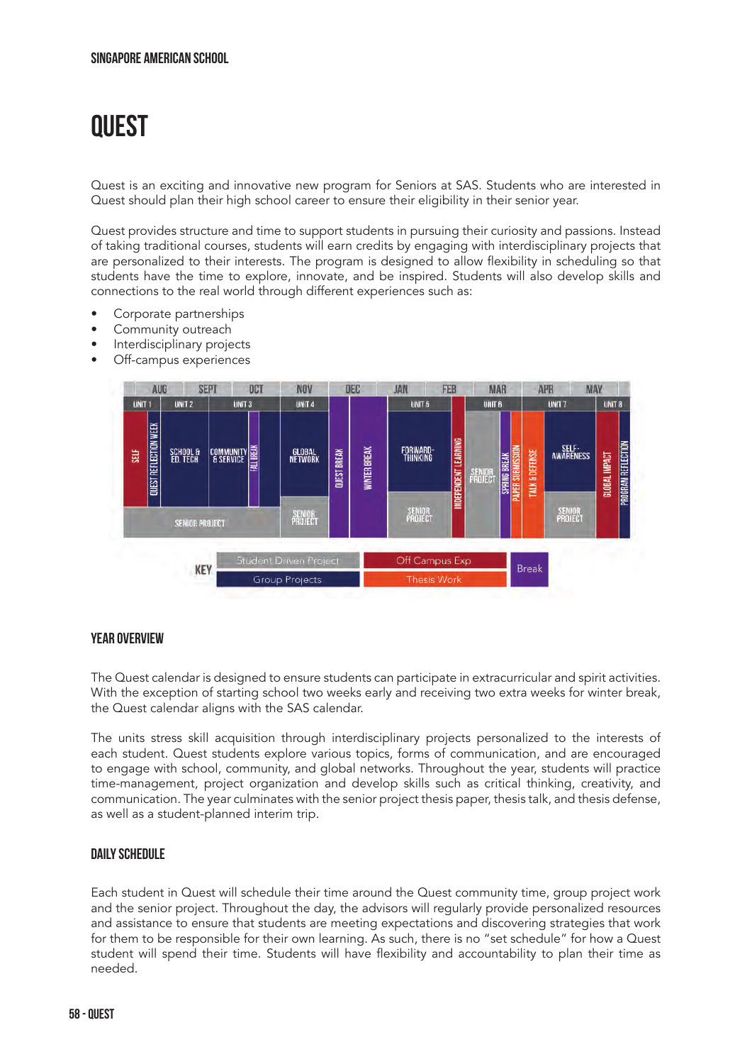# QUEST

Quest is an exciting and innovative new program for Seniors at SAS. Students who are interested in Quest should plan their high school career to ensure their eligibility in their senior year.

Quest provides structure and time to support students in pursuing their curiosity and passions. Instead of taking traditional courses, students will earn credits by engaging with interdisciplinary projects that are personalized to their interests. The program is designed to allow flexibility in scheduling so that students have the time to explore, innovate, and be inspired. Students will also develop skills and connections to the real world through different experiences such as:

- Corporate partnerships
- Community outreach
- Interdisciplinary projects
- Off-campus experiences

| AUG | SEPT | OCT | NOV | DEC | JAN | FEB | MAR | APR | MAY |
|---|---|---|---|---|---|---|---|---|---|
| UNIT 1 | UNIT 2 | UNIT 3 | UNIT 4 | | UNIT 5 | | UNIT 6 | UNIT 7 | UNIT 8 |
| SELF, QUEST REFLECTION WEEK | SCHOOL & ED. TECH | COMMUNITY & SERVICE, FALL BREAK | GLOBAL NETWORK, QUEST BREAK | WINTER BREAK | FORWARD-THINKING | INDEPENDENT LEARNING | SENIOR PROJECT, SPRING BREAK, PAPER SUBMISSION | TALK & DEFENSE, SELF-AWARENESS | GLOBAL IMPACT, PROGRAM REFLECTION |
| SENIOR PROJECT | | | SENIOR PROJECT | | SENIOR PROJECT | | | SENIOR PROJECT | |

KEY: Student Driven Project; Group Projects; Off Campus Exp; Thesis Work; Break

### YEAR OVERVIEW

The Quest calendar is designed to ensure students can participate in extracurricular and spirit activities. With the exception of starting school two weeks early and receiving two extra weeks for winter break, the Quest calendar aligns with the SAS calendar.

The units stress skill acquisition through interdisciplinary projects personalized to the interests of each student. Quest students explore various topics, forms of communication, and are encouraged to engage with school, community, and global networks. Throughout the year, students will practice time-management, project organization and develop skills such as critical thinking, creativity, and communication. The year culminates with the senior project thesis paper, thesis talk, and thesis defense, as well as a student-planned interim trip.

### DAILY SCHEDULE

Each student in Quest will schedule their time around the Quest community time, group project work and the senior project. Throughout the day, the advisors will regularly provide personalized resources and assistance to ensure that students are meeting expectations and discovering strategies that work for them to be responsible for their own learning. As such, there is no "set schedule" for how a Quest student will spend their time. Students will have flexibility and accountability to plan their time as needed.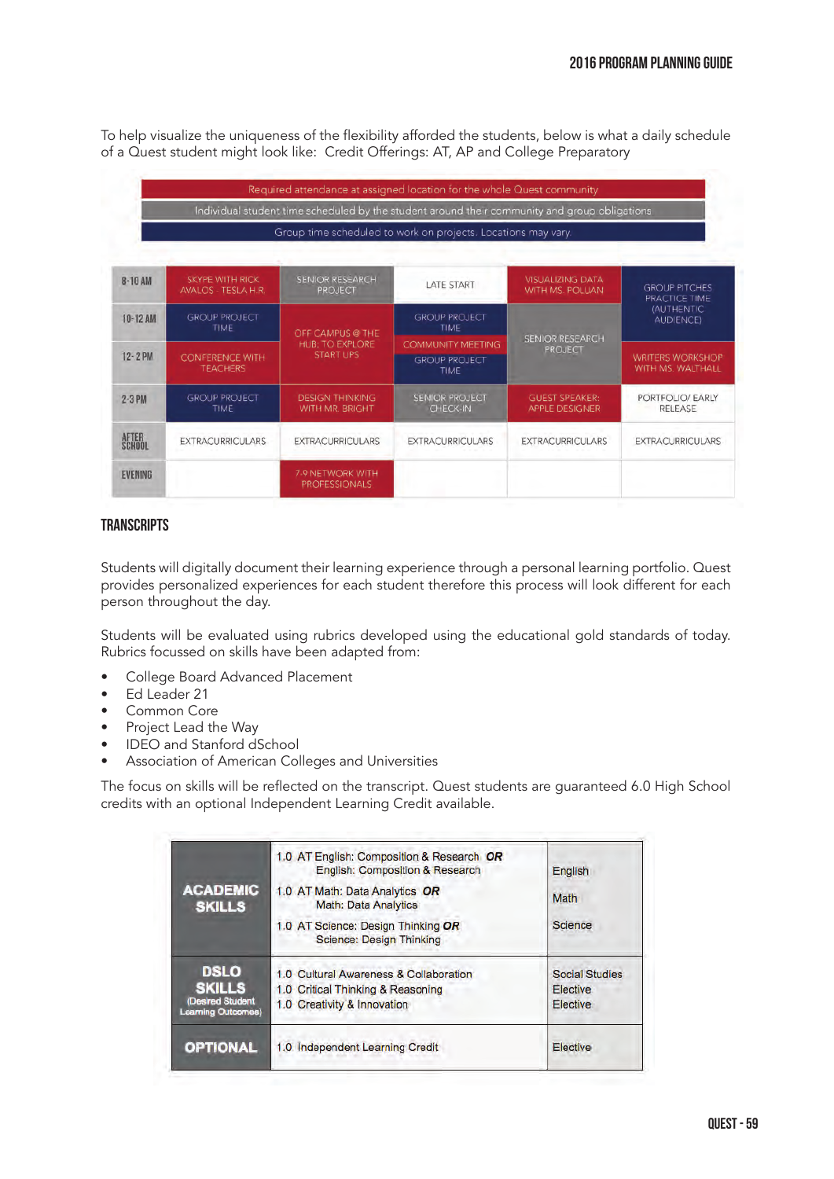To help visualize the uniqueness of the flexibility afforded the students, below is what a daily schedule of a Quest student might look like: Credit Offerings: AT, AP and College Preparatory

| Legend |
|---|
| Required attendance at assigned location for the whole Quest community |
| Individual student time scheduled by the student around their community and group obligations |
| Group time scheduled to work on projects. Locations may vary. |

| | | | | | |
|---|---|---|---|---|---|
| 8-10 AM | SKYPE WITH RICK AVALOS - TESLA H.R. | SENIOR RESEARCH PROJECT | LATE START | VISUALIZING DATA WITH MS. POLUAN | GROUP PITCHES PRACTICE TIME (AUTHENTIC AUDIENCE) |
| 10-12 AM | GROUP PROJECT TIME | OFF CAMPUS @ THE HUB: TO EXPLORE START UPS | GROUP PROJECT TIME | SENIOR RESEARCH PROJECT | GROUP PITCHES PRACTICE TIME (AUTHENTIC AUDIENCE) |
| 12-2 PM | CONFERENCE WITH TEACHERS | OFF CAMPUS @ THE HUB: TO EXPLORE START UPS | COMMUNITY MEETING / GROUP PROJECT TIME | SENIOR RESEARCH PROJECT | WRITERS WORKSHOP WITH MS. WALTHALL |
| 2-3 PM | GROUP PROJECT TIME | DESIGN THINKING WITH MR. BRIGHT | SENIOR PROJECT CHECK-IN | GUEST SPEAKER: APPLE DESIGNER | PORTFOLIO/ EARLY RELEASE |
| AFTER SCHOOL | EXTRACURRICULARS | EXTRACURRICULARS | EXTRACURRICULARS | EXTRACURRICULARS | EXTRACURRICULARS |
| EVENING | | 7-9 NETWORK WITH PROFESSIONALS | | | |

## TRANSCRIPTS

Students will digitally document their learning experience through a personal learning portfolio. Quest provides personalized experiences for each student therefore this process will look different for each person throughout the day.

Students will be evaluated using rubrics developed using the educational gold standards of today. Rubrics focussed on skills have been adapted from:

- College Board Advanced Placement
- Ed Leader 21
- Common Core
- Project Lead the Way
- IDEO and Stanford dSchool
- Association of American Colleges and Universities

The focus on skills will be reflected on the transcript. Quest students are guaranteed 6.0 High School credits with an optional Independent Learning Credit available.

| | | |
|---|---|---|
| **ACADEMIC SKILLS** | 1.0 AT English: Composition & Research ***OR*** English: Composition & Research | English |
| | 1.0 AT Math: Data Analytics ***OR*** Math: Data Analytics | Math |
| | 1.0 AT Science: Design Thinking ***OR*** Science: Design Thinking | Science |
| **DSLO SKILLS** (Desired Student Learning Outcomes) | 1.0 Cultural Awareness & Collaboration | Social Studies |
| | 1.0 Critical Thinking & Reasoning | Elective |
| | 1.0 Creativity & Innovation | Elective |
| **OPTIONAL** | 1.0 Independent Learning Credit | Elective |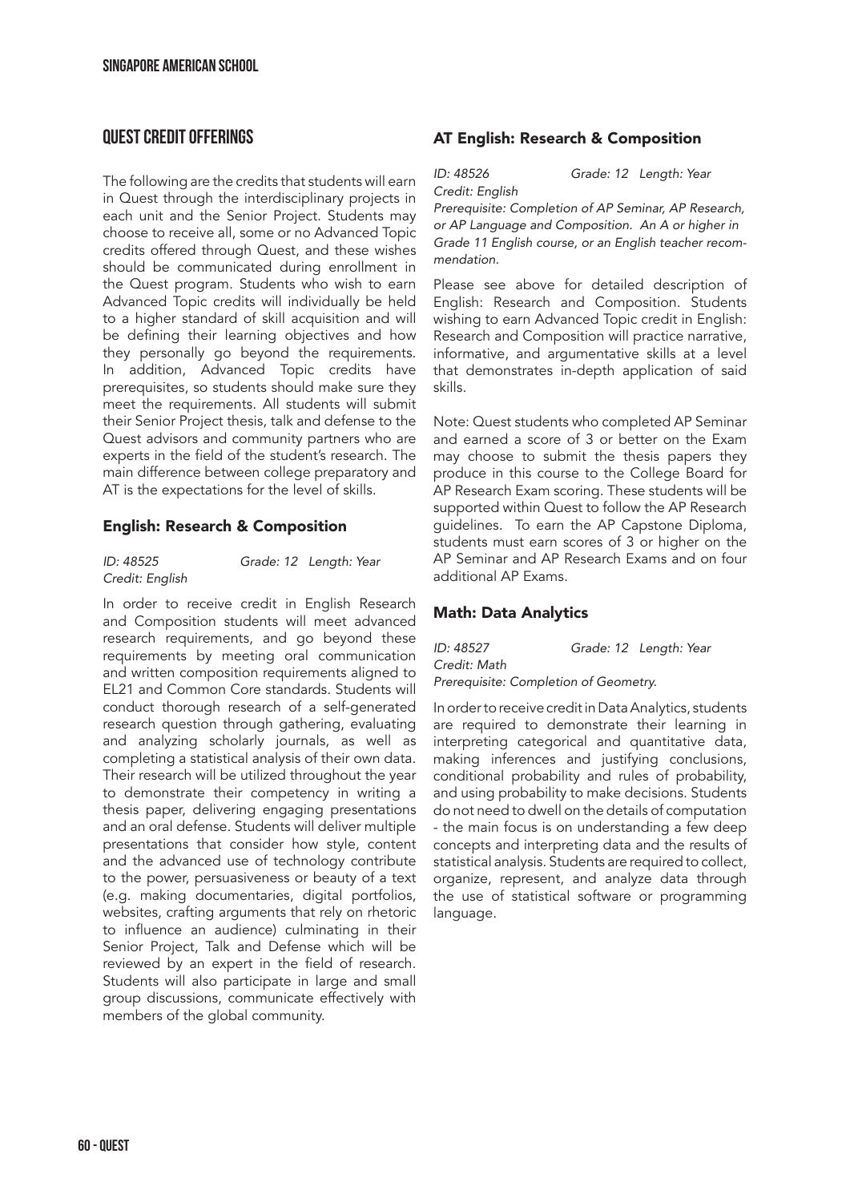## QUEST CREDIT OFFERINGS

The following are the credits that students will earn in Quest through the interdisciplinary projects in each unit and the Senior Project. Students may choose to receive all, some or no Advanced Topic credits offered through Quest, and these wishes should be communicated during enrollment in the Quest program. Students who wish to earn Advanced Topic credits will individually be held to a higher standard of skill acquisition and will be defining their learning objectives and how they personally go beyond the requirements. In addition, Advanced Topic credits have prerequisites, so students should make sure they meet the requirements. All students will submit their Senior Project thesis, talk and defense to the Quest advisors and community partners who are experts in the field of the student's research. The main difference between college preparatory and AT is the expectations for the level of skills.

### English: Research & Composition

*ID: 48525* *Grade: 12* *Length: Year*
*Credit: English*

In order to receive credit in English Research and Composition students will meet advanced research requirements, and go beyond these requirements by meeting oral communication and written composition requirements aligned to EL21 and Common Core standards. Students will conduct thorough research of a self-generated research question through gathering, evaluating and analyzing scholarly journals, as well as completing a statistical analysis of their own data. Their research will be utilized throughout the year to demonstrate their competency in writing a thesis paper, delivering engaging presentations and an oral defense. Students will deliver multiple presentations that consider how style, content and the advanced use of technology contribute to the power, persuasiveness or beauty of a text (e.g. making documentaries, digital portfolios, websites, crafting arguments that rely on rhetoric to influence an audience) culminating in their Senior Project, Talk and Defense which will be reviewed by an expert in the field of research. Students will also participate in large and small group discussions, communicate effectively with members of the global community.

### AT English: Research & Composition

*ID: 48526* *Grade: 12* *Length: Year*
*Credit: English*
*Prerequisite: Completion of AP Seminar, AP Research, or AP Language and Composition. An A or higher in Grade 11 English course, or an English teacher recommendation.*

Please see above for detailed description of English: Research and Composition. Students wishing to earn Advanced Topic credit in English: Research and Composition will practice narrative, informative, and argumentative skills at a level that demonstrates in-depth application of said skills.

Note: Quest students who completed AP Seminar and earned a score of 3 or better on the Exam may choose to submit the thesis papers they produce in this course to the College Board for AP Research Exam scoring. These students will be supported within Quest to follow the AP Research guidelines. To earn the AP Capstone Diploma, students must earn scores of 3 or higher on the AP Seminar and AP Research Exams and on four additional AP Exams.

### Math: Data Analytics

*ID: 48527* *Grade: 12* *Length: Year*
*Credit: Math*
*Prerequisite: Completion of Geometry.*

In order to receive credit in Data Analytics, students are required to demonstrate their learning in interpreting categorical and quantitative data, making inferences and justifying conclusions, conditional probability and rules of probability, and using probability to make decisions. Students do not need to dwell on the details of computation - the main focus is on understanding a few deep concepts and interpreting data and the results of statistical analysis. Students are required to collect, organize, represent, and analyze data through the use of statistical software or programming language.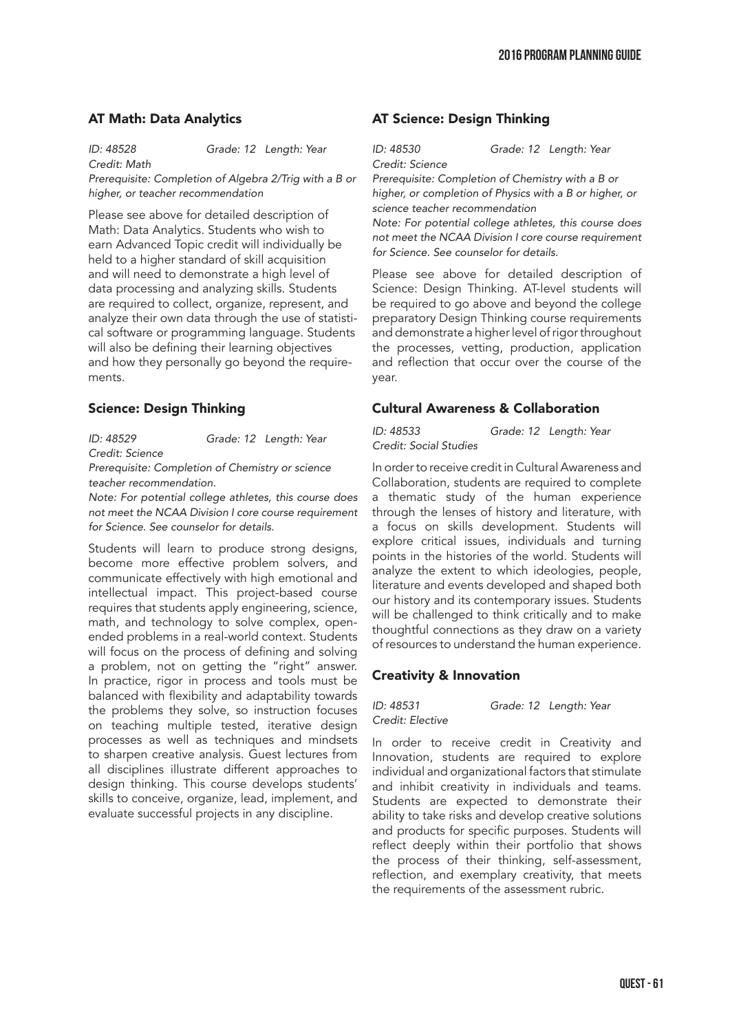### AT Math: Data Analytics

*ID: 48528* *Grade: 12* *Length: Year*
*Credit: Math*
*Prerequisite: Completion of Algebra 2/Trig with a B or higher, or teacher recommendation*

Please see above for detailed description of Math: Data Analytics. Students who wish to earn Advanced Topic credit will individually be held to a higher standard of skill acquisition and will need to demonstrate a high level of data processing and analyzing skills. Students are required to collect, organize, represent, and analyze their own data through the use of statistical software or programming language. Students will also be defining their learning objectives and how they personally go beyond the requirements.

### Science: Design Thinking

*ID: 48529* *Grade: 12* *Length: Year*
*Credit: Science*
*Prerequisite: Completion of Chemistry or science teacher recommendation.*
*Note: For potential college athletes, this course does not meet the NCAA Division I core course requirement for Science. See counselor for details.*

Students will learn to produce strong designs, become more effective problem solvers, and communicate effectively with high emotional and intellectual impact. This project-based course requires that students apply engineering, science, math, and technology to solve complex, open-ended problems in a real-world context. Students will focus on the process of defining and solving a problem, not on getting the "right" answer. In practice, rigor in process and tools must be balanced with flexibility and adaptability towards the problems they solve, so instruction focuses on teaching multiple tested, iterative design processes as well as techniques and mindsets to sharpen creative analysis. Guest lectures from all disciplines illustrate different approaches to design thinking. This course develops students' skills to conceive, organize, lead, implement, and evaluate successful projects in any discipline.

### AT Science: Design Thinking

*ID: 48530* *Grade: 12* *Length: Year*
*Credit: Science*
*Prerequisite: Completion of Chemistry with a B or higher, or completion of Physics with a B or higher, or science teacher recommendation*
*Note: For potential college athletes, this course does not meet the NCAA Division I core course requirement for Science. See counselor for details.*

Please see above for detailed description of Science: Design Thinking. AT-level students will be required to go above and beyond the college preparatory Design Thinking course requirements and demonstrate a higher level of rigor throughout the processes, vetting, production, application and reflection that occur over the course of the year.

### Cultural Awareness & Collaboration

*ID: 48533* *Grade: 12* *Length: Year*
*Credit: Social Studies*

In order to receive credit in Cultural Awareness and Collaboration, students are required to complete a thematic study of the human experience through the lenses of history and literature, with a focus on skills development. Students will explore critical issues, individuals and turning points in the histories of the world. Students will analyze the extent to which ideologies, people, literature and events developed and shaped both our history and its contemporary issues. Students will be challenged to think critically and to make thoughtful connections as they draw on a variety of resources to understand the human experience.

### Creativity & Innovation

*ID: 48531* *Grade: 12* *Length: Year*
*Credit: Elective*

In order to receive credit in Creativity and Innovation, students are required to explore individual and organizational factors that stimulate and inhibit creativity in individuals and teams. Students are expected to demonstrate their ability to take risks and develop creative solutions and products for specific purposes. Students will reflect deeply within their portfolio that shows the process of their thinking, self-assessment, reflection, and exemplary creativity, that meets the requirements of the assessment rubric.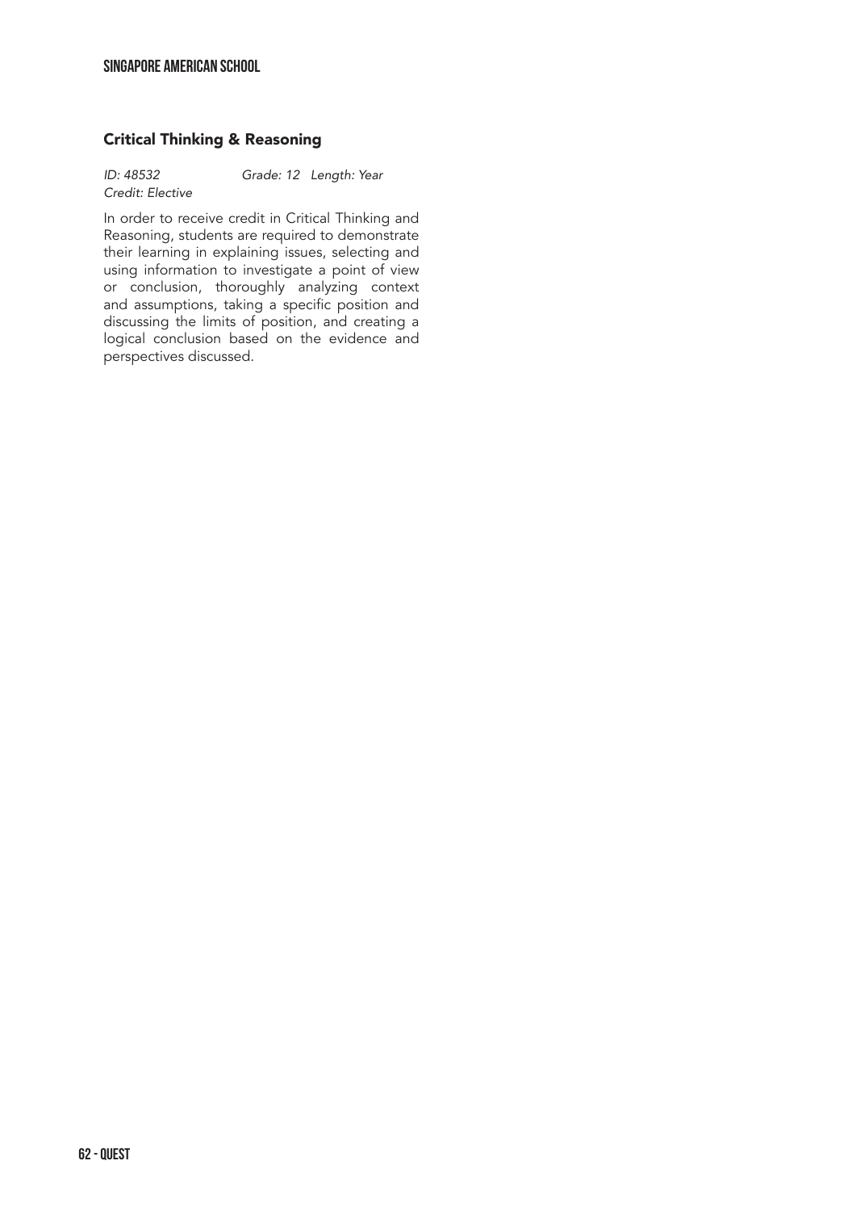## Critical Thinking & Reasoning

*ID: 48532* *Grade: 12* *Length: Year*
*Credit: Elective*

In order to receive credit in Critical Thinking and Reasoning, students are required to demonstrate their learning in explaining issues, selecting and using information to investigate a point of view or conclusion, thoroughly analyzing context and assumptions, taking a specific position and discussing the limits of position, and creating a logical conclusion based on the evidence and perspectives discussed.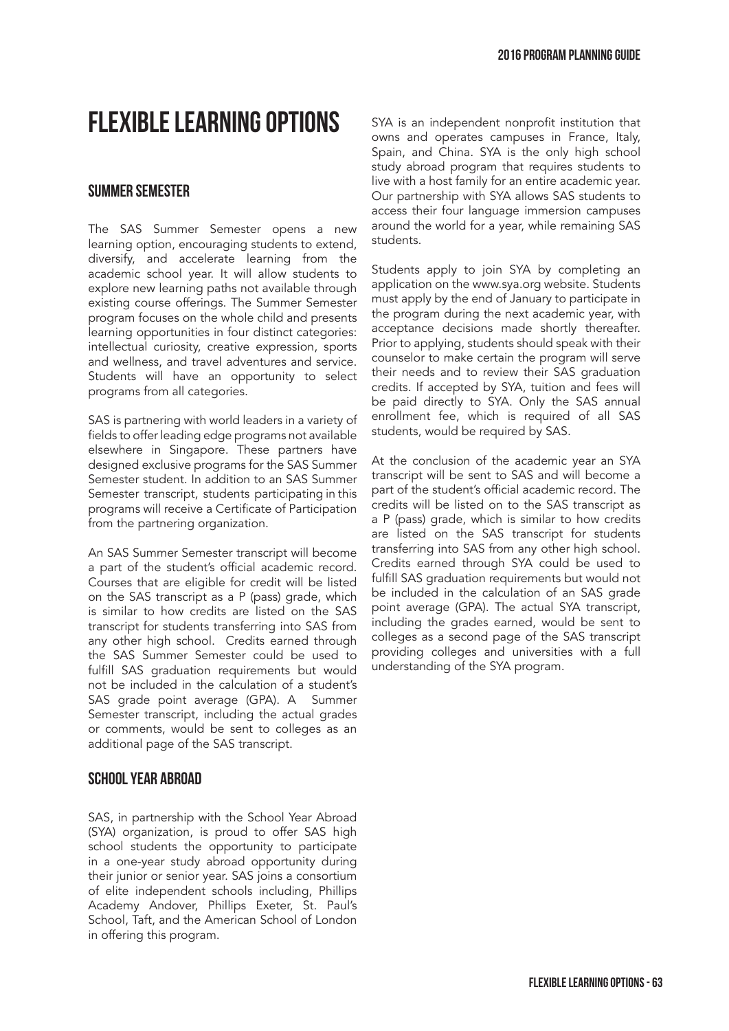# FLEXIBLE LEARNING OPTIONS

## SUMMER SEMESTER

The SAS Summer Semester opens a new learning option, encouraging students to extend, diversify, and accelerate learning from the academic school year. It will allow students to explore new learning paths not available through existing course offerings. The Summer Semester program focuses on the whole child and presents learning opportunities in four distinct categories: intellectual curiosity, creative expression, sports and wellness, and travel adventures and service. Students will have an opportunity to select programs from all categories.

SAS is partnering with world leaders in a variety of fields to offer leading edge programs not available elsewhere in Singapore. These partners have designed exclusive programs for the SAS Summer Semester student. In addition to an SAS Summer Semester transcript, students participating in this programs will receive a Certificate of Participation from the partnering organization.

An SAS Summer Semester transcript will become a part of the student's official academic record. Courses that are eligible for credit will be listed on the SAS transcript as a P (pass) grade, which is similar to how credits are listed on the SAS transcript for students transferring into SAS from any other high school. Credits earned through the SAS Summer Semester could be used to fulfill SAS graduation requirements but would not be included in the calculation of a student's SAS grade point average (GPA). A Summer Semester transcript, including the actual grades or comments, would be sent to colleges as an additional page of the SAS transcript.

## SCHOOL YEAR ABROAD

SAS, in partnership with the School Year Abroad (SYA) organization, is proud to offer SAS high school students the opportunity to participate in a one-year study abroad opportunity during their junior or senior year. SAS joins a consortium of elite independent schools including, Phillips Academy Andover, Phillips Exeter, St. Paul's School, Taft, and the American School of London in offering this program.

SYA is an independent nonprofit institution that owns and operates campuses in France, Italy, Spain, and China. SYA is the only high school study abroad program that requires students to live with a host family for an entire academic year. Our partnership with SYA allows SAS students to access their four language immersion campuses around the world for a year, while remaining SAS students.

Students apply to join SYA by completing an application on the www.sya.org website. Students must apply by the end of January to participate in the program during the next academic year, with acceptance decisions made shortly thereafter. Prior to applying, students should speak with their counselor to make certain the program will serve their needs and to review their SAS graduation credits. If accepted by SYA, tuition and fees will be paid directly to SYA. Only the SAS annual enrollment fee, which is required of all SAS students, would be required by SAS.

At the conclusion of the academic year an SYA transcript will be sent to SAS and will become a part of the student's official academic record. The credits will be listed on to the SAS transcript as a P (pass) grade, which is similar to how credits are listed on the SAS transcript for students transferring into SAS from any other high school. Credits earned through SYA could be used to fulfill SAS graduation requirements but would not be included in the calculation of an SAS grade point average (GPA). The actual SYA transcript, including the grades earned, would be sent to colleges as a second page of the SAS transcript providing colleges and universities with a full understanding of the SYA program.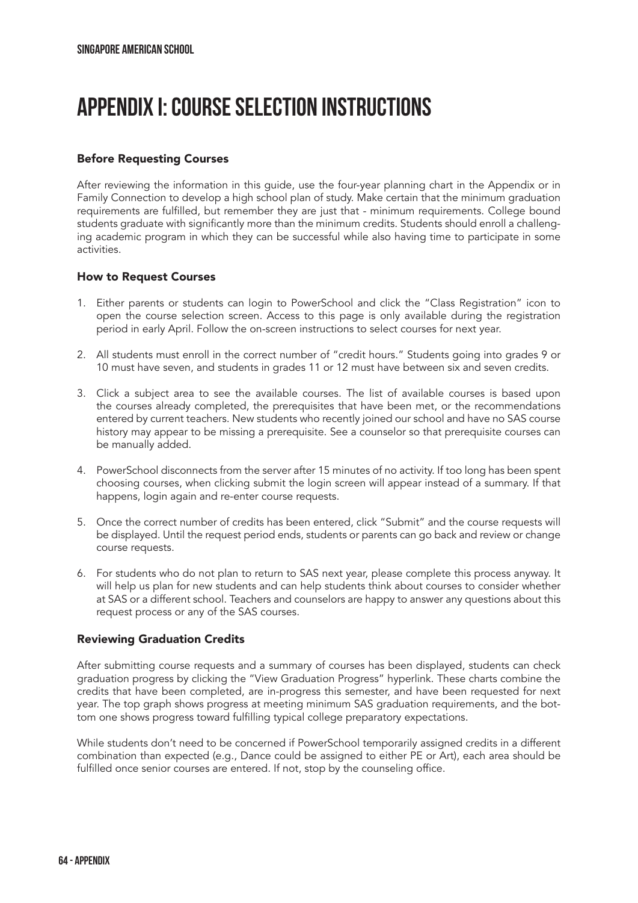# Appendix I: Course Selection Instructions

### Before Requesting Courses

After reviewing the information in this guide, use the four-year planning chart in the Appendix or in Family Connection to develop a high school plan of study. Make certain that the minimum graduation requirements are fulfilled, but remember they are just that - minimum requirements. College bound students graduate with significantly more than the minimum credits. Students should enroll a challenging academic program in which they can be successful while also having time to participate in some activities.

### How to Request Courses

1. Either parents or students can login to PowerSchool and click the "Class Registration" icon to open the course selection screen. Access to this page is only available during the registration period in early April. Follow the on-screen instructions to select courses for next year.

2. All students must enroll in the correct number of "credit hours." Students going into grades 9 or 10 must have seven, and students in grades 11 or 12 must have between six and seven credits.

3. Click a subject area to see the available courses. The list of available courses is based upon the courses already completed, the prerequisites that have been met, or the recommendations entered by current teachers. New students who recently joined our school and have no SAS course history may appear to be missing a prerequisite. See a counselor so that prerequisite courses can be manually added.

4. PowerSchool disconnects from the server after 15 minutes of no activity. If too long has been spent choosing courses, when clicking submit the login screen will appear instead of a summary. If that happens, login again and re-enter course requests.

5. Once the correct number of credits has been entered, click "Submit" and the course requests will be displayed. Until the request period ends, students or parents can go back and review or change course requests.

6. For students who do not plan to return to SAS next year, please complete this process anyway. It will help us plan for new students and can help students think about courses to consider whether at SAS or a different school. Teachers and counselors are happy to answer any questions about this request process or any of the SAS courses.

### Reviewing Graduation Credits

After submitting course requests and a summary of courses has been displayed, students can check graduation progress by clicking the "View Graduation Progress" hyperlink. These charts combine the credits that have been completed, are in-progress this semester, and have been requested for next year. The top graph shows progress at meeting minimum SAS graduation requirements, and the bottom one shows progress toward fulfilling typical college preparatory expectations.

While students don't need to be concerned if PowerSchool temporarily assigned credits in a different combination than expected (e.g., Dance could be assigned to either PE or Art), each area should be fulfilled once senior courses are entered. If not, stop by the counseling office.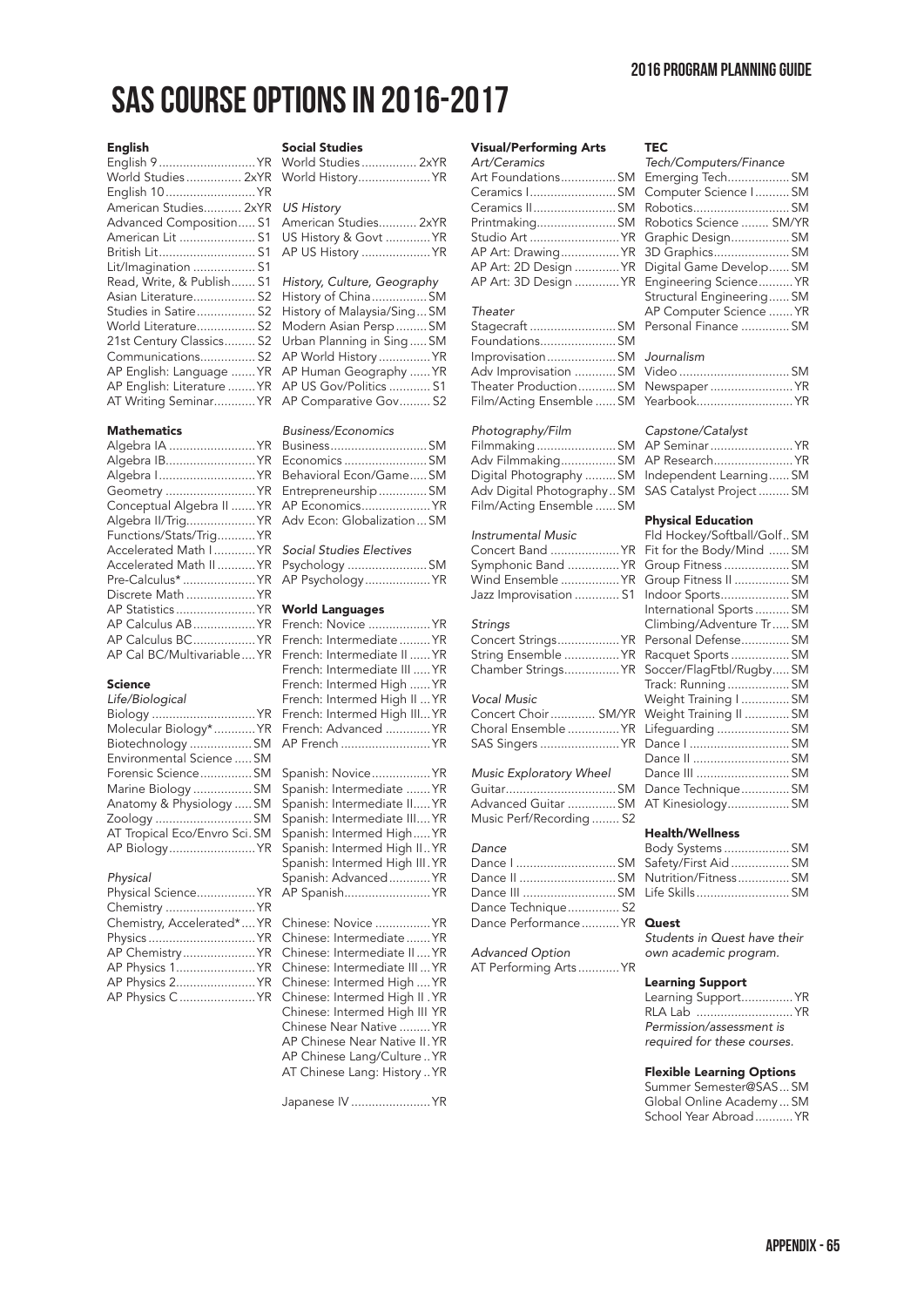# SAS COURSE OPTIONS IN 2016-2017

### English

- English 9 ........ YR
- World Studies ........ 2xYR
- English 10 ........ YR
- American Studies ........ 2xYR
- Advanced Composition ........ S1
- American Lit ........ S1
- British Lit ........ S1
- Lit/Imagination ........ S1
- Read, Write, & Publish ........ S1
- Asian Literature ........ S2
- Studies in Satire ........ S2
- World Literature ........ S2
- 21st Century Classics ........ S2
- Communications ........ S2
- AP English: Language ........ YR
- AP English: Literature ........ YR
- AT Writing Seminar ........ YR

### Mathematics

- Algebra IA ........ YR
- Algebra IB ........ YR
- Algebra I ........ YR
- Geometry ........ YR
- Conceptual Algebra II ........ YR
- Algebra II/Trig ........ YR
- Functions/Stats/Trig ........ YR
- Accelerated Math I ........ YR
- Accelerated Math II ........ YR
- Pre-Calculus* ........ YR
- Discrete Math ........ YR
- AP Statistics ........ YR
- AP Calculus AB ........ YR
- AP Calculus BC ........ YR
- AP Cal BC/Multivariable ........ YR

### Science

*Life/Biological*

- Biology ........ YR
- Molecular Biology* ........ YR
- Biotechnology ........ SM
- Environmental Science ........ SM
- Forensic Science ........ SM
- Marine Biology ........ SM
- Anatomy & Physiology ........ SM
- Zoology ........ SM
- AT Tropical Eco/Envro Sci. ........ SM
- AP Biology ........ YR

*Physical*

- Physical Science ........ YR
- Chemistry ........ YR
- Chemistry, Accelerated* ........ YR
- Physics ........ YR
- AP Chemistry ........ YR
- AP Physics 1 ........ YR
- AP Physics 2 ........ YR
- AP Physics C ........ YR

### Social Studies

- World Studies ........ 2xYR
- World History ........ YR

*US History*

- American Studies ........ 2xYR
- US History & Govt ........ YR
- AP US History ........ YR

*History, Culture, Geography*

- History of China ........ SM
- History of Malaysia/Sing ........ SM
- Modern Asian Persp ........ SM
- Urban Planning in Sing ........ SM
- AP World History ........ YR
- AP Human Geography ........ YR
- AP US Gov/Politics ........ S1
- AP Comparative Gov ........ S2

*Business/Economics*

- Business ........ SM
- Economics ........ SM
- Behavioral Econ/Game ........ SM
- Entrepreneurship ........ SM
- AP Economics ........ YR
- Adv Econ: Globalization ........ SM

*Social Studies Electives*

- Psychology ........ SM
- AP Psychology ........ YR

### World Languages

- French: Novice ........ YR
- French: Intermediate ........ YR
- French: Intermediate II ........ YR
- French: Intermediate III ........ YR
- French: Intermed High ........ YR
- French: Intermed High II ........ YR
- French: Intermed High III ........ YR
- French: Advanced ........ YR
- AP French ........ YR

- Spanish: Novice ........ YR
- Spanish: Intermediate ........ YR
- Spanish: Intermediate II ........ YR
- Spanish: Intermediate III ........ YR
- Spanish: Intermed High ........ YR
- Spanish: Intermed High II ........ YR
- Spanish: Intermed High III ........ YR
- Spanish: Advanced ........ YR
- AP Spanish ........ YR

- Chinese: Novice ........ YR
- Chinese: Intermediate ........ YR
- Chinese: Intermediate II ........ YR
- Chinese: Intermediate III ........ YR
- Chinese: Intermed High ........ YR
- Chinese: Intermed High II ........ YR
- Chinese: Intermed High III ........ YR
- Chinese Near Native ........ YR
- AP Chinese Near Native II ........ YR
- AP Chinese Lang/Culture ........ YR
- AT Chinese Lang: History ........ YR

- Japanese IV ........ YR

### Visual/Performing Arts

*Art/Ceramics*

- Art Foundations ........ SM
- Ceramics I ........ SM
- Ceramics II ........ SM
- Printmaking ........ SM
- Studio Art ........ YR
- AP Art: Drawing ........ YR
- AP Art: 2D Design ........ YR
- AP Art: 3D Design ........ YR

*Theater*

- Stagecraft ........ SM
- Foundations ........ SM
- Improvisation ........ SM
- Adv Improvisation ........ SM
- Theater Production ........ SM
- Film/Acting Ensemble ........ SM

*Photography/Film*

- Filmmaking ........ SM
- Adv Filmmaking ........ SM
- Digital Photography ........ SM
- Adv Digital Photography ........ SM
- Film/Acting Ensemble ........ SM

*Instrumental Music*

- Concert Band ........ YR
- Symphonic Band ........ YR
- Wind Ensemble ........ YR
- Jazz Improvisation ........ S1

*Strings*

- Concert Strings ........ YR
- String Ensemble ........ YR
- Chamber Strings ........ YR

*Vocal Music*

- Concert Choir ........ SM/YR
- Choral Ensemble ........ YR
- SAS Singers ........ YR

*Music Exploratory Wheel*

- Guitar ........ SM
- Advanced Guitar ........ SM
- Music Perf/Recording ........ S2

*Dance*

- Dance I ........ SM
- Dance II ........ SM
- Dance III ........ SM
- Dance Technique ........ S2
- Dance Performance ........ YR

*Advanced Option*

- AT Performing Arts ........ YR

### TEC

*Tech/Computers/Finance*

- Emerging Tech ........ SM
- Computer Science I ........ SM
- Robotics ........ SM
- Robotics Science ........ SM/YR
- Graphic Design ........ SM
- 3D Graphics ........ SM
- Digital Game Develop ........ SM
- Engineering Science ........ YR
- Structural Engineering ........ SM
- AP Computer Science ........ YR
- Personal Finance ........ SM

*Journalism*

- Video ........ SM
- Newspaper ........ YR
- Yearbook ........ YR

*Capstone/Catalyst*

- AP Seminar ........ YR
- AP Research ........ YR
- Independent Learning ........ SM
- SAS Catalyst Project ........ SM

### Physical Education

- Fld Hockey/Softball/Golf ........ SM
- Fit for the Body/Mind ........ SM
- Group Fitness ........ SM
- Group Fitness II ........ SM
- Indoor Sports ........ SM
- International Sports ........ SM
- Climbing/Adventure Tr ........ SM
- Personal Defense ........ SM
- Racquet Sports ........ SM
- Soccer/FlagFtbl/Rugby ........ SM
- Track: Running ........ SM
- Weight Training I ........ SM
- Weight Training II ........ SM
- Lifeguarding ........ SM
- Dance I ........ SM
- Dance II ........ SM
- Dance III ........ SM
- Dance Technique ........ SM
- AT Kinesiology ........ SM

### Health/Wellness

- Body Systems ........ SM
- Safety/First Aid ........ SM
- Nutrition/Fitness ........ SM
- Life Skills ........ SM

### Quest

*Students in Quest have their own academic program.*

### Learning Support

- Learning Support ........ YR
- RLA Lab ........ YR

*Permission/assessment is required for these courses.*

### Flexible Learning Options

- Summer Semester@SAS ........ SM
- Global Online Academy ........ SM
- School Year Abroad ........ YR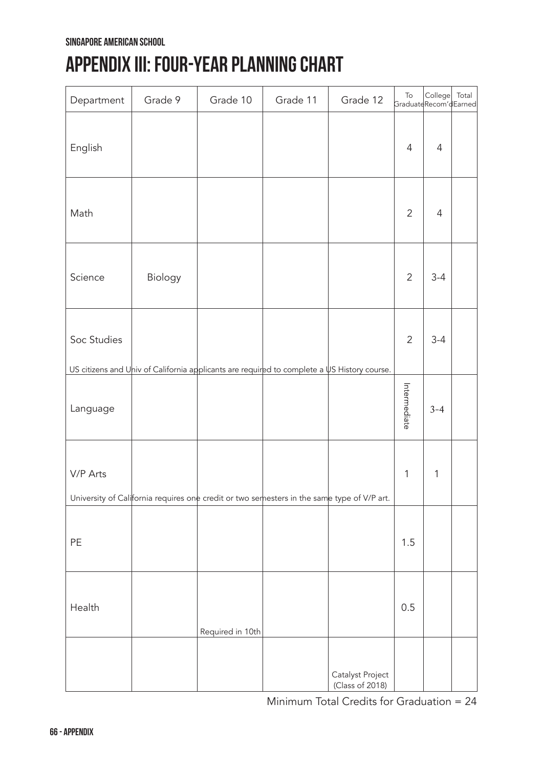# APPENDIX III: FOUR-YEAR PLANNING CHART

| Department | Grade 9 | Grade 10 | Grade 11 | Grade 12 | To Graduate | College Recom'd | Total Earned |
|---|---|---|---|---|---|---|---|
| English | | | | | 4 | 4 | |
| Math | | | | | 2 | 4 | |
| Science | Biology | | | | 2 | 3-4 | |
| Soc Studies<br>US citizens and Univ of California applicants are required to complete a US History course. | | | | | 2 | 3-4 | |
| Language | | | | | Intermediate | 3-4 | |
| V/P Arts<br>University of California requires one credit or two semesters in the same type of V/P art. | | | | | 1 | 1 | |
| PE | | | | | 1.5 | | |
| Health | | Required in 10th | | | 0.5 | | |
| | | | | Catalyst Project (Class of 2018) | | | |

Minimum Total Credits for Graduation = 24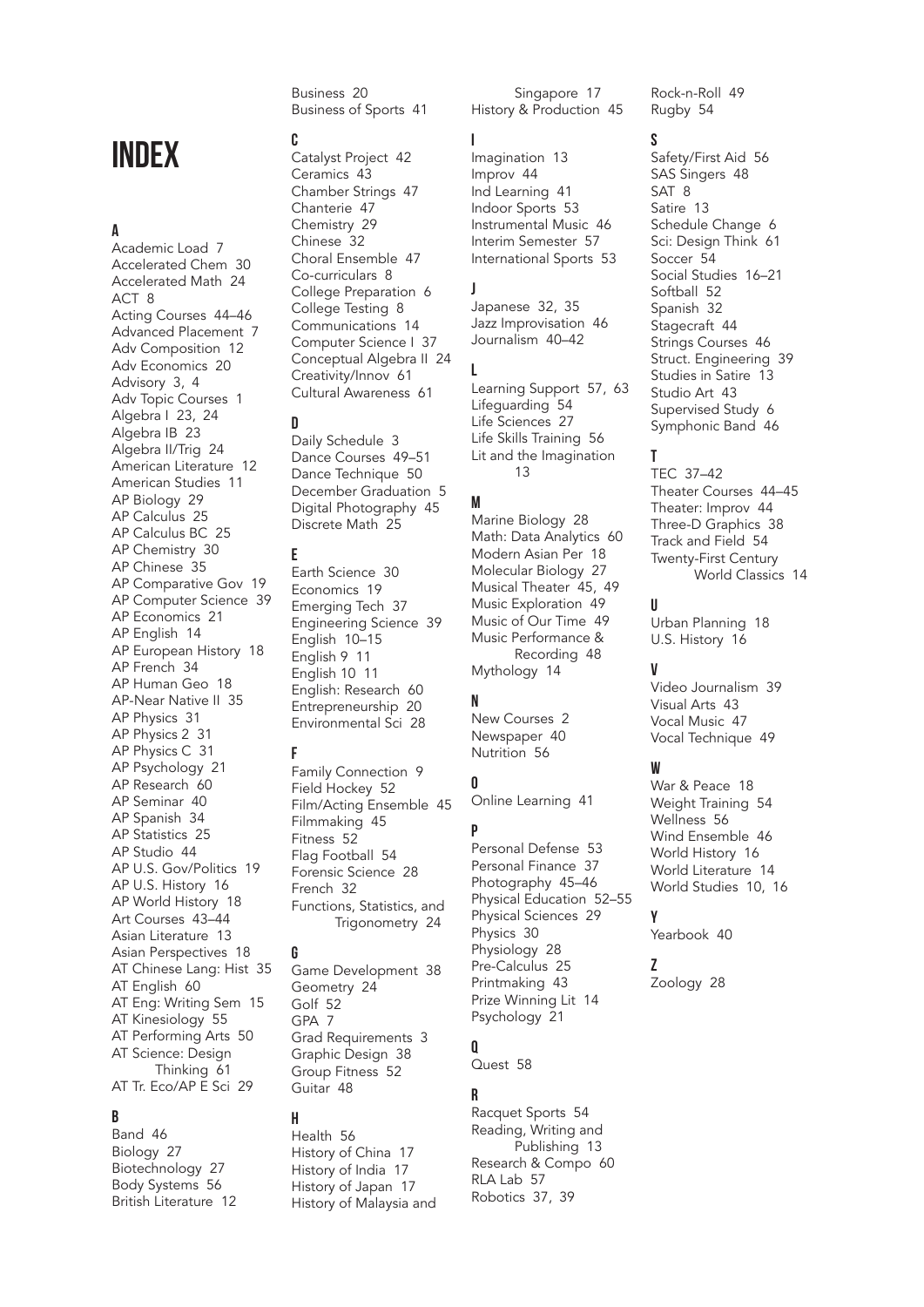# INDEX

## A

Academic Load 7
Accelerated Chem 30
Accelerated Math 24
ACT 8
Acting Courses 44–46
Advanced Placement 7
Adv Composition 12
Adv Economics 20
Advisory 3, 4
Adv Topic Courses 1
Algebra I 23, 24
Algebra IB 23
Algebra II/Trig 24
American Literature 12
American Studies 11
AP Biology 29
AP Calculus 25
AP Calculus BC 25
AP Chemistry 30
AP Chinese 35
AP Comparative Gov 19
AP Computer Science 39
AP Economics 21
AP English 14
AP European History 18
AP French 34
AP Human Geo 18
AP-Near Native II 35
AP Physics 31
AP Physics 2 31
AP Physics C 31
AP Psychology 21
AP Research 60
AP Seminar 40
AP Spanish 34
AP Statistics 25
AP Studio 44
AP U.S. Gov/Politics 19
AP U.S. History 16
AP World History 18
Art Courses 43–44
Asian Literature 13
Asian Perspectives 18
AT Chinese Lang: Hist 35
AT English 60
AT Eng: Writing Sem 15
AT Kinesiology 55
AT Performing Arts 50
AT Science: Design Thinking 61
AT Tr. Eco/AP E Sci 29

## B

Band 46
Biology 27
Biotechnology 27
Body Systems 56
British Literature 12
Business 20
Business of Sports 41

## C

Catalyst Project 42
Ceramics 43
Chamber Strings 47
Chanterie 47
Chemistry 29
Chinese 32
Choral Ensemble 47
Co-curriculars 8
College Preparation 6
College Testing 8
Communications 14
Computer Science I 37
Conceptual Algebra II 24
Creativity/Innov 61
Cultural Awareness 61

## D

Daily Schedule 3
Dance Courses 49–51
Dance Technique 50
December Graduation 5
Digital Photography 45
Discrete Math 25

## E

Earth Science 30
Economics 19
Emerging Tech 37
Engineering Science 39
English 10–15
English 9 11
English 10 11
English: Research 60
Entrepreneurship 20
Environmental Sci 28

## F

Family Connection 9
Field Hockey 52
Film/Acting Ensemble 45
Filmmaking 45
Fitness 52
Flag Football 54
Forensic Science 28
French 32
Functions, Statistics, and Trigonometry 24

## G

Game Development 38
Geometry 24
Golf 52
GPA 7
Grad Requirements 3
Graphic Design 38
Group Fitness 52
Guitar 48

## H

Health 56
History of China 17
History of India 17
History of Japan 17
History of Malaysia and Singapore 17
History & Production 45

## I

Imagination 13
Improv 44
Ind Learning 41
Indoor Sports 53
Instrumental Music 46
Interim Semester 57
International Sports 53

## J

Japanese 32, 35
Jazz Improvisation 46
Journalism 40–42

## L

Learning Support 57, 63
Lifeguarding 54
Life Sciences 27
Life Skills Training 56
Lit and the Imagination 13

## M

Marine Biology 28
Math: Data Analytics 60
Modern Asian Per 18
Molecular Biology 27
Musical Theater 45, 49
Music Exploration 49
Music of Our Time 49
Music Performance & Recording 48
Mythology 14

## N

New Courses 2
Newspaper 40
Nutrition 56

## O

Online Learning 41

## P

Personal Defense 53
Personal Finance 37
Photography 45–46
Physical Education 52–55
Physical Sciences 29
Physics 30
Physiology 28
Pre-Calculus 25
Printmaking 43
Prize Winning Lit 14
Psychology 21

## Q

Quest 58

## R

Racquet Sports 54
Reading, Writing and Publishing 13
Research & Compo 60
RLA Lab 57
Robotics 37, 39
Rock-n-Roll 49
Rugby 54

## S

Safety/First Aid 56
SAS Singers 48
SAT 8
Satire 13
Schedule Change 6
Sci: Design Think 61
Soccer 54
Social Studies 16–21
Softball 52
Spanish 32
Stagecraft 44
Strings Courses 46
Struct. Engineering 39
Studies in Satire 13
Studio Art 43
Supervised Study 6
Symphonic Band 46

## T

TEC 37–42
Theater Courses 44–45
Theater: Improv 44
Three-D Graphics 38
Track and Field 54
Twenty-First Century World Classics 14

## U

Urban Planning 18
U.S. History 16

## V

Video Journalism 39
Visual Arts 43
Vocal Music 47
Vocal Technique 49

## W

War & Peace 18
Weight Training 54
Wellness 56
Wind Ensemble 46
World History 16
World Literature 14
World Studies 10, 16

## Y

Yearbook 40

## Z

Zoology 28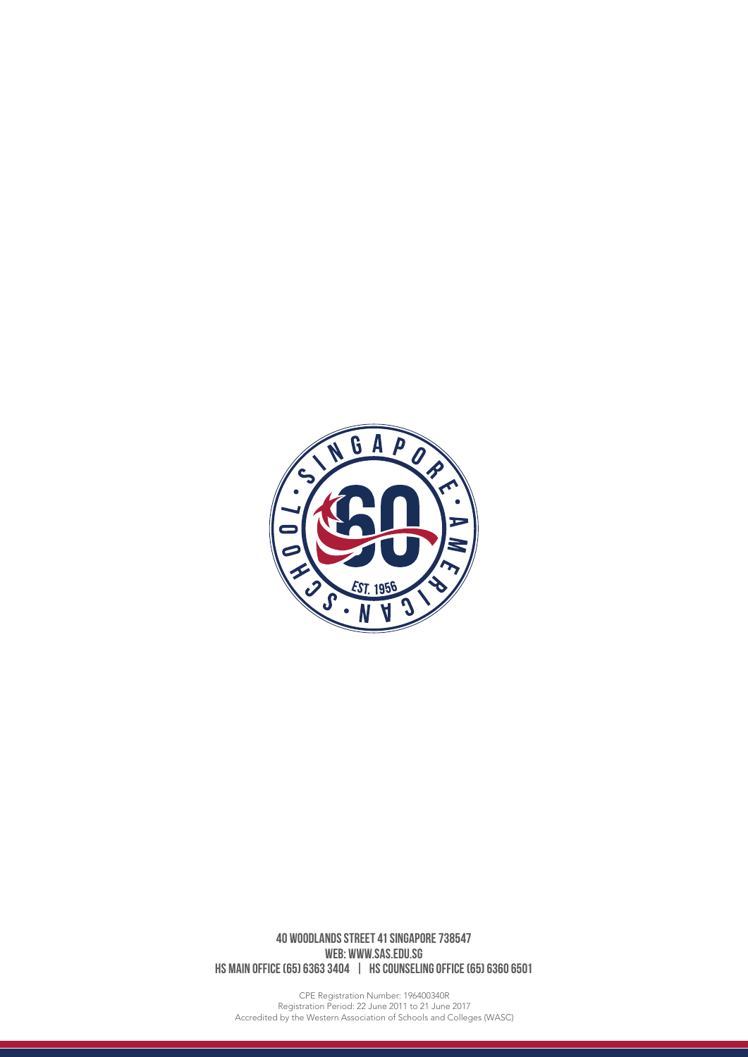40 WOODLANDS STREET 41 SINGAPORE 738547
WEB: WWW.SAS.EDU.SG
HS MAIN OFFICE (65) 6363 3404 | HS COUNSELING OFFICE (65) 6360 6501

CPE Registration Number: 196400340R
Registration Period: 22 June 2011 to 21 June 2017
Accredited by the Western Association of Schools and Colleges (WASC)